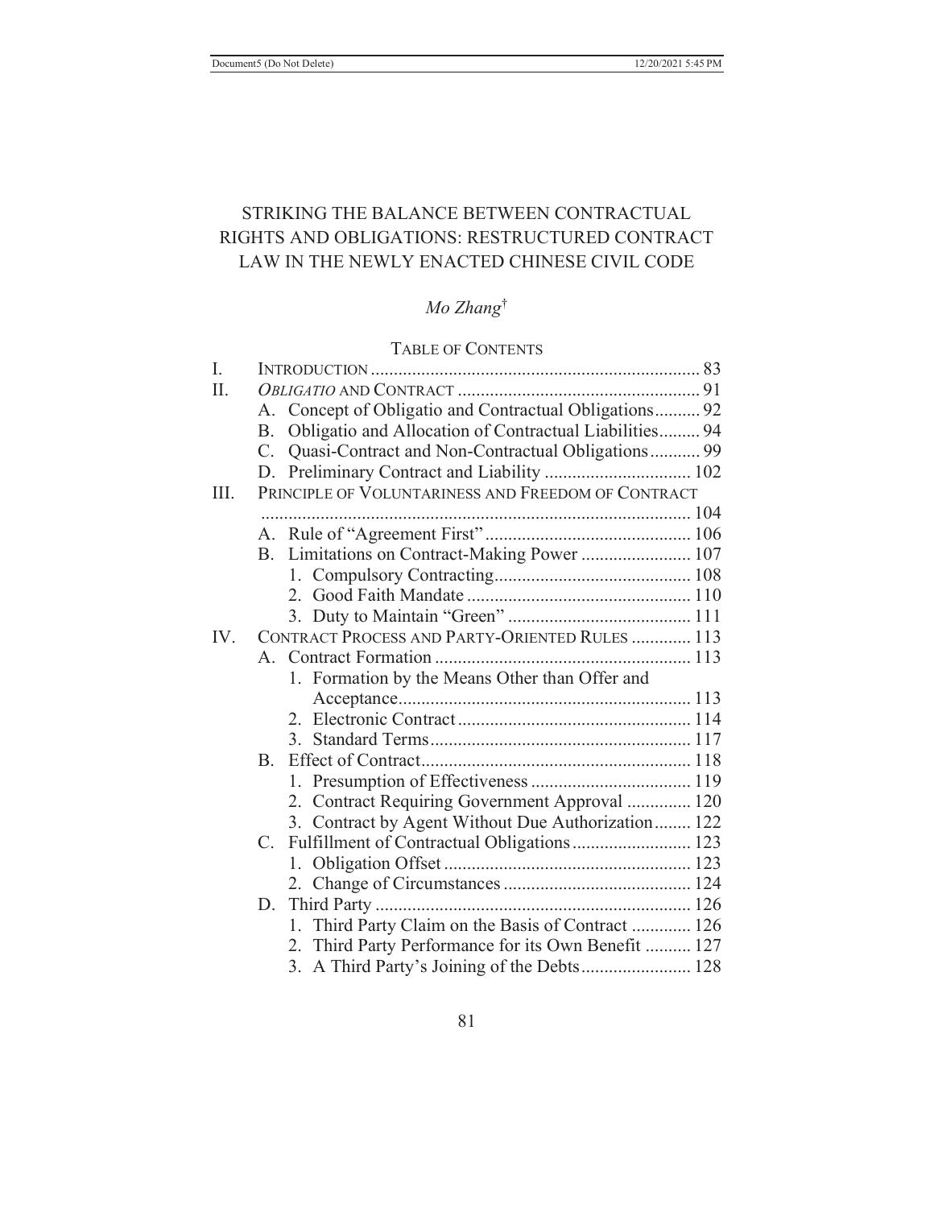# STRIKING THE BALANCE BETWEEN CONTRACTUAL RIGHTS AND OBLIGATIONS: RESTRUCTURED CONTRACT LAW IN THE NEWLY ENACTED CHINESE CIVIL CODE

*Mo Zhang*[†]

TABLE OF CONTENTS

I. INTRODUCTION ........................................................................ 83
II. *OBLIGATIO* AND CONTRACT ..................................................... 91
  A. Concept of Obligatio and Contractual Obligations.......... 92
  B. Obligatio and Allocation of Contractual Liabilities......... 94
  C. Quasi-Contract and Non-Contractual Obligations........... 99
  D. Preliminary Contract and Liability ................................ 102
III. PRINCIPLE OF VOLUNTARINESS AND FREEDOM OF CONTRACT ............................................................................................. 104
  A. Rule of "Agreement First" ............................................. 106
  B. Limitations on Contract-Making Power ........................ 107
    1. Compulsory Contracting........................................... 108
    2. Good Faith Mandate ................................................. 110
    3. Duty to Maintain "Green" ........................................ 111
IV. CONTRACT PROCESS AND PARTY-ORIENTED RULES ............. 113
  A. Contract Formation ........................................................ 113
    1. Formation by the Means Other than Offer and Acceptance................................................................ 113
    2. Electronic Contract ................................................... 114
    3. Standard Terms......................................................... 117
  B. Effect of Contract........................................................... 118
    1. Presumption of Effectiveness ................................... 119
    2. Contract Requiring Government Approval .............. 120
    3. Contract by Agent Without Due Authorization........ 122
  C. Fulfillment of Contractual Obligations.......................... 123
    1. Obligation Offset ...................................................... 123
    2. Change of Circumstances ......................................... 124
  D. Third Party .................................................................... 126
    1. Third Party Claim on the Basis of Contract ............. 126
    2. Third Party Performance for its Own Benefit .......... 127
    3. A Third Party's Joining of the Debts........................ 128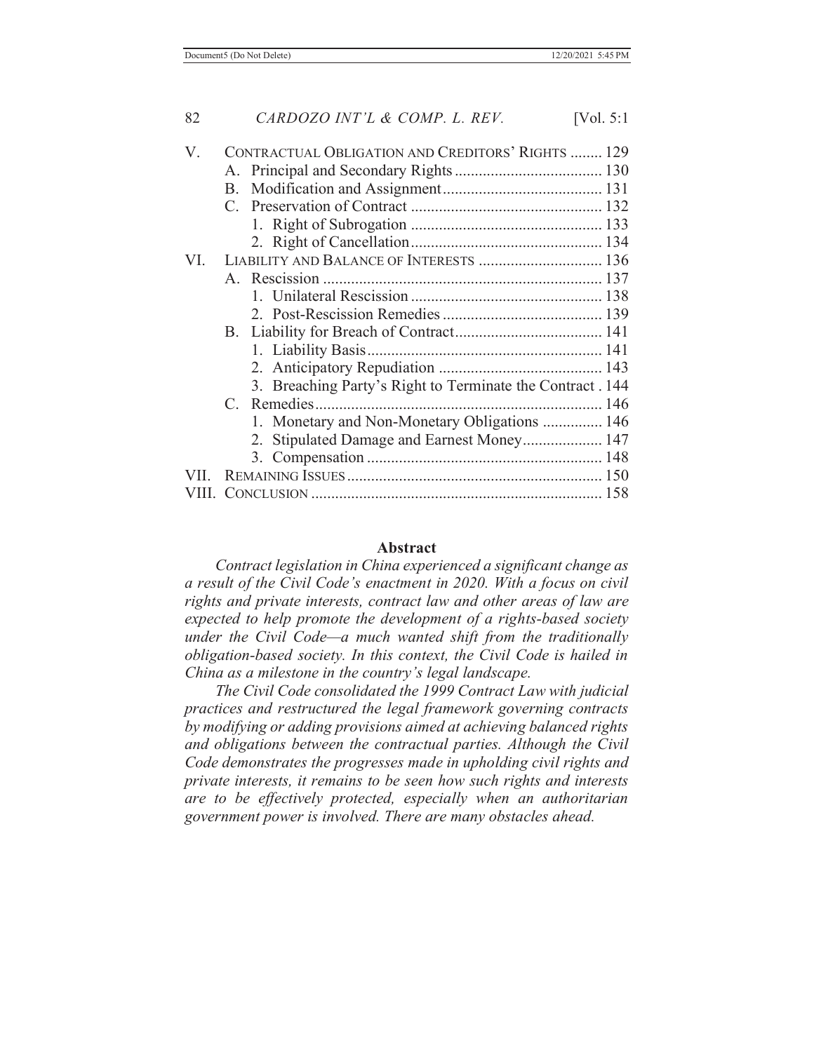V. Contractual Obligation and Creditors' Rights ........ 129
   A. Principal and Secondary Rights ..................................... 130
   B. Modification and Assignment ........................................ 131
   C. Preservation of Contract ................................................ 132
      1. Right of Subrogation ................................................ 133
      2. Right of Cancellation ................................................ 134
VI. Liability and Balance of Interests ............................... 136
   A. Rescission ...................................................................... 137
      1. Unilateral Rescission ................................................ 138
      2. Post-Rescission Remedies ........................................ 139
   B. Liability for Breach of Contract ..................................... 141
      1. Liability Basis ........................................................... 141
      2. Anticipatory Repudiation ......................................... 143
      3. Breaching Party's Right to Terminate the Contract . 144
   C. Remedies ........................................................................ 146
      1. Monetary and Non-Monetary Obligations ............... 146
      2. Stipulated Damage and Earnest Money .................... 147
      3. Compensation ........................................................... 148
VII. Remaining Issues ................................................................ 150
VIII. Conclusion ......................................................................... 158

## Abstract

*Contract legislation in China experienced a significant change as a result of the Civil Code's enactment in 2020. With a focus on civil rights and private interests, contract law and other areas of law are expected to help promote the development of a rights-based society under the Civil Code—a much wanted shift from the traditionally obligation-based society. In this context, the Civil Code is hailed in China as a milestone in the country's legal landscape.*

*The Civil Code consolidated the 1999 Contract Law with judicial practices and restructured the legal framework governing contracts by modifying or adding provisions aimed at achieving balanced rights and obligations between the contractual parties. Although the Civil Code demonstrates the progresses made in upholding civil rights and private interests, it remains to be seen how such rights and interests are to be effectively protected, especially when an authoritarian government power is involved. There are many obstacles ahead.*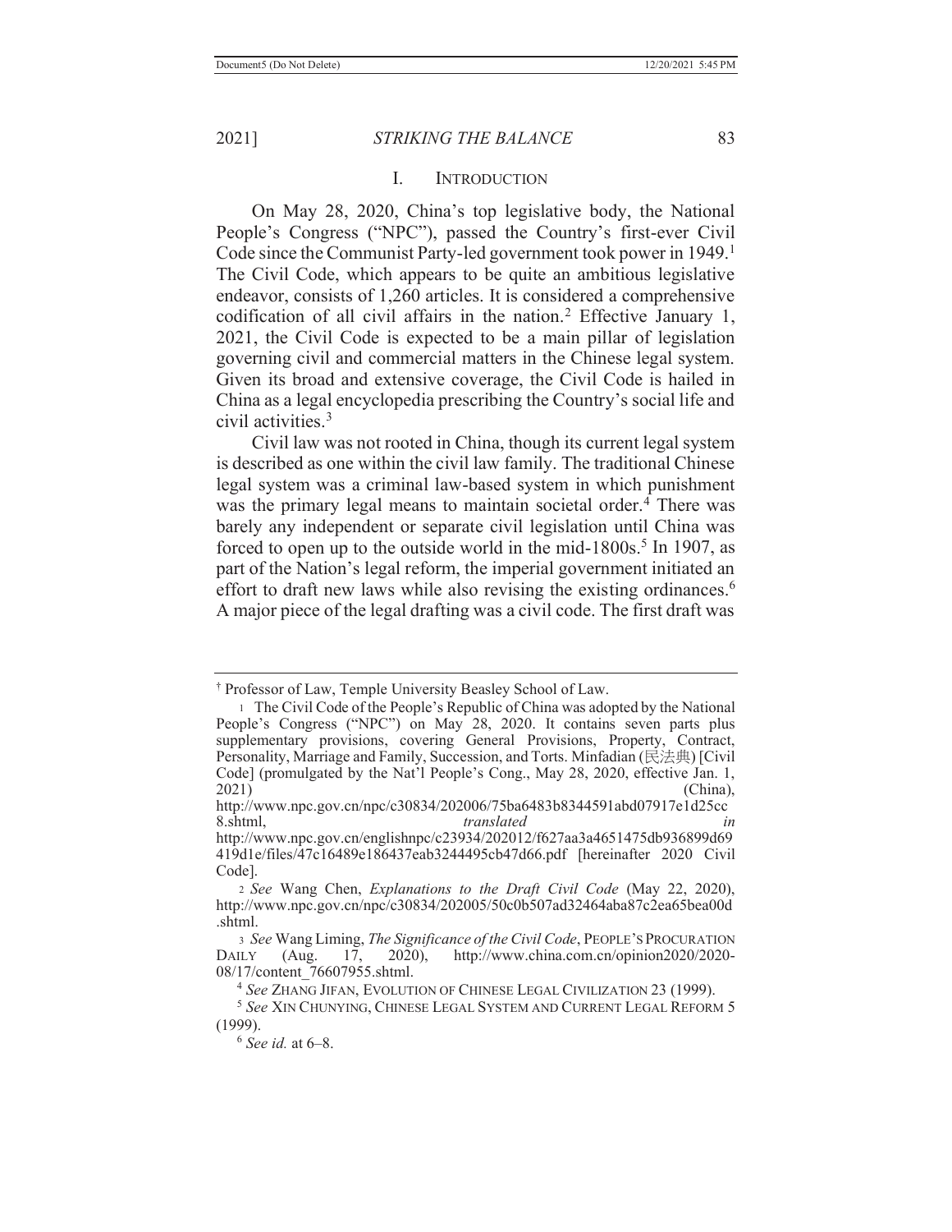## I. INTRODUCTION

On May 28, 2020, China's top legislative body, the National People's Congress ("NPC"), passed the Country's first-ever Civil Code since the Communist Party-led government took power in 1949.[1] The Civil Code, which appears to be quite an ambitious legislative endeavor, consists of 1,260 articles. It is considered a comprehensive codification of all civil affairs in the nation.[2] Effective January 1, 2021, the Civil Code is expected to be a main pillar of legislation governing civil and commercial matters in the Chinese legal system. Given its broad and extensive coverage, the Civil Code is hailed in China as a legal encyclopedia prescribing the Country's social life and civil activities.[3]

Civil law was not rooted in China, though its current legal system is described as one within the civil law family. The traditional Chinese legal system was a criminal law-based system in which punishment was the primary legal means to maintain societal order.[4] There was barely any independent or separate civil legislation until China was forced to open up to the outside world in the mid-1800s.[5] In 1907, as part of the Nation's legal reform, the imperial government initiated an effort to draft new laws while also revising the existing ordinances.[6] A major piece of the legal drafting was a civil code. The first draft was

---

† Professor of Law, Temple University Beasley School of Law.

[1] The Civil Code of the People's Republic of China was adopted by the National People's Congress ("NPC") on May 28, 2020. It contains seven parts plus supplementary provisions, covering General Provisions, Property, Contract, Personality, Marriage and Family, Succession, and Torts. Minfadian (民法典) [Civil Code] (promulgated by the Nat'l People's Cong., May 28, 2020, effective Jan. 1, 2021) (China), http://www.npc.gov.cn/npc/c30834/202006/75ba6483b8344591abd07917e1d25cc8.shtml, *translated in* http://www.npc.gov.cn/englishnpc/c23934/202012/f627aa3a4651475db936899d69419d1e/files/47c16489e186437eab3244495cb47d66.pdf [hereinafter 2020 Civil Code].

[2] *See* Wang Chen, *Explanations to the Draft Civil Code* (May 22, 2020), http://www.npc.gov.cn/npc/c30834/202005/50c0b507ad32464aba87c2ea65bea00d.shtml.

[3] *See* Wang Liming, *The Significance of the Civil Code*, PEOPLE'S PROCURATION DAILY (Aug. 17, 2020), http://www.china.com.cn/opinion2020/2020-08/17/content_76607955.shtml.

[4] *See* ZHANG JIFAN, EVOLUTION OF CHINESE LEGAL CIVILIZATION 23 (1999).

[5] *See* XIN CHUNYING, CHINESE LEGAL SYSTEM AND CURRENT LEGAL REFORM 5 (1999).

[6] *See id.* at 6–8.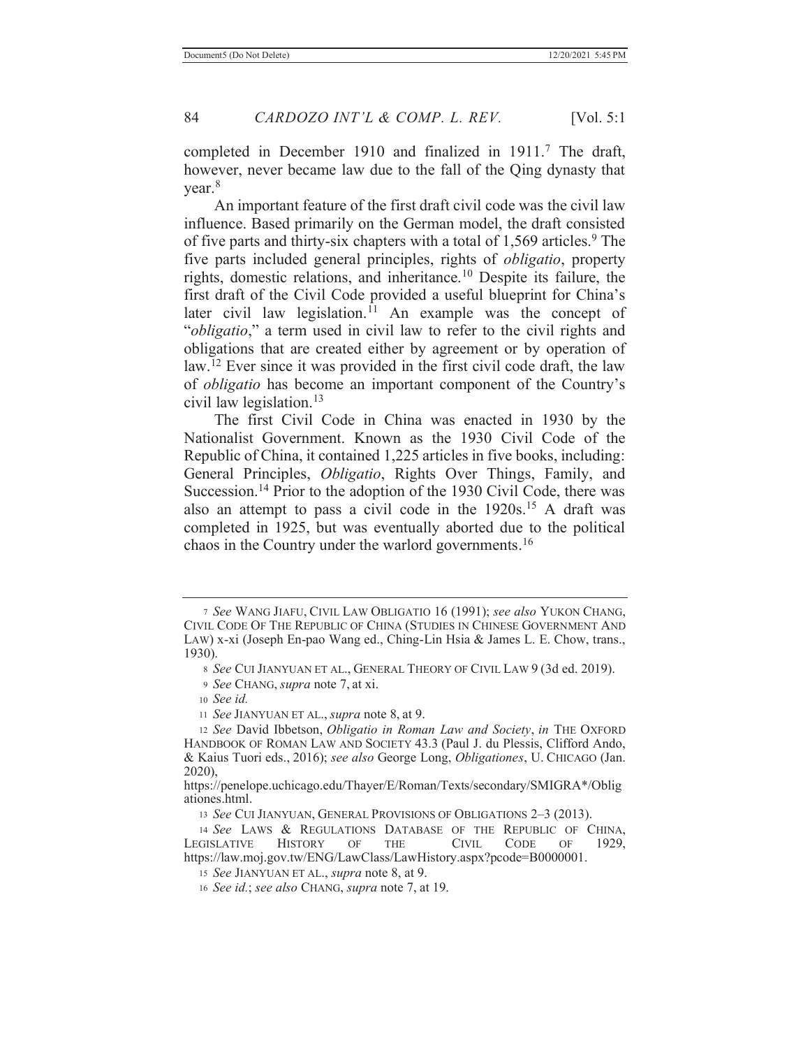completed in December 1910 and finalized in 1911.[7] The draft, however, never became law due to the fall of the Qing dynasty that year.[8]

An important feature of the first draft civil code was the civil law influence. Based primarily on the German model, the draft consisted of five parts and thirty-six chapters with a total of 1,569 articles.[9] The five parts included general principles, rights of *obligatio*, property rights, domestic relations, and inheritance.[10] Despite its failure, the first draft of the Civil Code provided a useful blueprint for China's later civil law legislation.[11] An example was the concept of "*obligatio*," a term used in civil law to refer to the civil rights and obligations that are created either by agreement or by operation of law.[12] Ever since it was provided in the first civil code draft, the law of *obligatio* has become an important component of the Country's civil law legislation.[13]

The first Civil Code in China was enacted in 1930 by the Nationalist Government. Known as the 1930 Civil Code of the Republic of China, it contained 1,225 articles in five books, including: General Principles, *Obligatio*, Rights Over Things, Family, and Succession.[14] Prior to the adoption of the 1930 Civil Code, there was also an attempt to pass a civil code in the 1920s.[15] A draft was completed in 1925, but was eventually aborted due to the political chaos in the Country under the warlord governments.[16]

---

7 *See* WANG JIAFU, CIVIL LAW OBLIGATIO 16 (1991); *see also* YUKON CHANG, CIVIL CODE OF THE REPUBLIC OF CHINA (STUDIES IN CHINESE GOVERNMENT AND LAW) x-xi (Joseph En-pao Wang ed., Ching-Lin Hsia & James L. E. Chow, trans., 1930).

8 *See* CUI JIANYUAN ET AL., GENERAL THEORY OF CIVIL LAW 9 (3d ed. 2019).

9 *See* CHANG, *supra* note 7, at xi.

10 *See id.*

11 *See* JIANYUAN ET AL., *supra* note 8, at 9.

12 *See* David Ibbetson, *Obligatio in Roman Law and Society*, *in* THE OXFORD HANDBOOK OF ROMAN LAW AND SOCIETY 43.3 (Paul J. du Plessis, Clifford Ando, & Kaius Tuori eds., 2016); *see also* George Long, *Obligationes*, U. CHICAGO (Jan. 2020), https://penelope.uchicago.edu/Thayer/E/Roman/Texts/secondary/SMIGRA*/Obligationes.html.

13 *See* CUI JIANYUAN, GENERAL PROVISIONS OF OBLIGATIONS 2–3 (2013).

14 *See* LAWS & REGULATIONS DATABASE OF THE REPUBLIC OF CHINA, LEGISLATIVE HISTORY OF THE CIVIL CODE OF 1929, https://law.moj.gov.tw/ENG/LawClass/LawHistory.aspx?pcode=B0000001.

15 *See* JIANYUAN ET AL., *supra* note 8, at 9.

16 *See id.*; *see also* CHANG, *supra* note 7, at 19.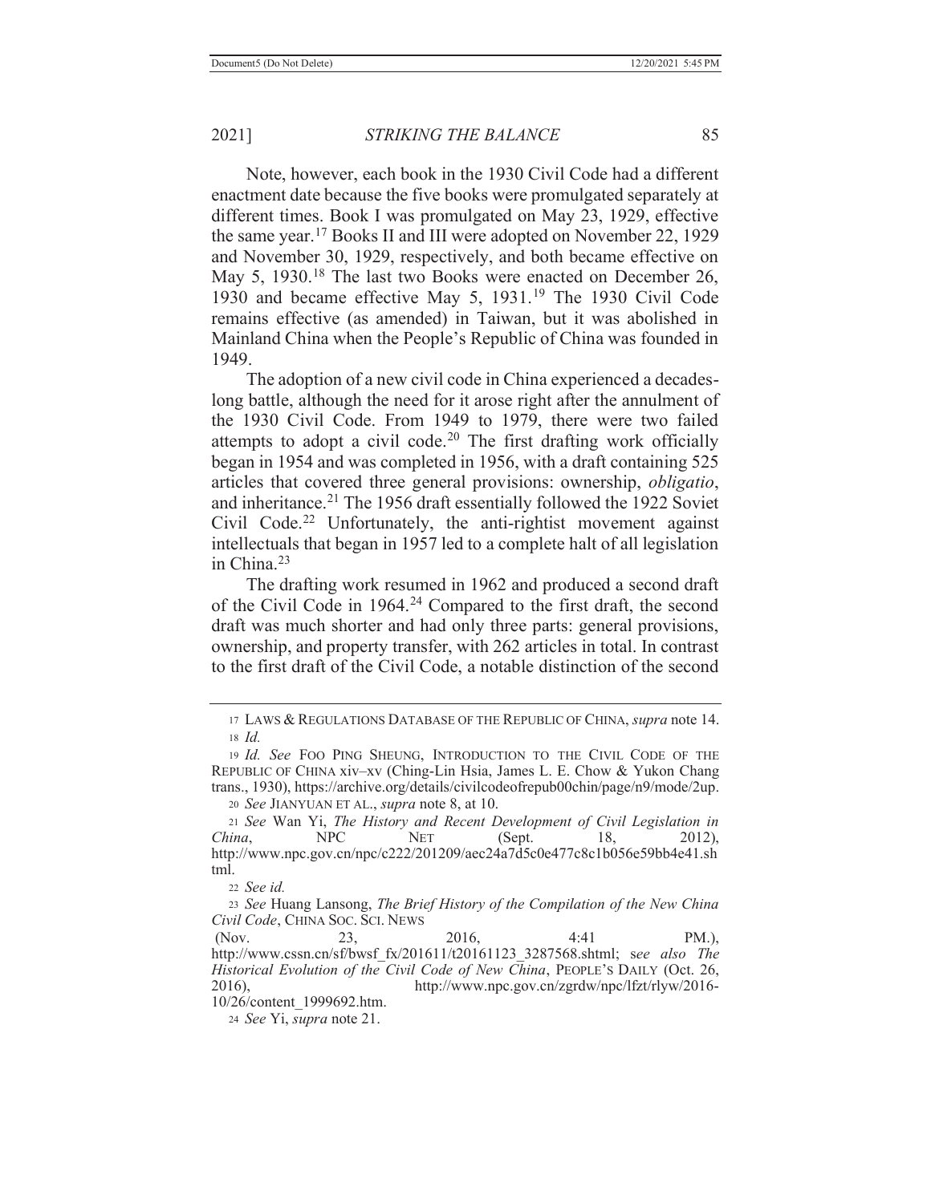Note, however, each book in the 1930 Civil Code had a different enactment date because the five books were promulgated separately at different times. Book I was promulgated on May 23, 1929, effective the same year.[17] Books II and III were adopted on November 22, 1929 and November 30, 1929, respectively, and both became effective on May 5, 1930.[18] The last two Books were enacted on December 26, 1930 and became effective May 5, 1931.[19] The 1930 Civil Code remains effective (as amended) in Taiwan, but it was abolished in Mainland China when the People's Republic of China was founded in 1949.

The adoption of a new civil code in China experienced a decades-long battle, although the need for it arose right after the annulment of the 1930 Civil Code. From 1949 to 1979, there were two failed attempts to adopt a civil code.[20] The first drafting work officially began in 1954 and was completed in 1956, with a draft containing 525 articles that covered three general provisions: ownership, *obligatio*, and inheritance.[21] The 1956 draft essentially followed the 1922 Soviet Civil Code.[22] Unfortunately, the anti-rightist movement against intellectuals that began in 1957 led to a complete halt of all legislation in China.[23]

The drafting work resumed in 1962 and produced a second draft of the Civil Code in 1964.[24] Compared to the first draft, the second draft was much shorter and had only three parts: general provisions, ownership, and property transfer, with 262 articles in total. In contrast to the first draft of the Civil Code, a notable distinction of the second

---

17 LAWS & REGULATIONS DATABASE OF THE REPUBLIC OF CHINA, *supra* note 14.

18 *Id.*

19 *Id. See* FOO PING SHEUNG, INTRODUCTION TO THE CIVIL CODE OF THE REPUBLIC OF CHINA xiv–xv (Ching-Lin Hsia, James L. E. Chow & Yukon Chang trans., 1930), https://archive.org/details/civilcodeofrepub00chin/page/n9/mode/2up.

20 *See* JIANYUAN ET AL., *supra* note 8, at 10.

21 *See* Wan Yi, *The History and Recent Development of Civil Legislation in China*, NPC NET (Sept. 18, 2012), http://www.npc.gov.cn/npc/c222/201209/aec24a7d5c0e477c8c1b056e59bb4e41.shtml.

22 *See id.*

23 *See* Huang Lansong, *The Brief History of the Compilation of the New China Civil Code*, CHINA SOC. SCI. NEWS (Nov. 23, 2016, 4:41 PM.), http://www.cssn.cn/sf/bwsf_fx/201611/t20161123_3287568.shtml; s*ee also The Historical Evolution of the Civil Code of New China*, PEOPLE'S DAILY (Oct. 26, 2016), http://www.npc.gov.cn/zgrdw/npc/lfzt/rlyw/2016-10/26/content_1999692.htm.

24 *See* Yi, *supra* note 21.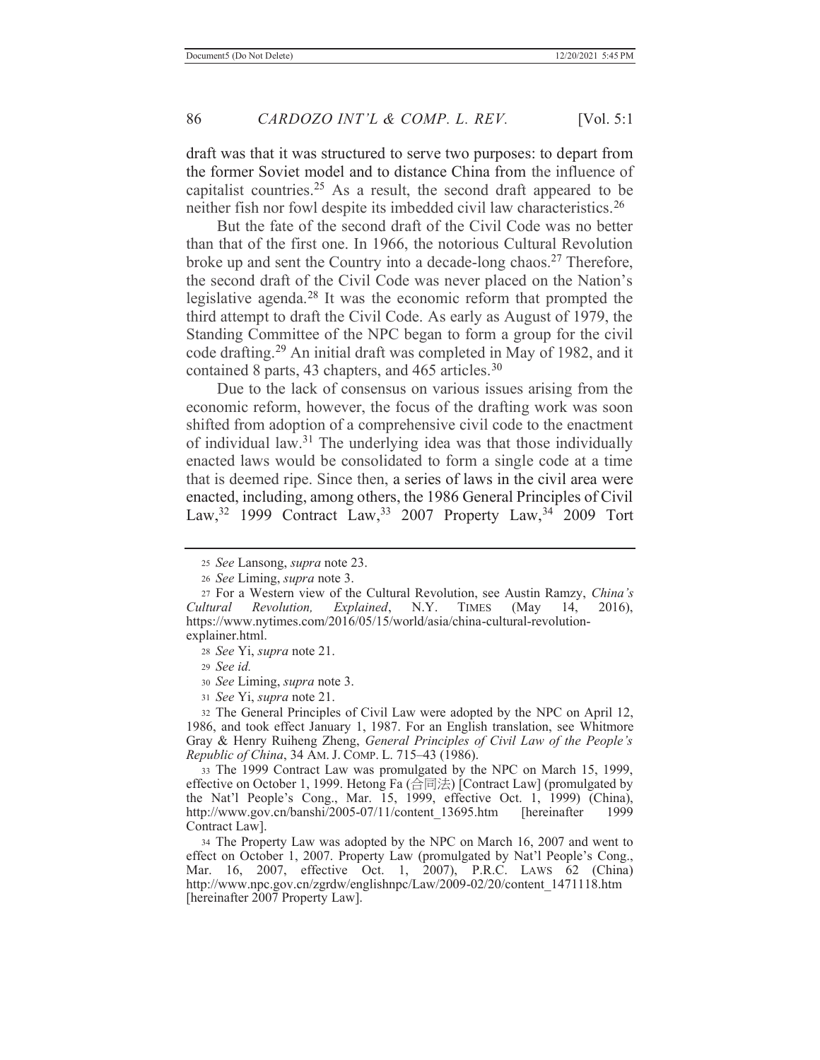draft was that it was structured to serve two purposes: to depart from the former Soviet model and to distance China from the influence of capitalist countries.[25] As a result, the second draft appeared to be neither fish nor fowl despite its imbedded civil law characteristics.[26]

But the fate of the second draft of the Civil Code was no better than that of the first one. In 1966, the notorious Cultural Revolution broke up and sent the Country into a decade-long chaos.[27] Therefore, the second draft of the Civil Code was never placed on the Nation's legislative agenda.[28] It was the economic reform that prompted the third attempt to draft the Civil Code. As early as August of 1979, the Standing Committee of the NPC began to form a group for the civil code drafting.[29] An initial draft was completed in May of 1982, and it contained 8 parts, 43 chapters, and 465 articles.[30]

Due to the lack of consensus on various issues arising from the economic reform, however, the focus of the drafting work was soon shifted from adoption of a comprehensive civil code to the enactment of individual law.[31] The underlying idea was that those individually enacted laws would be consolidated to form a single code at a time that is deemed ripe. Since then, a series of laws in the civil area were enacted, including, among others, the 1986 General Principles of Civil Law,[32] 1999 Contract Law,[33] 2007 Property Law,[34] 2009 Tort

---

25 *See* Lansong, *supra* note 23.

26 *See* Liming, *supra* note 3.

27 For a Western view of the Cultural Revolution, see Austin Ramzy, *China's Cultural Revolution, Explained*, N.Y. TIMES (May 14, 2016), https://www.nytimes.com/2016/05/15/world/asia/china-cultural-revolution-explainer.html.

28 *See* Yi, *supra* note 21.

29 *See id.*

30 *See* Liming, *supra* note 3.

31 *See* Yi, *supra* note 21.

32 The General Principles of Civil Law were adopted by the NPC on April 12, 1986, and took effect January 1, 1987. For an English translation, see Whitmore Gray & Henry Ruiheng Zheng, *General Principles of Civil Law of the People's Republic of China*, 34 AM. J. COMP. L. 715–43 (1986).

33 The 1999 Contract Law was promulgated by the NPC on March 15, 1999, effective on October 1, 1999. Hetong Fa (合同法) [Contract Law] (promulgated by the Nat'l People's Cong., Mar. 15, 1999, effective Oct. 1, 1999) (China), http://www.gov.cn/banshi/2005-07/11/content_13695.htm [hereinafter 1999 Contract Law].

34 The Property Law was adopted by the NPC on March 16, 2007 and went to effect on October 1, 2007. Property Law (promulgated by Nat'l People's Cong., Mar. 16, 2007, effective Oct. 1, 2007), P.R.C. LAWS 62 (China) http://www.npc.gov.cn/zgrdw/englishnpc/Law/2009-02/20/content_1471118.htm [hereinafter 2007 Property Law].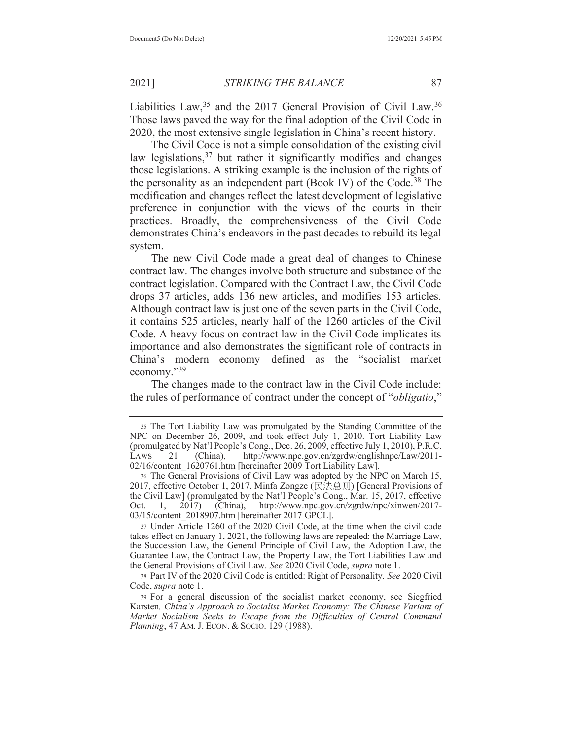Liabilities Law,[35] and the 2017 General Provision of Civil Law.[36] Those laws paved the way for the final adoption of the Civil Code in 2020, the most extensive single legislation in China's recent history.

The Civil Code is not a simple consolidation of the existing civil law legislations,[37] but rather it significantly modifies and changes those legislations. A striking example is the inclusion of the rights of the personality as an independent part (Book IV) of the Code.[38] The modification and changes reflect the latest development of legislative preference in conjunction with the views of the courts in their practices. Broadly, the comprehensiveness of the Civil Code demonstrates China's endeavors in the past decades to rebuild its legal system.

The new Civil Code made a great deal of changes to Chinese contract law. The changes involve both structure and substance of the contract legislation. Compared with the Contract Law, the Civil Code drops 37 articles, adds 136 new articles, and modifies 153 articles. Although contract law is just one of the seven parts in the Civil Code, it contains 525 articles, nearly half of the 1260 articles of the Civil Code. A heavy focus on contract law in the Civil Code implicates its importance and also demonstrates the significant role of contracts in China's modern economy—defined as the "socialist market economy."[39]

The changes made to the contract law in the Civil Code include: the rules of performance of contract under the concept of "*obligatio*,"

---

[35] The Tort Liability Law was promulgated by the Standing Committee of the NPC on December 26, 2009, and took effect July 1, 2010. Tort Liability Law (promulgated by Nat'l People's Cong., Dec. 26, 2009, effective July 1, 2010), P.R.C. LAWS 21 (China), http://www.npc.gov.cn/zgrdw/englishnpc/Law/2011-02/16/content_1620761.htm [hereinafter 2009 Tort Liability Law].

[36] The General Provisions of Civil Law was adopted by the NPC on March 15, 2017, effective October 1, 2017. Minfa Zongze (民法总则) [General Provisions of the Civil Law] (promulgated by the Nat'l People's Cong., Mar. 15, 2017, effective Oct. 1, 2017) (China), http://www.npc.gov.cn/zgrdw/npc/xinwen/2017-03/15/content_2018907.htm [hereinafter 2017 GPCL].

[37] Under Article 1260 of the 2020 Civil Code, at the time when the civil code takes effect on January 1, 2021, the following laws are repealed: the Marriage Law, the Succession Law, the General Principle of Civil Law, the Adoption Law, the Guarantee Law, the Contract Law, the Property Law, the Tort Liabilities Law and the General Provisions of Civil Law. *See* 2020 Civil Code, *supra* note 1.

[38] Part IV of the 2020 Civil Code is entitled: Right of Personality. *See* 2020 Civil Code, *supra* note 1.

[39] For a general discussion of the socialist market economy, see Siegfried Karsten, *China's Approach to Socialist Market Economy: The Chinese Variant of Market Socialism Seeks to Escape from the Difficulties of Central Command Planning*, 47 AM. J. ECON. & SOCIO. 129 (1988).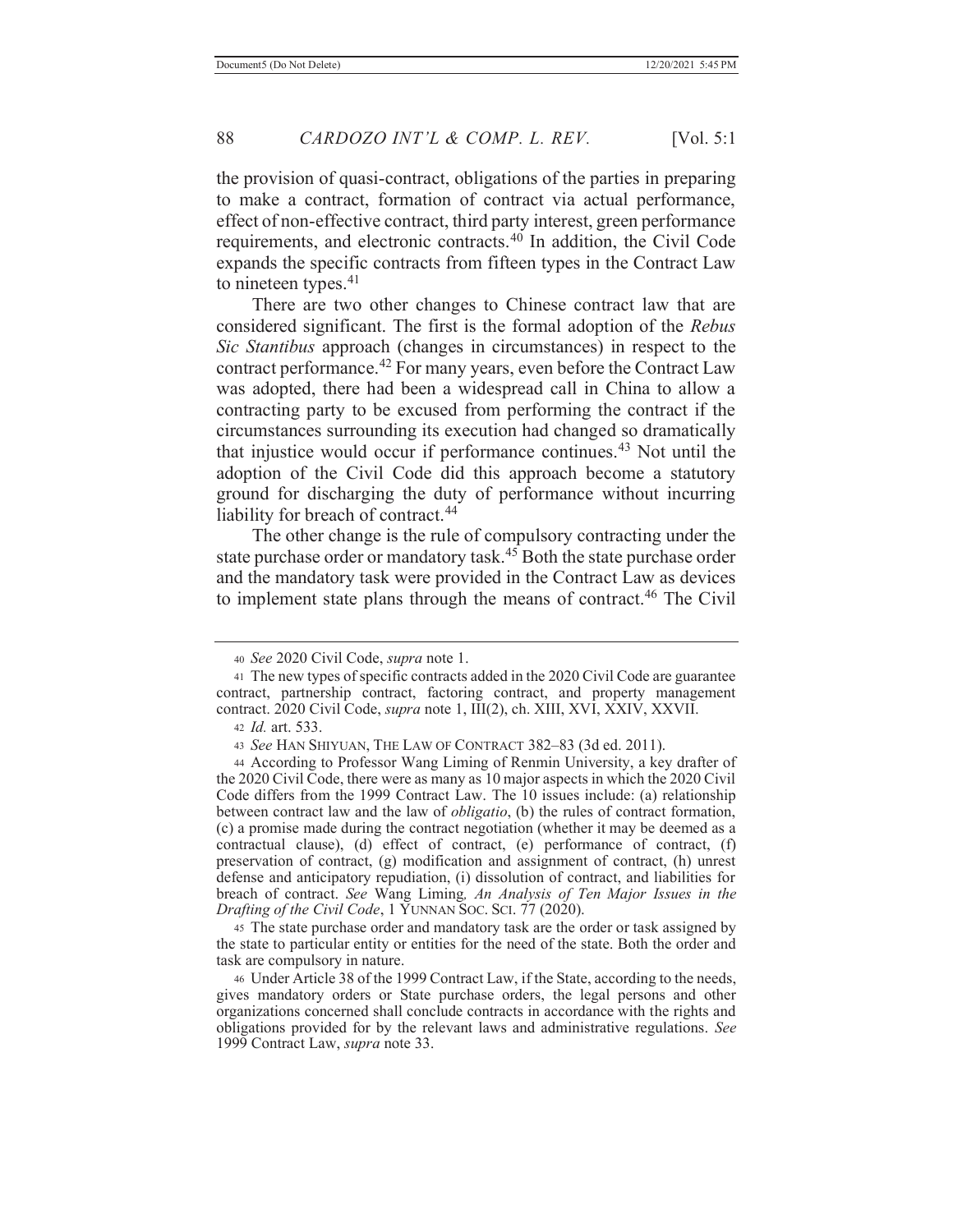the provision of quasi-contract, obligations of the parties in preparing to make a contract, formation of contract via actual performance, effect of non-effective contract, third party interest, green performance requirements, and electronic contracts.[40] In addition, the Civil Code expands the specific contracts from fifteen types in the Contract Law to nineteen types.[41]

There are two other changes to Chinese contract law that are considered significant. The first is the formal adoption of the *Rebus Sic Stantibus* approach (changes in circumstances) in respect to the contract performance.[42] For many years, even before the Contract Law was adopted, there had been a widespread call in China to allow a contracting party to be excused from performing the contract if the circumstances surrounding its execution had changed so dramatically that injustice would occur if performance continues.[43] Not until the adoption of the Civil Code did this approach become a statutory ground for discharging the duty of performance without incurring liability for breach of contract.[44]

The other change is the rule of compulsory contracting under the state purchase order or mandatory task.[45] Both the state purchase order and the mandatory task were provided in the Contract Law as devices to implement state plans through the means of contract.[46] The Civil

---

40 *See* 2020 Civil Code, *supra* note 1.

41 The new types of specific contracts added in the 2020 Civil Code are guarantee contract, partnership contract, factoring contract, and property management contract. 2020 Civil Code, *supra* note 1, III(2), ch. XIII, XVI, XXIV, XXVII.

42 *Id.* art. 533.

43 *See* HAN SHIYUAN, THE LAW OF CONTRACT 382–83 (3d ed. 2011).

44 According to Professor Wang Liming of Renmin University, a key drafter of the 2020 Civil Code, there were as many as 10 major aspects in which the 2020 Civil Code differs from the 1999 Contract Law. The 10 issues include: (a) relationship between contract law and the law of *obligatio*, (b) the rules of contract formation, (c) a promise made during the contract negotiation (whether it may be deemed as a contractual clause), (d) effect of contract, (e) performance of contract, (f) preservation of contract, (g) modification and assignment of contract, (h) unrest defense and anticipatory repudiation, (i) dissolution of contract, and liabilities for breach of contract. *See* Wang Liming*, An Analysis of Ten Major Issues in the Drafting of the Civil Code*, 1 YUNNAN SOC. SCI. 77 (2020).

45 The state purchase order and mandatory task are the order or task assigned by the state to particular entity or entities for the need of the state. Both the order and task are compulsory in nature.

46 Under Article 38 of the 1999 Contract Law, if the State, according to the needs, gives mandatory orders or State purchase orders, the legal persons and other organizations concerned shall conclude contracts in accordance with the rights and obligations provided for by the relevant laws and administrative regulations. *See* 1999 Contract Law, *supra* note 33.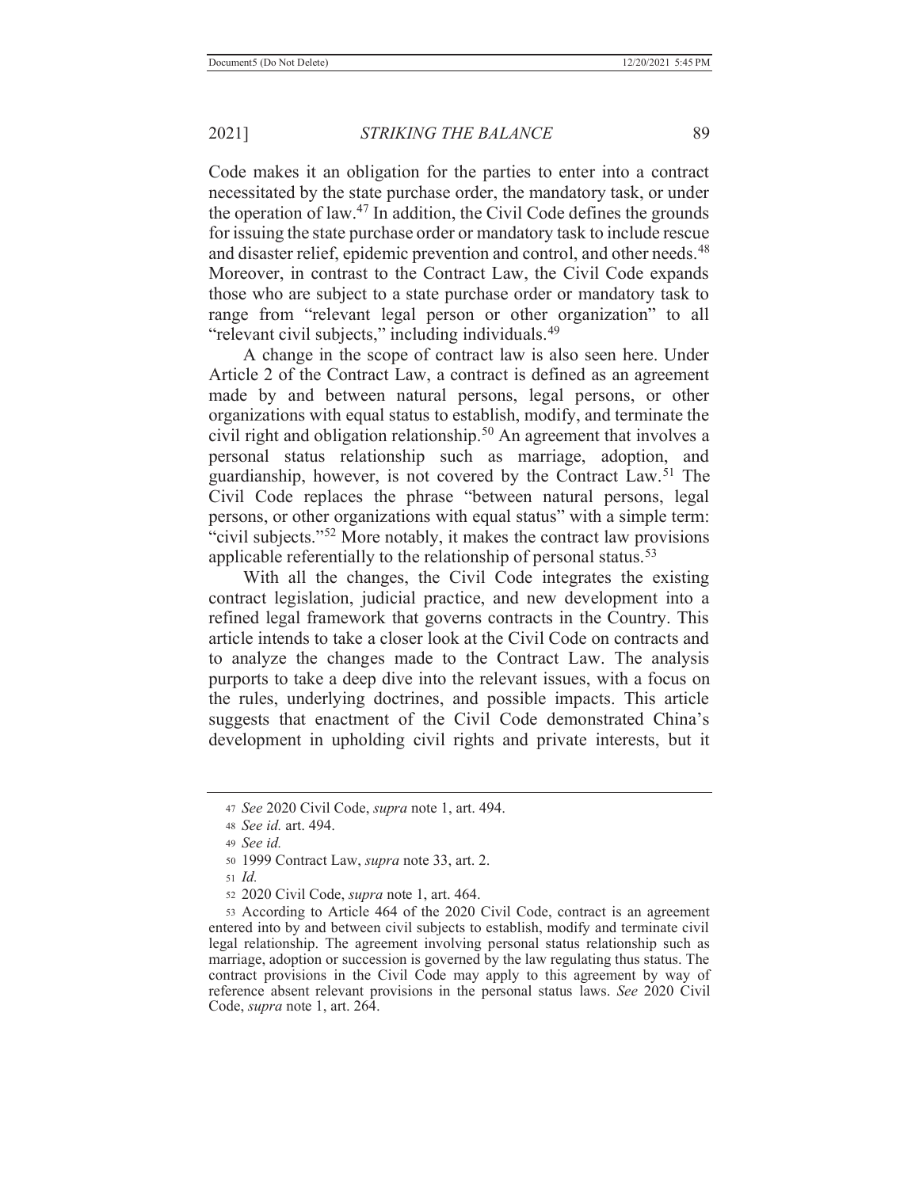Code makes it an obligation for the parties to enter into a contract necessitated by the state purchase order, the mandatory task, or under the operation of law.[47] In addition, the Civil Code defines the grounds for issuing the state purchase order or mandatory task to include rescue and disaster relief, epidemic prevention and control, and other needs.[48] Moreover, in contrast to the Contract Law, the Civil Code expands those who are subject to a state purchase order or mandatory task to range from "relevant legal person or other organization" to all "relevant civil subjects," including individuals.[49]

A change in the scope of contract law is also seen here. Under Article 2 of the Contract Law, a contract is defined as an agreement made by and between natural persons, legal persons, or other organizations with equal status to establish, modify, and terminate the civil right and obligation relationship.[50] An agreement that involves a personal status relationship such as marriage, adoption, and guardianship, however, is not covered by the Contract Law.[51] The Civil Code replaces the phrase "between natural persons, legal persons, or other organizations with equal status" with a simple term: "civil subjects."[52] More notably, it makes the contract law provisions applicable referentially to the relationship of personal status.[53]

With all the changes, the Civil Code integrates the existing contract legislation, judicial practice, and new development into a refined legal framework that governs contracts in the Country. This article intends to take a closer look at the Civil Code on contracts and to analyze the changes made to the Contract Law. The analysis purports to take a deep dive into the relevant issues, with a focus on the rules, underlying doctrines, and possible impacts. This article suggests that enactment of the Civil Code demonstrated China's development in upholding civil rights and private interests, but it

---

47 *See* 2020 Civil Code, *supra* note 1, art. 494.

48 *See id.* art. 494.

49 *See id.*

50 1999 Contract Law, *supra* note 33, art. 2.

51 *Id.*

52 2020 Civil Code, *supra* note 1, art. 464.

53 According to Article 464 of the 2020 Civil Code, contract is an agreement entered into by and between civil subjects to establish, modify and terminate civil legal relationship. The agreement involving personal status relationship such as marriage, adoption or succession is governed by the law regulating thus status. The contract provisions in the Civil Code may apply to this agreement by way of reference absent relevant provisions in the personal status laws. *See* 2020 Civil Code, *supra* note 1, art. 264.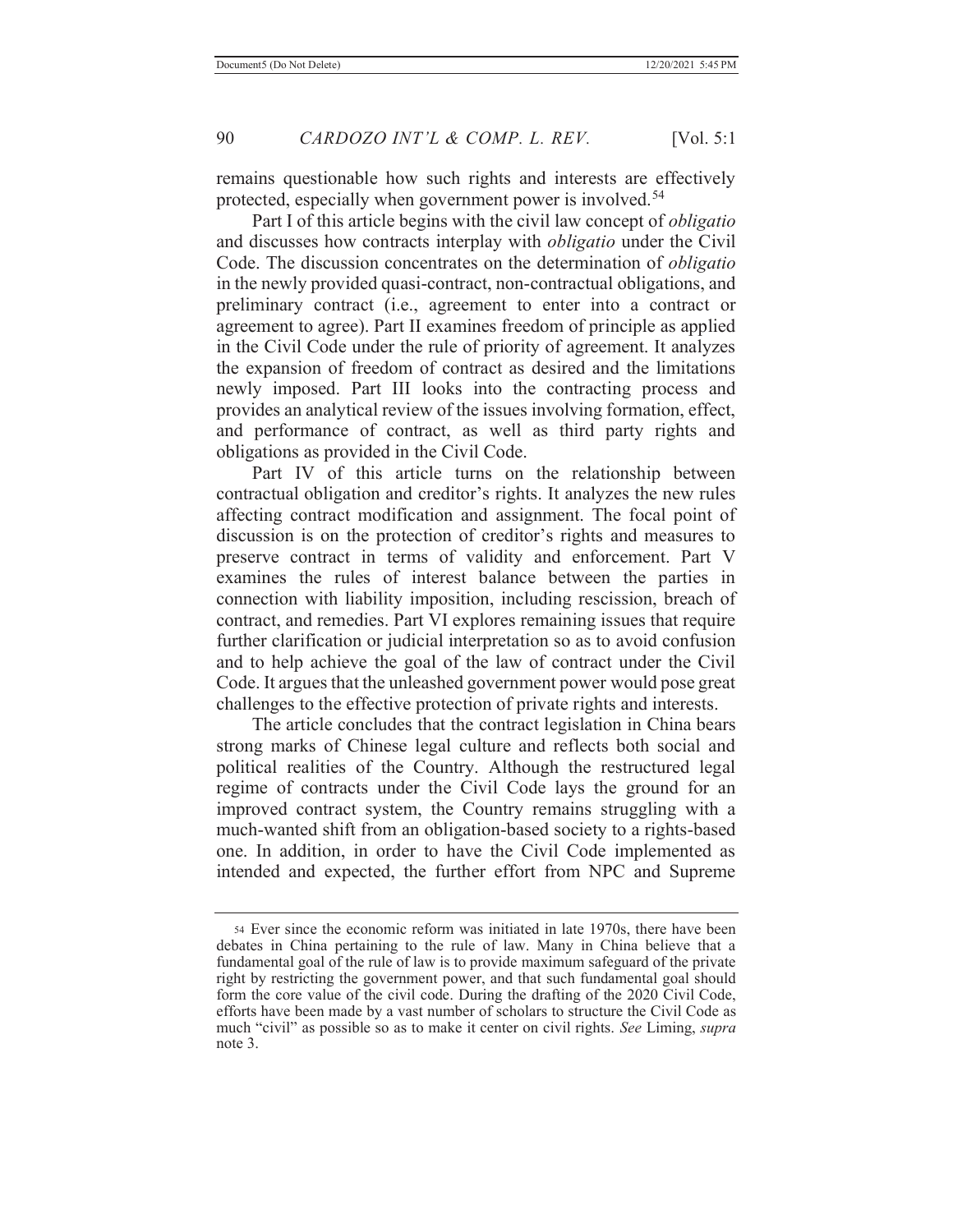remains questionable how such rights and interests are effectively protected, especially when government power is involved.[54]

Part I of this article begins with the civil law concept of *obligatio* and discusses how contracts interplay with *obligatio* under the Civil Code. The discussion concentrates on the determination of *obligatio* in the newly provided quasi-contract, non-contractual obligations, and preliminary contract (i.e., agreement to enter into a contract or agreement to agree). Part II examines freedom of principle as applied in the Civil Code under the rule of priority of agreement. It analyzes the expansion of freedom of contract as desired and the limitations newly imposed. Part III looks into the contracting process and provides an analytical review of the issues involving formation, effect, and performance of contract, as well as third party rights and obligations as provided in the Civil Code.

Part IV of this article turns on the relationship between contractual obligation and creditor's rights. It analyzes the new rules affecting contract modification and assignment. The focal point of discussion is on the protection of creditor's rights and measures to preserve contract in terms of validity and enforcement. Part V examines the rules of interest balance between the parties in connection with liability imposition, including rescission, breach of contract, and remedies. Part VI explores remaining issues that require further clarification or judicial interpretation so as to avoid confusion and to help achieve the goal of the law of contract under the Civil Code. It argues that the unleashed government power would pose great challenges to the effective protection of private rights and interests.

The article concludes that the contract legislation in China bears strong marks of Chinese legal culture and reflects both social and political realities of the Country. Although the restructured legal regime of contracts under the Civil Code lays the ground for an improved contract system, the Country remains struggling with a much-wanted shift from an obligation-based society to a rights-based one. In addition, in order to have the Civil Code implemented as intended and expected, the further effort from NPC and Supreme

---

[54] Ever since the economic reform was initiated in late 1970s, there have been debates in China pertaining to the rule of law. Many in China believe that a fundamental goal of the rule of law is to provide maximum safeguard of the private right by restricting the government power, and that such fundamental goal should form the core value of the civil code. During the drafting of the 2020 Civil Code, efforts have been made by a vast number of scholars to structure the Civil Code as much "civil" as possible so as to make it center on civil rights. *See* Liming, *supra* note 3.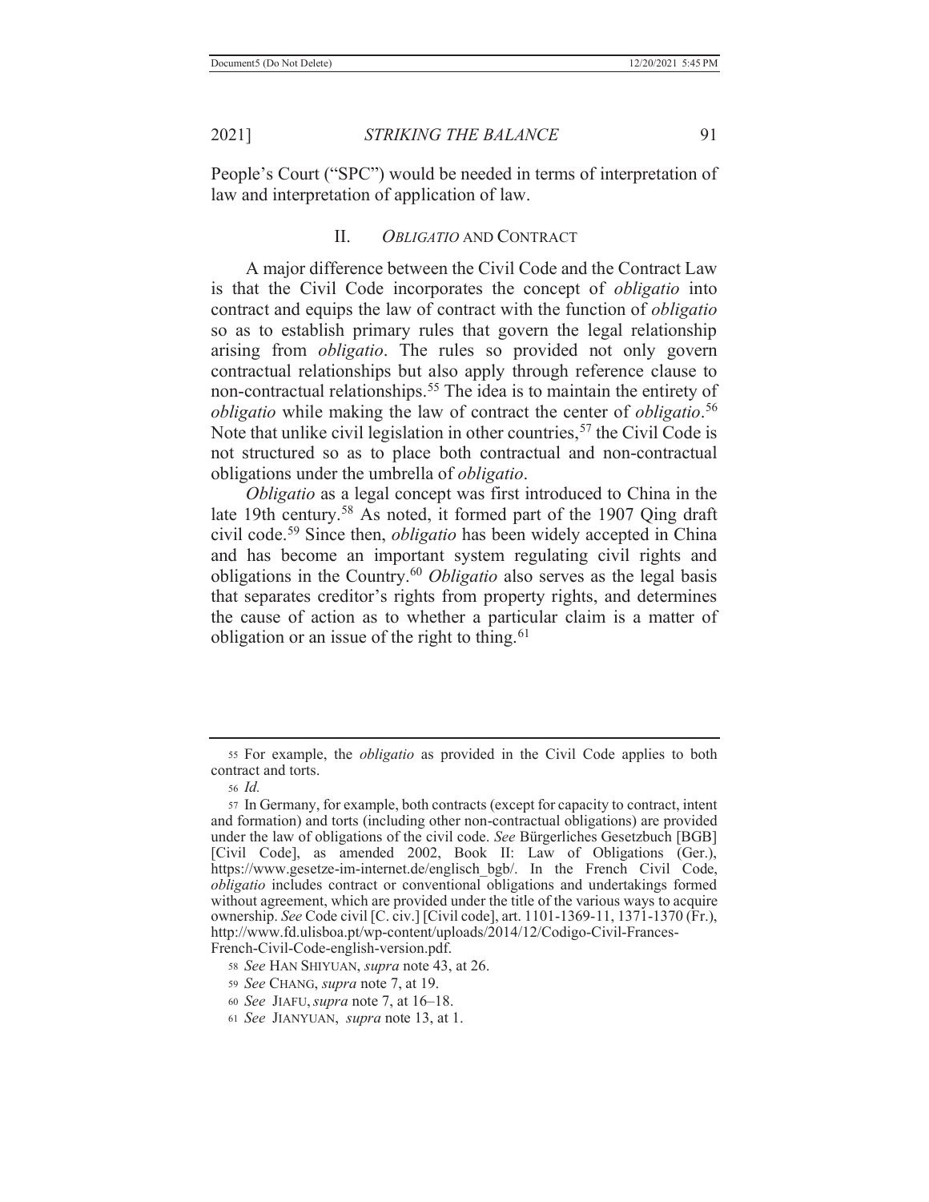People's Court ("SPC") would be needed in terms of interpretation of law and interpretation of application of law.

## II. *OBLIGATIO* AND CONTRACT

A major difference between the Civil Code and the Contract Law is that the Civil Code incorporates the concept of *obligatio* into contract and equips the law of contract with the function of *obligatio* so as to establish primary rules that govern the legal relationship arising from *obligatio*. The rules so provided not only govern contractual relationships but also apply through reference clause to non-contractual relationships.[55] The idea is to maintain the entirety of *obligatio* while making the law of contract the center of *obligatio*.[56] Note that unlike civil legislation in other countries,[57] the Civil Code is not structured so as to place both contractual and non-contractual obligations under the umbrella of *obligatio*.

*Obligatio* as a legal concept was first introduced to China in the late 19th century.[58] As noted, it formed part of the 1907 Qing draft civil code.[59] Since then, *obligatio* has been widely accepted in China and has become an important system regulating civil rights and obligations in the Country.[60] *Obligatio* also serves as the legal basis that separates creditor's rights from property rights, and determines the cause of action as to whether a particular claim is a matter of obligation or an issue of the right to thing.[61]

---

55 For example, the *obligatio* as provided in the Civil Code applies to both contract and torts.

56 *Id.*

57 In Germany, for example, both contracts (except for capacity to contract, intent and formation) and torts (including other non-contractual obligations) are provided under the law of obligations of the civil code. *See* Bürgerliches Gesetzbuch [BGB] [Civil Code], as amended 2002, Book II: Law of Obligations (Ger.), https://www.gesetze-im-internet.de/englisch_bgb/. In the French Civil Code, *obligatio* includes contract or conventional obligations and undertakings formed without agreement, which are provided under the title of the various ways to acquire ownership. *See* Code civil [C. civ.] [Civil code], art. 1101-1369-11, 1371-1370 (Fr.), http://www.fd.ulisboa.pt/wp-content/uploads/2014/12/Codigo-Civil-Frances-French-Civil-Code-english-version.pdf.

58 *See* HAN SHIYUAN, *supra* note 43, at 26.

59 *See* CHANG, *supra* note 7, at 19.

60 *See* JIAFU, *supra* note 7, at 16–18.

61 *See* JIANYUAN, *supra* note 13, at 1.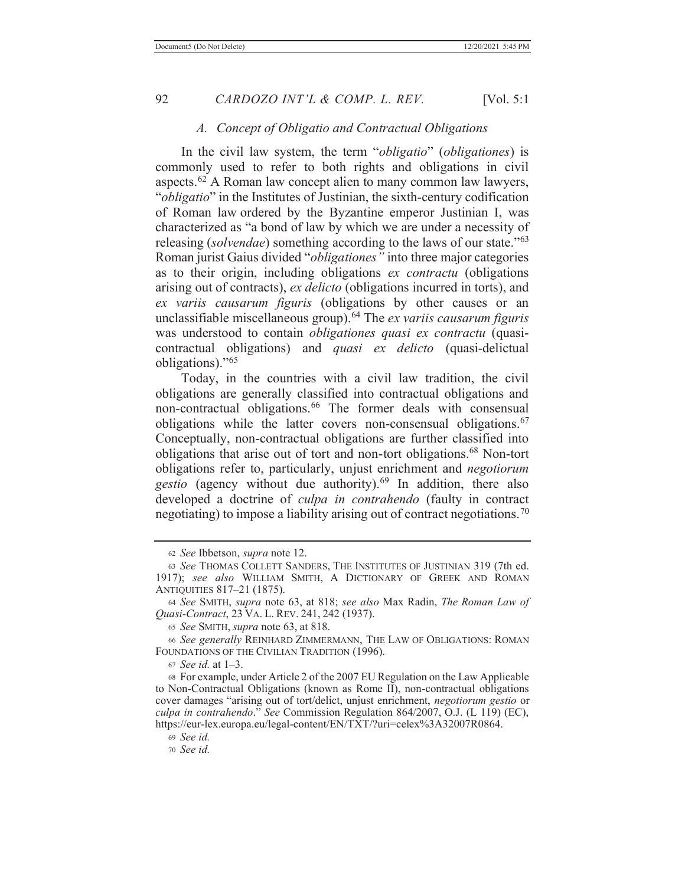### *A. Concept of Obligatio and Contractual Obligations*

In the civil law system, the term "*obligatio*" (*obligationes*) is commonly used to refer to both rights and obligations in civil aspects.[62] A Roman law concept alien to many common law lawyers, "*obligatio*" in the Institutes of Justinian, the sixth-century codification of Roman law ordered by the Byzantine emperor Justinian I, was characterized as "a bond of law by which we are under a necessity of releasing (*solvendae*) something according to the laws of our state."[63] Roman jurist Gaius divided "*obligationes"* into three major categories as to their origin, including obligations *ex contractu* (obligations arising out of contracts), *ex delicto* (obligations incurred in torts), and *ex variis causarum figuris* (obligations by other causes or an unclassifiable miscellaneous group).[64] The *ex variis causarum figuris* was understood to contain *obligationes quasi ex contractu* (quasi-contractual obligations) and *quasi ex delicto* (quasi-delictual obligations)."[65]

Today, in the countries with a civil law tradition, the civil obligations are generally classified into contractual obligations and non-contractual obligations.[66] The former deals with consensual obligations while the latter covers non-consensual obligations.[67] Conceptually, non-contractual obligations are further classified into obligations that arise out of tort and non-tort obligations.[68] Non-tort obligations refer to, particularly, unjust enrichment and *negotiorum gestio* (agency without due authority).[69] In addition, there also developed a doctrine of *culpa in contrahendo* (faulty in contract negotiating) to impose a liability arising out of contract negotiations.[70]

---

62 *See* Ibbetson, *supra* note 12.

63 *See* THOMAS COLLETT SANDERS, THE INSTITUTES OF JUSTINIAN 319 (7th ed. 1917); *see also* WILLIAM SMITH, A DICTIONARY OF GREEK AND ROMAN ANTIQUITIES 817–21 (1875).

64 *See* SMITH, *supra* note 63, at 818; *see also* Max Radin, *The Roman Law of Quasi-Contract*, 23 VA. L. REV. 241, 242 (1937).

65 *See* SMITH, *supra* note 63, at 818.

66 *See generally* REINHARD ZIMMERMANN, THE LAW OF OBLIGATIONS: ROMAN FOUNDATIONS OF THE CIVILIAN TRADITION (1996).

67 *See id.* at 1–3.

68 For example, under Article 2 of the 2007 EU Regulation on the Law Applicable to Non-Contractual Obligations (known as Rome II), non-contractual obligations cover damages "arising out of tort/delict, unjust enrichment, *negotiorum gestio* or *culpa in contrahendo*." *See* Commission Regulation 864/2007, O.J. (L 119) (EC), https://eur-lex.europa.eu/legal-content/EN/TXT/?uri=celex%3A32007R0864.

69 *See id.*

70 *See id.*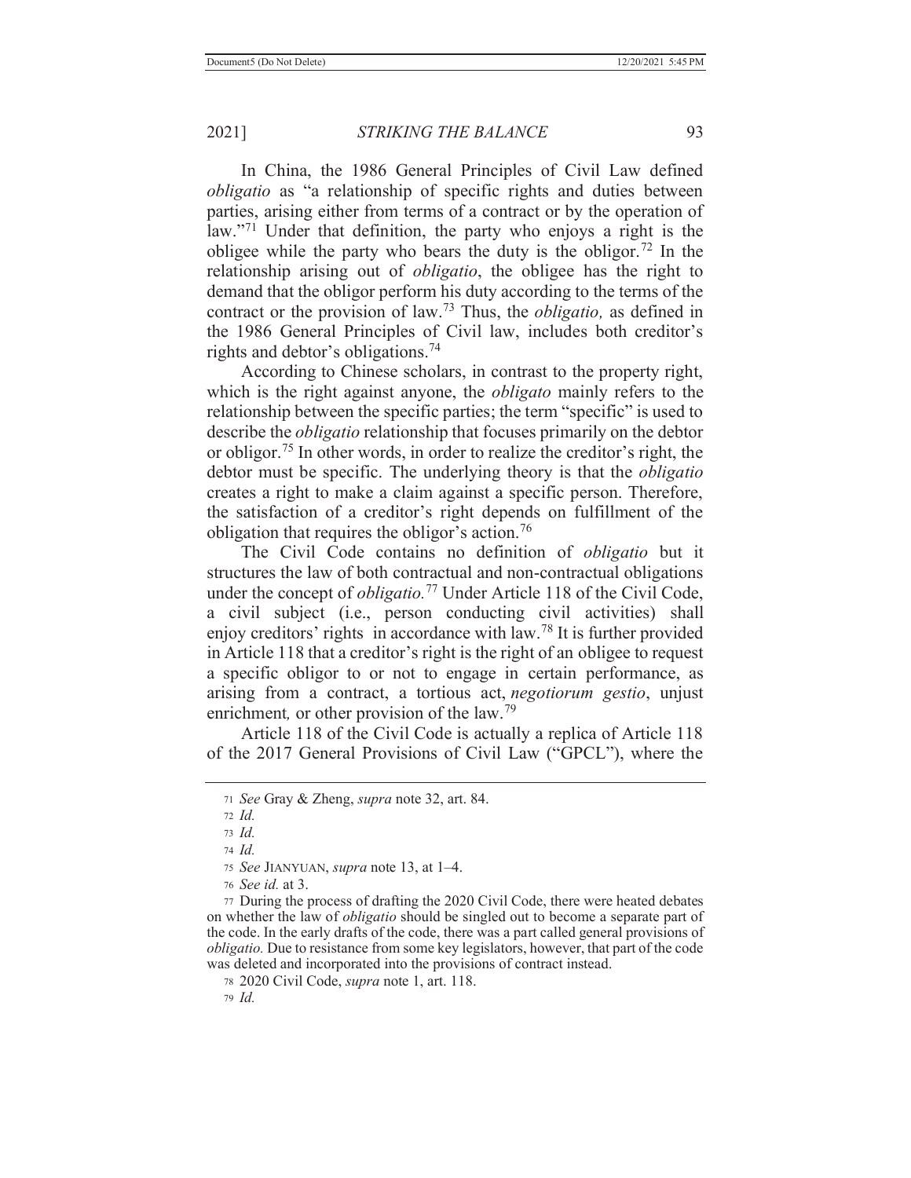In China, the 1986 General Principles of Civil Law defined *obligatio* as "a relationship of specific rights and duties between parties, arising either from terms of a contract or by the operation of law."[71] Under that definition, the party who enjoys a right is the obligee while the party who bears the duty is the obligor.[72] In the relationship arising out of *obligatio*, the obligee has the right to demand that the obligor perform his duty according to the terms of the contract or the provision of law.[73] Thus, the *obligatio,* as defined in the 1986 General Principles of Civil law, includes both creditor's rights and debtor's obligations.[74]

According to Chinese scholars, in contrast to the property right, which is the right against anyone, the *obligato* mainly refers to the relationship between the specific parties; the term "specific" is used to describe the *obligatio* relationship that focuses primarily on the debtor or obligor.[75] In other words, in order to realize the creditor's right, the debtor must be specific. The underlying theory is that the *obligatio* creates a right to make a claim against a specific person. Therefore, the satisfaction of a creditor's right depends on fulfillment of the obligation that requires the obligor's action.[76]

The Civil Code contains no definition of *obligatio* but it structures the law of both contractual and non-contractual obligations under the concept of *obligatio.*[77] Under Article 118 of the Civil Code, a civil subject (i.e., person conducting civil activities) shall enjoy creditors' rights in accordance with law.[78] It is further provided in Article 118 that a creditor's right is the right of an obligee to request a specific obligor to or not to engage in certain performance, as arising from a contract, a tortious act, *negotiorum gestio*, unjust enrichment*,* or other provision of the law.[79]

Article 118 of the Civil Code is actually a replica of Article 118 of the 2017 General Provisions of Civil Law ("GPCL"), where the

---

71 *See* Gray & Zheng, *supra* note 32, art. 84.

72 *Id.*

73 *Id.*

74 *Id.*

75 *See* JIANYUAN, *supra* note 13, at 1–4.

76 *See id.* at 3.

77 During the process of drafting the 2020 Civil Code, there were heated debates on whether the law of *obligatio* should be singled out to become a separate part of the code. In the early drafts of the code, there was a part called general provisions of *obligatio.* Due to resistance from some key legislators, however, that part of the code was deleted and incorporated into the provisions of contract instead.

78 2020 Civil Code, *supra* note 1, art. 118.

79 *Id.*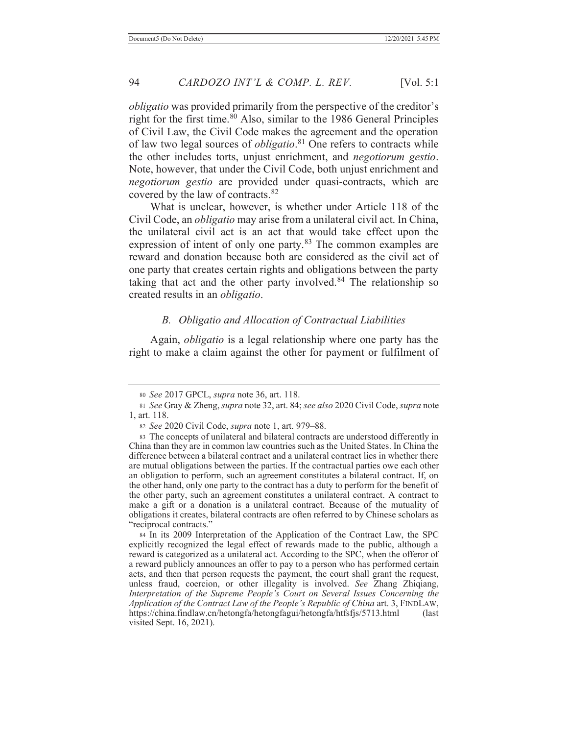*obligatio* was provided primarily from the perspective of the creditor's right for the first time.[80] Also, similar to the 1986 General Principles of Civil Law, the Civil Code makes the agreement and the operation of law two legal sources of *obligatio*.[81] One refers to contracts while the other includes torts, unjust enrichment, and *negotiorum gestio*. Note, however, that under the Civil Code, both unjust enrichment and *negotiorum gestio* are provided under quasi-contracts, which are covered by the law of contracts.[82]

What is unclear, however, is whether under Article 118 of the Civil Code, an *obligatio* may arise from a unilateral civil act. In China, the unilateral civil act is an act that would take effect upon the expression of intent of only one party.[83] The common examples are reward and donation because both are considered as the civil act of one party that creates certain rights and obligations between the party taking that act and the other party involved.[84] The relationship so created results in an *obligatio*.

### *B. Obligatio and Allocation of Contractual Liabilities*

Again, *obligatio* is a legal relationship where one party has the right to make a claim against the other for payment or fulfilment of

---

80 *See* 2017 GPCL, *supra* note 36, art. 118.

81 *See* Gray & Zheng, *supra* note 32, art. 84; *see also* 2020 Civil Code, *supra* note 1, art. 118.

82 *See* 2020 Civil Code, *supra* note 1, art. 979–88.

83 The concepts of unilateral and bilateral contracts are understood differently in China than they are in common law countries such as the United States. In China the difference between a bilateral contract and a unilateral contract lies in whether there are mutual obligations between the parties. If the contractual parties owe each other an obligation to perform, such an agreement constitutes a bilateral contract. If, on the other hand, only one party to the contract has a duty to perform for the benefit of the other party, such an agreement constitutes a unilateral contract. A contract to make a gift or a donation is a unilateral contract. Because of the mutuality of obligations it creates, bilateral contracts are often referred to by Chinese scholars as "reciprocal contracts."

84 In its 2009 Interpretation of the Application of the Contract Law, the SPC explicitly recognized the legal effect of rewards made to the public, although a reward is categorized as a unilateral act. According to the SPC, when the offeror of a reward publicly announces an offer to pay to a person who has performed certain acts, and then that person requests the payment, the court shall grant the request, unless fraud, coercion, or other illegality is involved. *See* Zhang Zhiqiang, *Interpretation of the Supreme People's Court on Several Issues Concerning the Application of the Contract Law of the People's Republic of China* art. 3, FINDLAW, https://china.findlaw.cn/hetongfa/hetongfagui/hetongfa/htfsfjs/5713.html (last visited Sept. 16, 2021).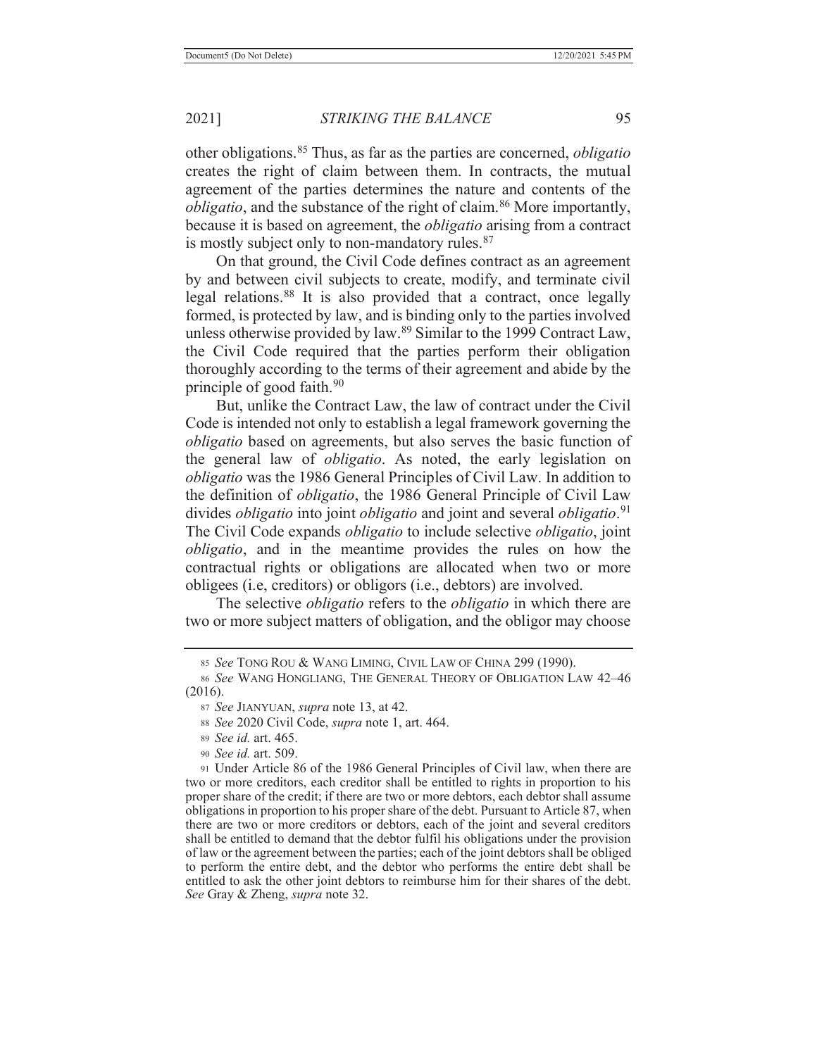other obligations.[85] Thus, as far as the parties are concerned, *obligatio* creates the right of claim between them. In contracts, the mutual agreement of the parties determines the nature and contents of the *obligatio*, and the substance of the right of claim.[86] More importantly, because it is based on agreement, the *obligatio* arising from a contract is mostly subject only to non-mandatory rules.[87]

On that ground, the Civil Code defines contract as an agreement by and between civil subjects to create, modify, and terminate civil legal relations.[88] It is also provided that a contract, once legally formed, is protected by law, and is binding only to the parties involved unless otherwise provided by law.[89] Similar to the 1999 Contract Law, the Civil Code required that the parties perform their obligation thoroughly according to the terms of their agreement and abide by the principle of good faith.[90]

But, unlike the Contract Law, the law of contract under the Civil Code is intended not only to establish a legal framework governing the *obligatio* based on agreements, but also serves the basic function of the general law of *obligatio*. As noted, the early legislation on *obligatio* was the 1986 General Principles of Civil Law. In addition to the definition of *obligatio*, the 1986 General Principle of Civil Law divides *obligatio* into joint *obligatio* and joint and several *obligatio*.[91] The Civil Code expands *obligatio* to include selective *obligatio*, joint *obligatio*, and in the meantime provides the rules on how the contractual rights or obligations are allocated when two or more obligees (i.e, creditors) or obligors (i.e., debtors) are involved.

The selective *obligatio* refers to the *obligatio* in which there are two or more subject matters of obligation, and the obligor may choose

---

85 *See* TONG ROU & WANG LIMING, CIVIL LAW OF CHINA 299 (1990).

86 *See* WANG HONGLIANG, THE GENERAL THEORY OF OBLIGATION LAW 42–46 (2016).

87 *See* JIANYUAN, *supra* note 13, at 42.

88 *See* 2020 Civil Code, *supra* note 1, art. 464.

89 *See id.* art. 465.

90 *See id.* art. 509.

91 Under Article 86 of the 1986 General Principles of Civil law, when there are two or more creditors, each creditor shall be entitled to rights in proportion to his proper share of the credit; if there are two or more debtors, each debtor shall assume obligations in proportion to his proper share of the debt. Pursuant to Article 87, when there are two or more creditors or debtors, each of the joint and several creditors shall be entitled to demand that the debtor fulfil his obligations under the provision of law or the agreement between the parties; each of the joint debtors shall be obliged to perform the entire debt, and the debtor who performs the entire debt shall be entitled to ask the other joint debtors to reimburse him for their shares of the debt. *See* Gray & Zheng, *supra* note 32.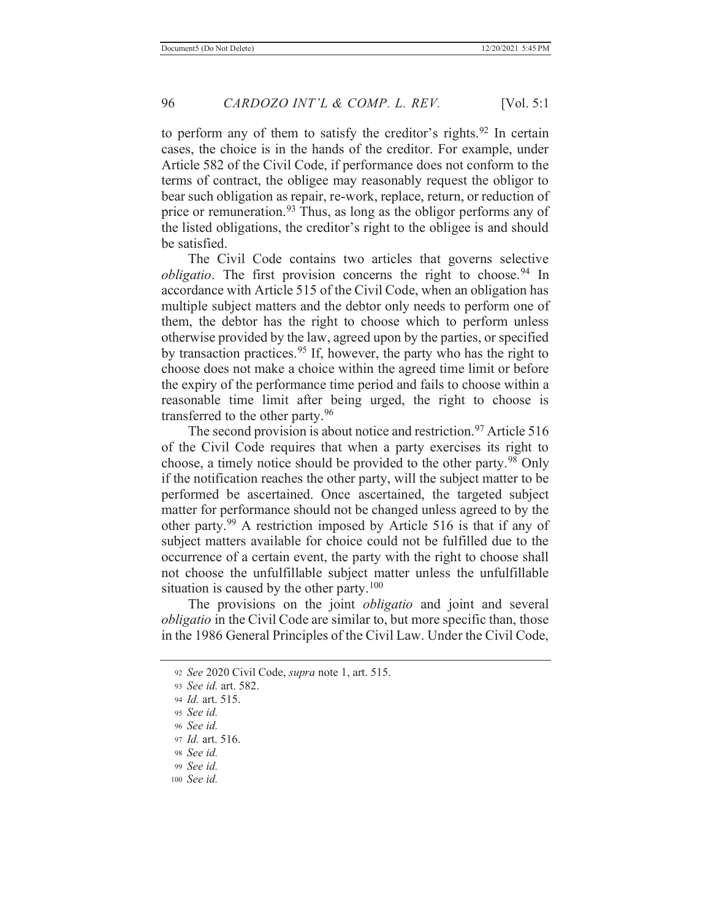to perform any of them to satisfy the creditor's rights.[92] In certain cases, the choice is in the hands of the creditor. For example, under Article 582 of the Civil Code, if performance does not conform to the terms of contract, the obligee may reasonably request the obligor to bear such obligation as repair, re-work, replace, return, or reduction of price or remuneration.[93] Thus, as long as the obligor performs any of the listed obligations, the creditor's right to the obligee is and should be satisfied.

The Civil Code contains two articles that governs selective *obligatio*. The first provision concerns the right to choose.[94] In accordance with Article 515 of the Civil Code, when an obligation has multiple subject matters and the debtor only needs to perform one of them, the debtor has the right to choose which to perform unless otherwise provided by the law, agreed upon by the parties, or specified by transaction practices.[95] If, however, the party who has the right to choose does not make a choice within the agreed time limit or before the expiry of the performance time period and fails to choose within a reasonable time limit after being urged, the right to choose is transferred to the other party.[96]

The second provision is about notice and restriction.[97] Article 516 of the Civil Code requires that when a party exercises its right to choose, a timely notice should be provided to the other party.[98] Only if the notification reaches the other party, will the subject matter to be performed be ascertained. Once ascertained, the targeted subject matter for performance should not be changed unless agreed to by the other party.[99] A restriction imposed by Article 516 is that if any of subject matters available for choice could not be fulfilled due to the occurrence of a certain event, the party with the right to choose shall not choose the unfulfillable subject matter unless the unfulfillable situation is caused by the other party.[100]

The provisions on the joint *obligatio* and joint and several *obligatio* in the Civil Code are similar to, but more specific than, those in the 1986 General Principles of the Civil Law. Under the Civil Code,

---

92 *See* 2020 Civil Code, *supra* note 1, art. 515.

93 *See id.* art. 582.

94 *Id.* art. 515.

95 *See id.*

96 *See id.*

97 *Id.* art. 516.

98 *See id.*

99 *See id.*

100 *See id.*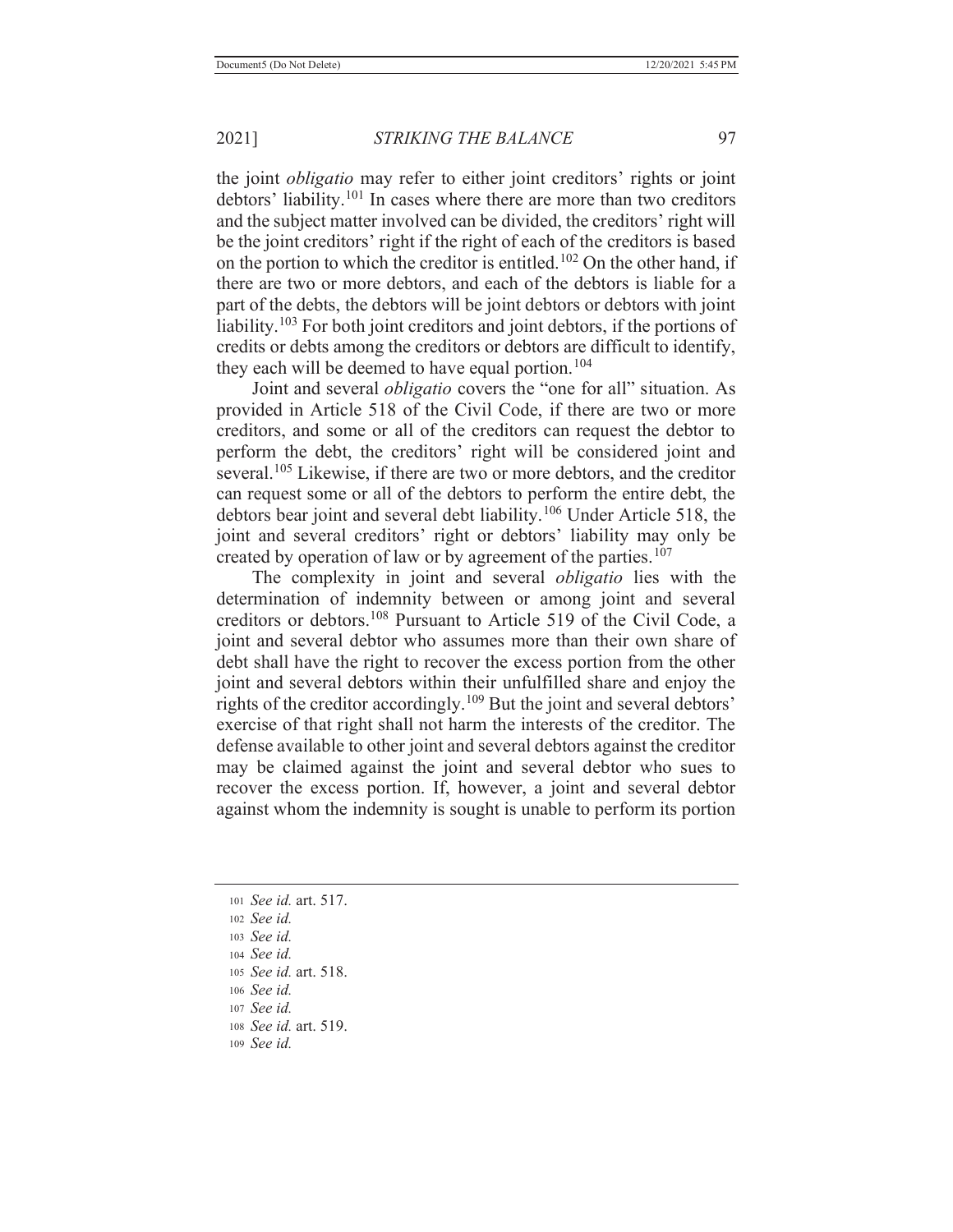the joint *obligatio* may refer to either joint creditors' rights or joint debtors' liability.[101] In cases where there are more than two creditors and the subject matter involved can be divided, the creditors' right will be the joint creditors' right if the right of each of the creditors is based on the portion to which the creditor is entitled.[102] On the other hand, if there are two or more debtors, and each of the debtors is liable for a part of the debts, the debtors will be joint debtors or debtors with joint liability.[103] For both joint creditors and joint debtors, if the portions of credits or debts among the creditors or debtors are difficult to identify, they each will be deemed to have equal portion.[104]

Joint and several *obligatio* covers the "one for all" situation. As provided in Article 518 of the Civil Code, if there are two or more creditors, and some or all of the creditors can request the debtor to perform the debt, the creditors' right will be considered joint and several.[105] Likewise, if there are two or more debtors, and the creditor can request some or all of the debtors to perform the entire debt, the debtors bear joint and several debt liability.[106] Under Article 518, the joint and several creditors' right or debtors' liability may only be created by operation of law or by agreement of the parties.[107]

The complexity in joint and several *obligatio* lies with the determination of indemnity between or among joint and several creditors or debtors.[108] Pursuant to Article 519 of the Civil Code, a joint and several debtor who assumes more than their own share of debt shall have the right to recover the excess portion from the other joint and several debtors within their unfulfilled share and enjoy the rights of the creditor accordingly.[109] But the joint and several debtors' exercise of that right shall not harm the interests of the creditor. The defense available to other joint and several debtors against the creditor may be claimed against the joint and several debtor who sues to recover the excess portion. If, however, a joint and several debtor against whom the indemnity is sought is unable to perform its portion

---

101 *See id.* art. 517.

102 *See id.*

103 *See id.*

104 *See id.*

105 *See id.* art. 518.

106 *See id.*

107 *See id.*

108 *See id.* art. 519.

109 *See id.*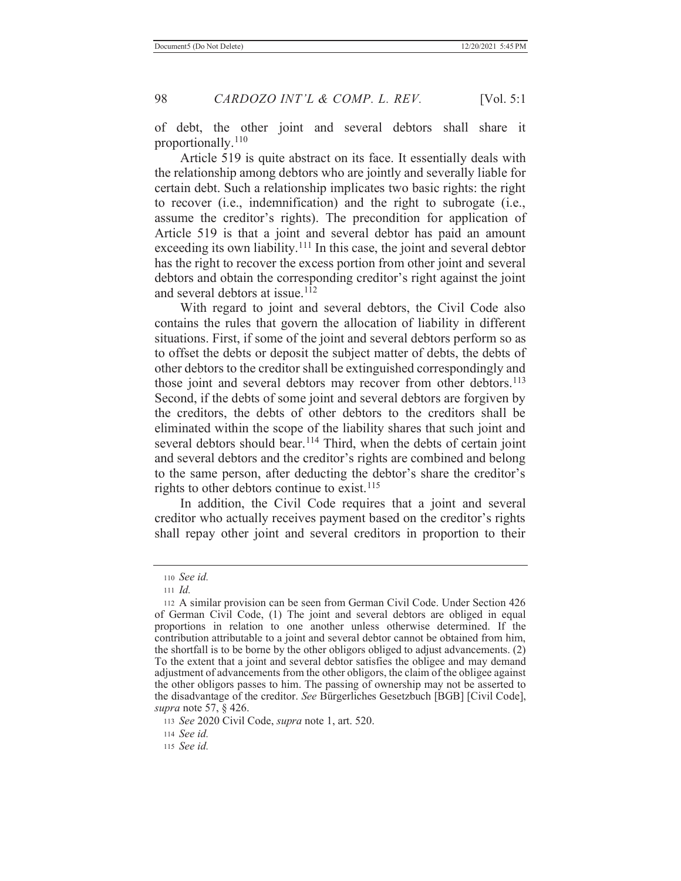of debt, the other joint and several debtors shall share it proportionally.[110]

Article 519 is quite abstract on its face. It essentially deals with the relationship among debtors who are jointly and severally liable for certain debt. Such a relationship implicates two basic rights: the right to recover (i.e., indemnification) and the right to subrogate (i.e., assume the creditor's rights). The precondition for application of Article 519 is that a joint and several debtor has paid an amount exceeding its own liability.[111] In this case, the joint and several debtor has the right to recover the excess portion from other joint and several debtors and obtain the corresponding creditor's right against the joint and several debtors at issue.[112]

With regard to joint and several debtors, the Civil Code also contains the rules that govern the allocation of liability in different situations. First, if some of the joint and several debtors perform so as to offset the debts or deposit the subject matter of debts, the debts of other debtors to the creditor shall be extinguished correspondingly and those joint and several debtors may recover from other debtors.[113] Second, if the debts of some joint and several debtors are forgiven by the creditors, the debts of other debtors to the creditors shall be eliminated within the scope of the liability shares that such joint and several debtors should bear.[114] Third, when the debts of certain joint and several debtors and the creditor's rights are combined and belong to the same person, after deducting the debtor's share the creditor's rights to other debtors continue to exist.[115]

In addition, the Civil Code requires that a joint and several creditor who actually receives payment based on the creditor's rights shall repay other joint and several creditors in proportion to their

---

110 *See id.*

111 *Id.*

112 A similar provision can be seen from German Civil Code. Under Section 426 of German Civil Code, (1) The joint and several debtors are obliged in equal proportions in relation to one another unless otherwise determined. If the contribution attributable to a joint and several debtor cannot be obtained from him, the shortfall is to be borne by the other obligors obliged to adjust advancements. (2) To the extent that a joint and several debtor satisfies the obligee and may demand adjustment of advancements from the other obligors, the claim of the obligee against the other obligors passes to him. The passing of ownership may not be asserted to the disadvantage of the creditor. *See* Bürgerliches Gesetzbuch [BGB] [Civil Code], *supra* note 57, § 426.

113 *See* 2020 Civil Code, *supra* note 1, art. 520.

114 *See id.*

115 *See id.*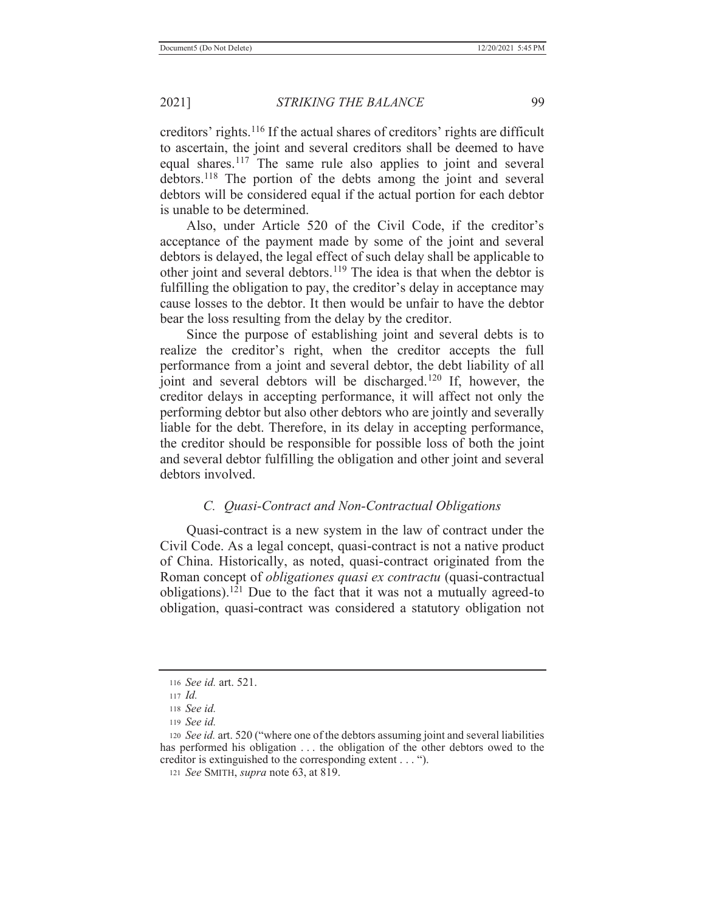creditors' rights.[116] If the actual shares of creditors' rights are difficult to ascertain, the joint and several creditors shall be deemed to have equal shares.[117] The same rule also applies to joint and several debtors.[118] The portion of the debts among the joint and several debtors will be considered equal if the actual portion for each debtor is unable to be determined.

Also, under Article 520 of the Civil Code, if the creditor's acceptance of the payment made by some of the joint and several debtors is delayed, the legal effect of such delay shall be applicable to other joint and several debtors.[119] The idea is that when the debtor is fulfilling the obligation to pay, the creditor's delay in acceptance may cause losses to the debtor. It then would be unfair to have the debtor bear the loss resulting from the delay by the creditor.

Since the purpose of establishing joint and several debts is to realize the creditor's right, when the creditor accepts the full performance from a joint and several debtor, the debt liability of all joint and several debtors will be discharged.[120] If, however, the creditor delays in accepting performance, it will affect not only the performing debtor but also other debtors who are jointly and severally liable for the debt. Therefore, in its delay in accepting performance, the creditor should be responsible for possible loss of both the joint and several debtor fulfilling the obligation and other joint and several debtors involved.

### *C. Quasi-Contract and Non-Contractual Obligations*

Quasi-contract is a new system in the law of contract under the Civil Code. As a legal concept, quasi-contract is not a native product of China. Historically, as noted, quasi-contract originated from the Roman concept of *obligationes quasi ex contractu* (quasi-contractual obligations).[121] Due to the fact that it was not a mutually agreed-to obligation, quasi-contract was considered a statutory obligation not

---

116 *See id.* art. 521.

117 *Id.*

118 *See id.*

119 *See id.*

120 *See id.* art. 520 ("where one of the debtors assuming joint and several liabilities has performed his obligation . . . the obligation of the other debtors owed to the creditor is extinguished to the corresponding extent . . . ").

121 *See* SMITH, *supra* note 63, at 819.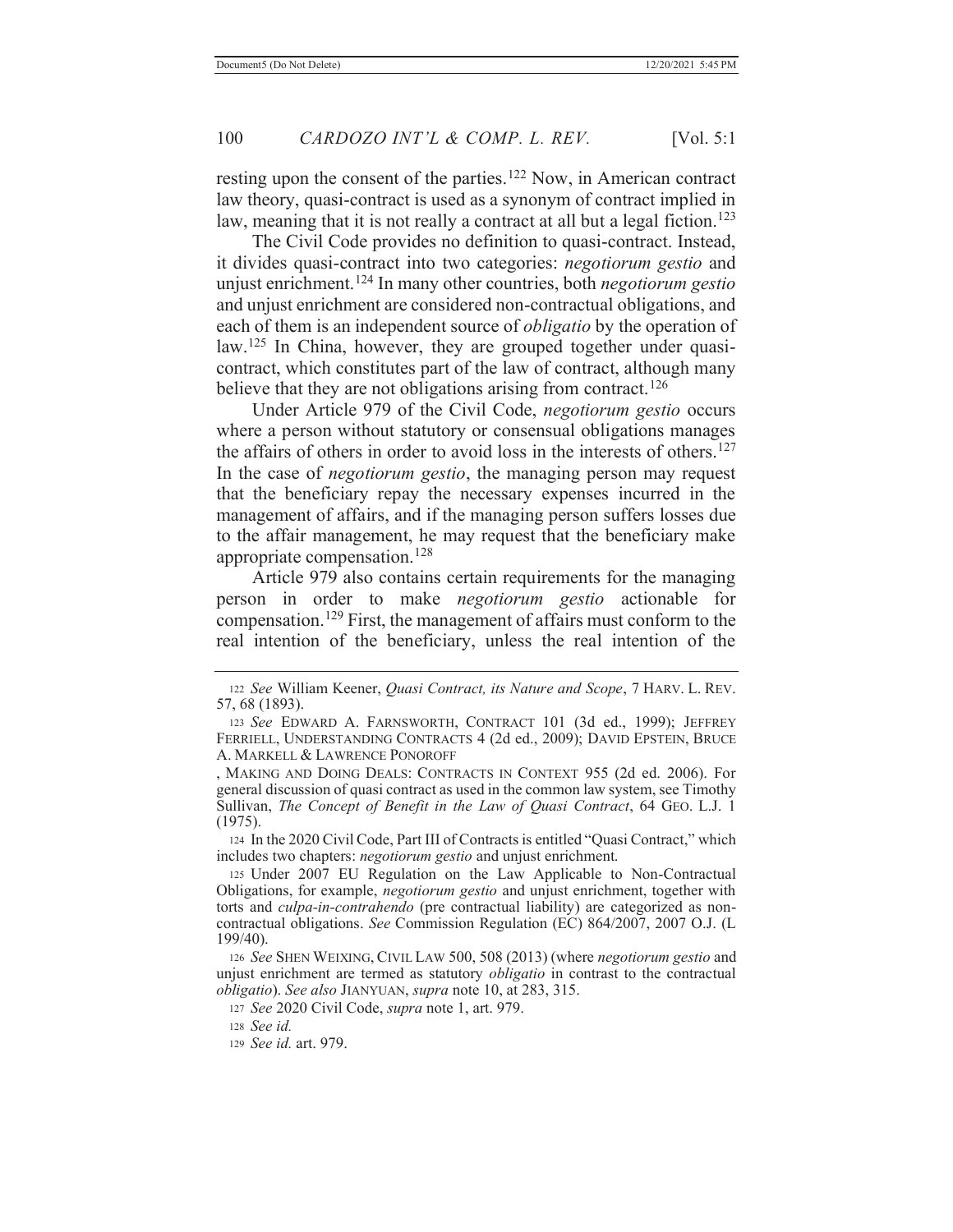resting upon the consent of the parties.[122] Now, in American contract law theory, quasi-contract is used as a synonym of contract implied in law, meaning that it is not really a contract at all but a legal fiction.[123]

The Civil Code provides no definition to quasi-contract. Instead, it divides quasi-contract into two categories: *negotiorum gestio* and unjust enrichment.[124] In many other countries, both *negotiorum gestio* and unjust enrichment are considered non-contractual obligations, and each of them is an independent source of *obligatio* by the operation of law.[125] In China, however, they are grouped together under quasi-contract, which constitutes part of the law of contract, although many believe that they are not obligations arising from contract.[126]

Under Article 979 of the Civil Code, *negotiorum gestio* occurs where a person without statutory or consensual obligations manages the affairs of others in order to avoid loss in the interests of others.[127] In the case of *negotiorum gestio*, the managing person may request that the beneficiary repay the necessary expenses incurred in the management of affairs, and if the managing person suffers losses due to the affair management, he may request that the beneficiary make appropriate compensation.[128]

Article 979 also contains certain requirements for the managing person in order to make *negotiorum gestio* actionable for compensation.[129] First, the management of affairs must conform to the real intention of the beneficiary, unless the real intention of the

---

[122] *See* William Keener, *Quasi Contract, its Nature and Scope*, 7 HARV. L. REV. 57, 68 (1893).

[123] *See* EDWARD A. FARNSWORTH, CONTRACT 101 (3d ed., 1999); JEFFREY FERRIELL, UNDERSTANDING CONTRACTS 4 (2d ed., 2009); DAVID EPSTEIN, BRUCE A. MARKELL & LAWRENCE PONOROFF

, MAKING AND DOING DEALS: CONTRACTS IN CONTEXT 955 (2d ed. 2006). For general discussion of quasi contract as used in the common law system, see Timothy Sullivan, *The Concept of Benefit in the Law of Quasi Contract*, 64 GEO. L.J. 1 (1975).

[124] In the 2020 Civil Code, Part III of Contracts is entitled "Quasi Contract," which includes two chapters: *negotiorum gestio* and unjust enrichment.

[125] Under 2007 EU Regulation on the Law Applicable to Non-Contractual Obligations, for example, *negotiorum gestio* and unjust enrichment, together with torts and *culpa-in-contrahendo* (pre contractual liability) are categorized as non-contractual obligations. *See* Commission Regulation (EC) 864/2007, 2007 O.J. (L 199/40).

[126] *See* SHEN WEIXING, CIVIL LAW 500, 508 (2013) (where *negotiorum gestio* and unjust enrichment are termed as statutory *obligatio* in contrast to the contractual *obligatio*). *See also* JIANYUAN, *supra* note 10, at 283, 315.

[127] *See* 2020 Civil Code, *supra* note 1, art. 979.

[128] *See id.*

[129] *See id.* art. 979.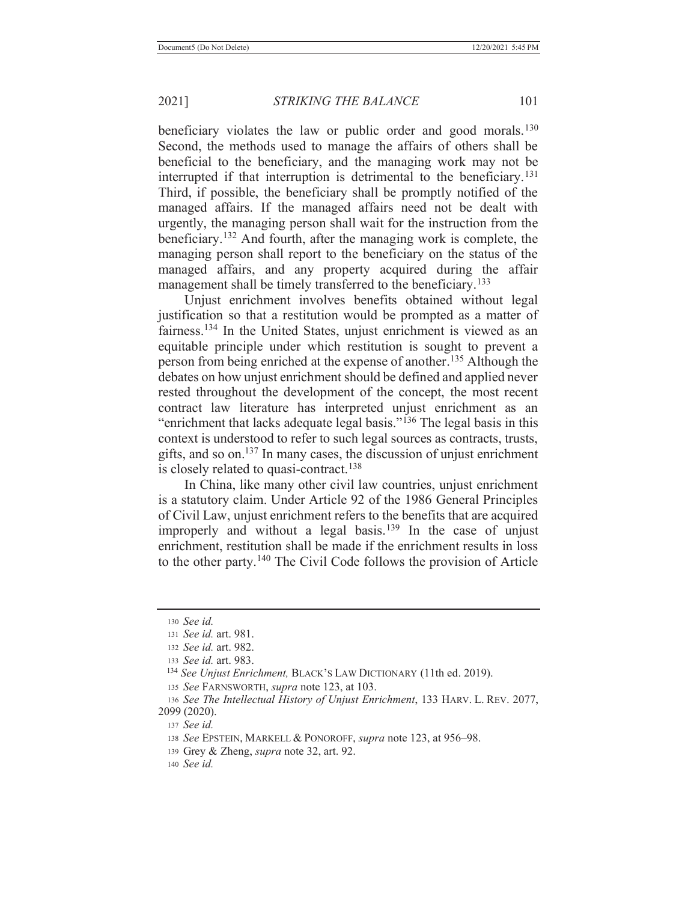beneficiary violates the law or public order and good morals.[130] Second, the methods used to manage the affairs of others shall be beneficial to the beneficiary, and the managing work may not be interrupted if that interruption is detrimental to the beneficiary.[131] Third, if possible, the beneficiary shall be promptly notified of the managed affairs. If the managed affairs need not be dealt with urgently, the managing person shall wait for the instruction from the beneficiary.[132] And fourth, after the managing work is complete, the managing person shall report to the beneficiary on the status of the managed affairs, and any property acquired during the affair management shall be timely transferred to the beneficiary.[133]

Unjust enrichment involves benefits obtained without legal justification so that a restitution would be prompted as a matter of fairness.[134] In the United States, unjust enrichment is viewed as an equitable principle under which restitution is sought to prevent a person from being enriched at the expense of another.[135] Although the debates on how unjust enrichment should be defined and applied never rested throughout the development of the concept, the most recent contract law literature has interpreted unjust enrichment as an "enrichment that lacks adequate legal basis."[136] The legal basis in this context is understood to refer to such legal sources as contracts, trusts, gifts, and so on.[137] In many cases, the discussion of unjust enrichment is closely related to quasi-contract.[138]

In China, like many other civil law countries, unjust enrichment is a statutory claim. Under Article 92 of the 1986 General Principles of Civil Law, unjust enrichment refers to the benefits that are acquired improperly and without a legal basis.[139] In the case of unjust enrichment, restitution shall be made if the enrichment results in loss to the other party.[140] The Civil Code follows the provision of Article

---

130 *See id.*

131 *See id.* art. 981.

132 *See id.* art. 982.

133 *See id.* art. 983.

134 *See Unjust Enrichment,* BLACK'S LAW DICTIONARY (11th ed. 2019).

135 *See* FARNSWORTH, *supra* note 123, at 103.

136 *See The Intellectual History of Unjust Enrichment*, 133 HARV. L. REV. 2077, 2099 (2020).

137 *See id.*

138 *See* EPSTEIN, MARKELL & PONOROFF, *supra* note 123, at 956–98.

139 Grey & Zheng, *supra* note 32, art. 92.

140 *See id.*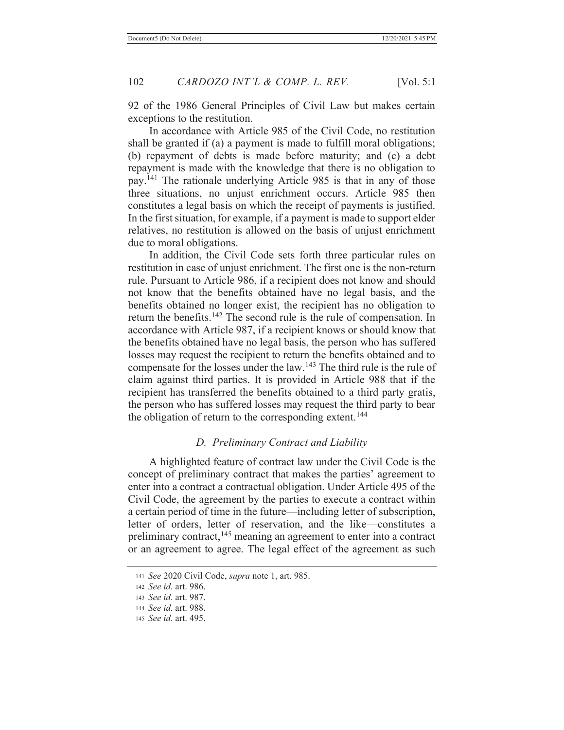92 of the 1986 General Principles of Civil Law but makes certain exceptions to the restitution.

In accordance with Article 985 of the Civil Code, no restitution shall be granted if (a) a payment is made to fulfill moral obligations; (b) repayment of debts is made before maturity; and (c) a debt repayment is made with the knowledge that there is no obligation to pay.[141] The rationale underlying Article 985 is that in any of those three situations, no unjust enrichment occurs. Article 985 then constitutes a legal basis on which the receipt of payments is justified. In the first situation, for example, if a payment is made to support elder relatives, no restitution is allowed on the basis of unjust enrichment due to moral obligations.

In addition, the Civil Code sets forth three particular rules on restitution in case of unjust enrichment. The first one is the non-return rule. Pursuant to Article 986, if a recipient does not know and should not know that the benefits obtained have no legal basis, and the benefits obtained no longer exist, the recipient has no obligation to return the benefits.[142] The second rule is the rule of compensation. In accordance with Article 987, if a recipient knows or should know that the benefits obtained have no legal basis, the person who has suffered losses may request the recipient to return the benefits obtained and to compensate for the losses under the law.[143] The third rule is the rule of claim against third parties. It is provided in Article 988 that if the recipient has transferred the benefits obtained to a third party gratis, the person who has suffered losses may request the third party to bear the obligation of return to the corresponding extent.[144]

### *D. Preliminary Contract and Liability*

A highlighted feature of contract law under the Civil Code is the concept of preliminary contract that makes the parties' agreement to enter into a contract a contractual obligation. Under Article 495 of the Civil Code, the agreement by the parties to execute a contract within a certain period of time in the future—including letter of subscription, letter of orders, letter of reservation, and the like—constitutes a preliminary contract,[145] meaning an agreement to enter into a contract or an agreement to agree. The legal effect of the agreement as such

---

141 *See* 2020 Civil Code, *supra* note 1, art. 985.

142 *See id.* art. 986.

143 *See id.* art. 987.

144 *See id.* art. 988.

145 *See id.* art. 495.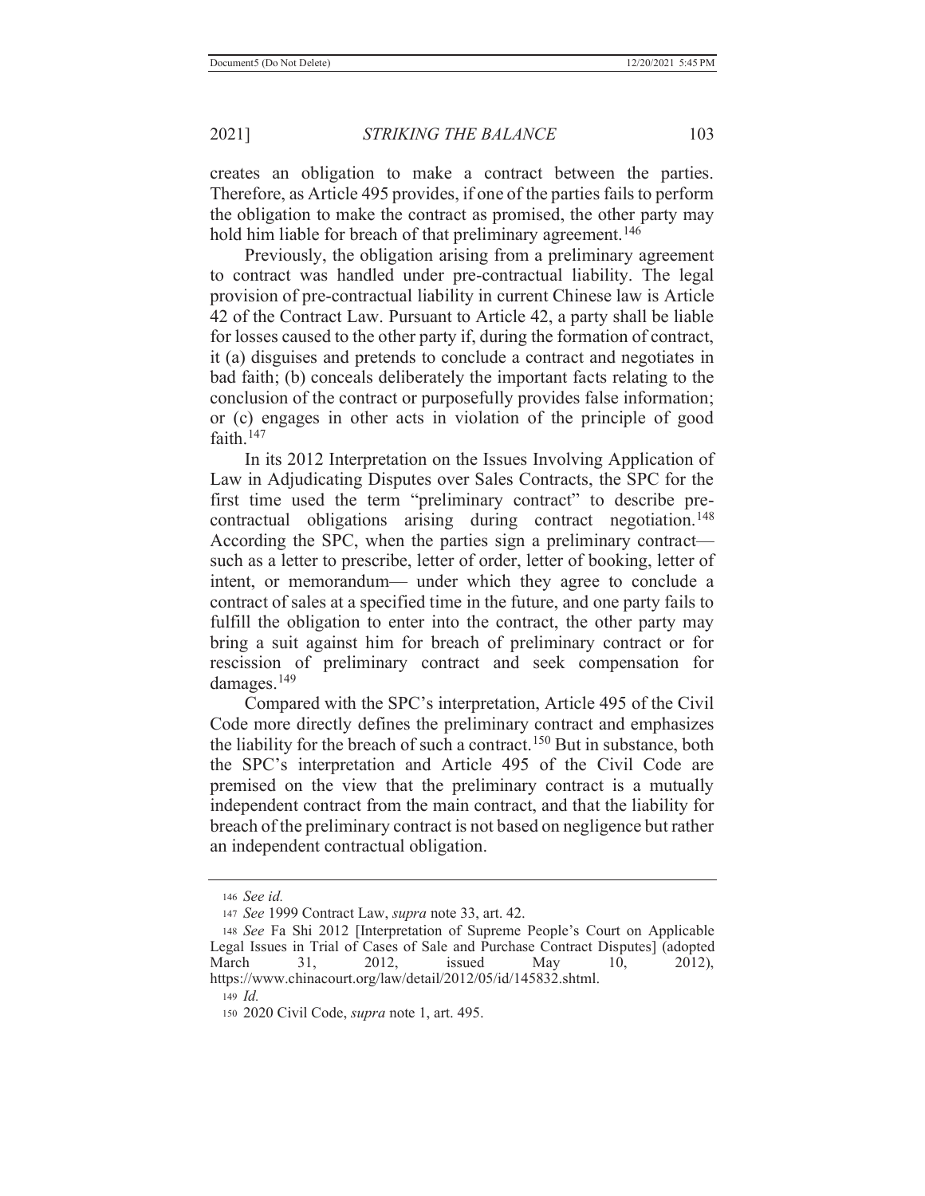creates an obligation to make a contract between the parties. Therefore, as Article 495 provides, if one of the parties fails to perform the obligation to make the contract as promised, the other party may hold him liable for breach of that preliminary agreement.[146]

Previously, the obligation arising from a preliminary agreement to contract was handled under pre-contractual liability. The legal provision of pre-contractual liability in current Chinese law is Article 42 of the Contract Law. Pursuant to Article 42, a party shall be liable for losses caused to the other party if, during the formation of contract, it (a) disguises and pretends to conclude a contract and negotiates in bad faith; (b) conceals deliberately the important facts relating to the conclusion of the contract or purposefully provides false information; or (c) engages in other acts in violation of the principle of good faith.[147]

In its 2012 Interpretation on the Issues Involving Application of Law in Adjudicating Disputes over Sales Contracts, the SPC for the first time used the term "preliminary contract" to describe pre-contractual obligations arising during contract negotiation.[148] According the SPC, when the parties sign a preliminary contract—such as a letter to prescribe, letter of order, letter of booking, letter of intent, or memorandum— under which they agree to conclude a contract of sales at a specified time in the future, and one party fails to fulfill the obligation to enter into the contract, the other party may bring a suit against him for breach of preliminary contract or for rescission of preliminary contract and seek compensation for damages.[149]

Compared with the SPC's interpretation, Article 495 of the Civil Code more directly defines the preliminary contract and emphasizes the liability for the breach of such a contract.[150] But in substance, both the SPC's interpretation and Article 495 of the Civil Code are premised on the view that the preliminary contract is a mutually independent contract from the main contract, and that the liability for breach of the preliminary contract is not based on negligence but rather an independent contractual obligation.

---

146 *See id.*

147 *See* 1999 Contract Law, *supra* note 33, art. 42.

148 *See* Fa Shi 2012 [Interpretation of Supreme People's Court on Applicable Legal Issues in Trial of Cases of Sale and Purchase Contract Disputes] (adopted March 31, 2012, issued May 10, 2012), https://www.chinacourt.org/law/detail/2012/05/id/145832.shtml.

149 *Id.*

150 2020 Civil Code, *supra* note 1, art. 495.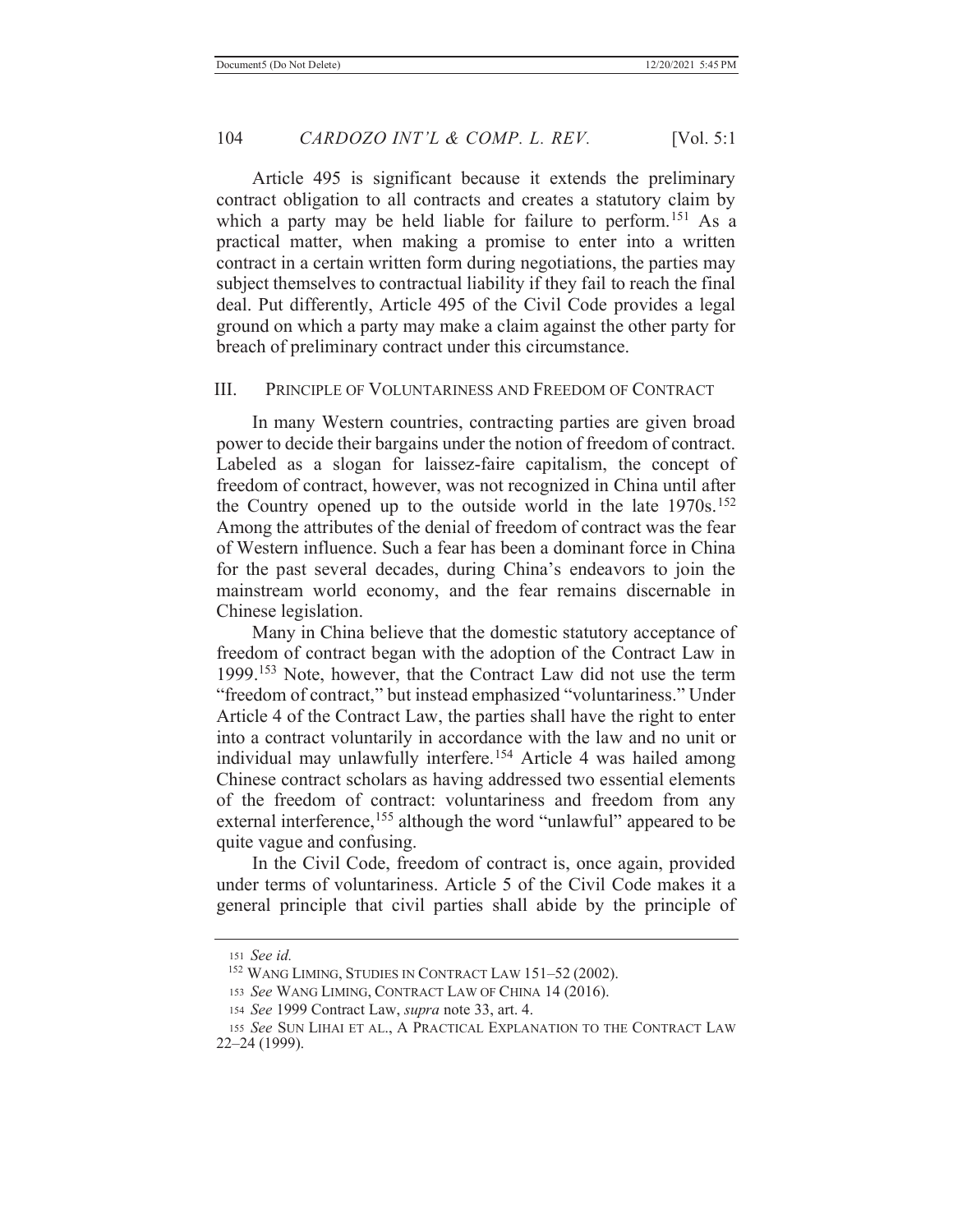Article 495 is significant because it extends the preliminary contract obligation to all contracts and creates a statutory claim by which a party may be held liable for failure to perform.[151] As a practical matter, when making a promise to enter into a written contract in a certain written form during negotiations, the parties may subject themselves to contractual liability if they fail to reach the final deal. Put differently, Article 495 of the Civil Code provides a legal ground on which a party may make a claim against the other party for breach of preliminary contract under this circumstance.

## III. PRINCIPLE OF VOLUNTARINESS AND FREEDOM OF CONTRACT

In many Western countries, contracting parties are given broad power to decide their bargains under the notion of freedom of contract. Labeled as a slogan for laissez-faire capitalism, the concept of freedom of contract, however, was not recognized in China until after the Country opened up to the outside world in the late 1970s.[152] Among the attributes of the denial of freedom of contract was the fear of Western influence. Such a fear has been a dominant force in China for the past several decades, during China's endeavors to join the mainstream world economy, and the fear remains discernable in Chinese legislation.

Many in China believe that the domestic statutory acceptance of freedom of contract began with the adoption of the Contract Law in 1999.[153] Note, however, that the Contract Law did not use the term "freedom of contract," but instead emphasized "voluntariness." Under Article 4 of the Contract Law, the parties shall have the right to enter into a contract voluntarily in accordance with the law and no unit or individual may unlawfully interfere.[154] Article 4 was hailed among Chinese contract scholars as having addressed two essential elements of the freedom of contract: voluntariness and freedom from any external interference,[155] although the word "unlawful" appeared to be quite vague and confusing.

In the Civil Code, freedom of contract is, once again, provided under terms of voluntariness. Article 5 of the Civil Code makes it a general principle that civil parties shall abide by the principle of

---

151 *See id.*

152 WANG LIMING, STUDIES IN CONTRACT LAW 151–52 (2002).

153 *See* WANG LIMING, CONTRACT LAW OF CHINA 14 (2016).

154 *See* 1999 Contract Law, *supra* note 33, art. 4.

155 *See* SUN LIHAI ET AL., A PRACTICAL EXPLANATION TO THE CONTRACT LAW 22–24 (1999).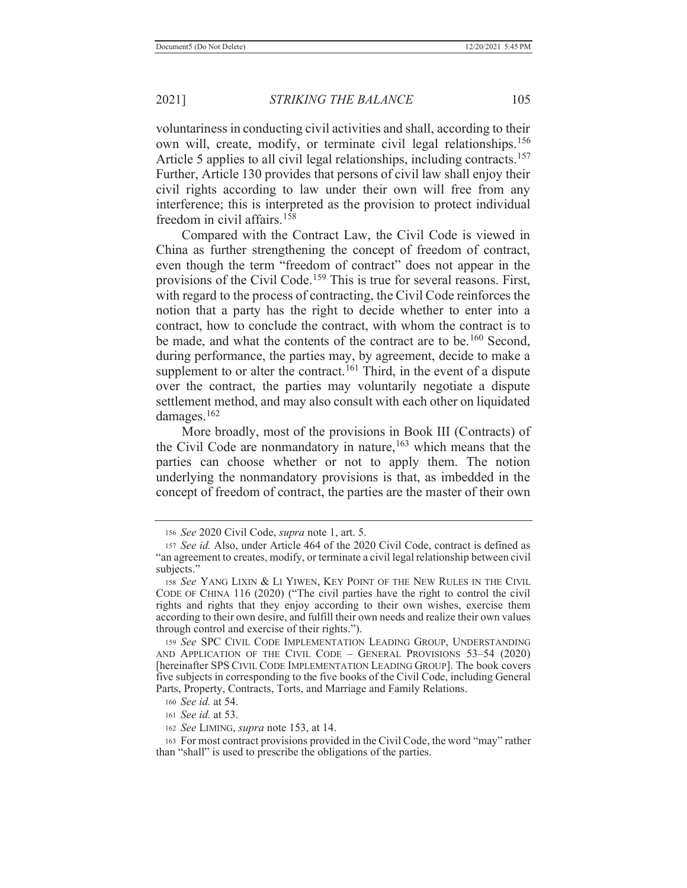voluntariness in conducting civil activities and shall, according to their own will, create, modify, or terminate civil legal relationships.[156] Article 5 applies to all civil legal relationships, including contracts.[157] Further, Article 130 provides that persons of civil law shall enjoy their civil rights according to law under their own will free from any interference; this is interpreted as the provision to protect individual freedom in civil affairs.[158]

Compared with the Contract Law, the Civil Code is viewed in China as further strengthening the concept of freedom of contract, even though the term "freedom of contract" does not appear in the provisions of the Civil Code.[159] This is true for several reasons. First, with regard to the process of contracting, the Civil Code reinforces the notion that a party has the right to decide whether to enter into a contract, how to conclude the contract, with whom the contract is to be made, and what the contents of the contract are to be.[160] Second, during performance, the parties may, by agreement, decide to make a supplement to or alter the contract.[161] Third, in the event of a dispute over the contract, the parties may voluntarily negotiate a dispute settlement method, and may also consult with each other on liquidated damages.[162]

More broadly, most of the provisions in Book III (Contracts) of the Civil Code are nonmandatory in nature,[163] which means that the parties can choose whether or not to apply them. The notion underlying the nonmandatory provisions is that, as imbedded in the concept of freedom of contract, the parties are the master of their own

---

156 *See* 2020 Civil Code, *supra* note 1, art. 5.

157 *See id.* Also, under Article 464 of the 2020 Civil Code, contract is defined as "an agreement to creates, modify, or terminate a civil legal relationship between civil subjects."

158 *See* YANG LIXIN & LI YIWEN, KEY POINT OF THE NEW RULES IN THE CIVIL CODE OF CHINA 116 (2020) ("The civil parties have the right to control the civil rights and rights that they enjoy according to their own wishes, exercise them according to their own desire, and fulfill their own needs and realize their own values through control and exercise of their rights.").

159 *See* SPC CIVIL CODE IMPLEMENTATION LEADING GROUP, UNDERSTANDING AND APPLICATION OF THE CIVIL CODE – GENERAL PROVISIONS 53–54 (2020) [hereinafter SPS CIVIL CODE IMPLEMENTATION LEADING GROUP]. The book covers five subjects in corresponding to the five books of the Civil Code, including General Parts, Property, Contracts, Torts, and Marriage and Family Relations.

160 *See id.* at 54.

161 *See id.* at 53.

162 *See* LIMING, *supra* note 153, at 14.

163 For most contract provisions provided in the Civil Code, the word "may" rather than "shall" is used to prescribe the obligations of the parties.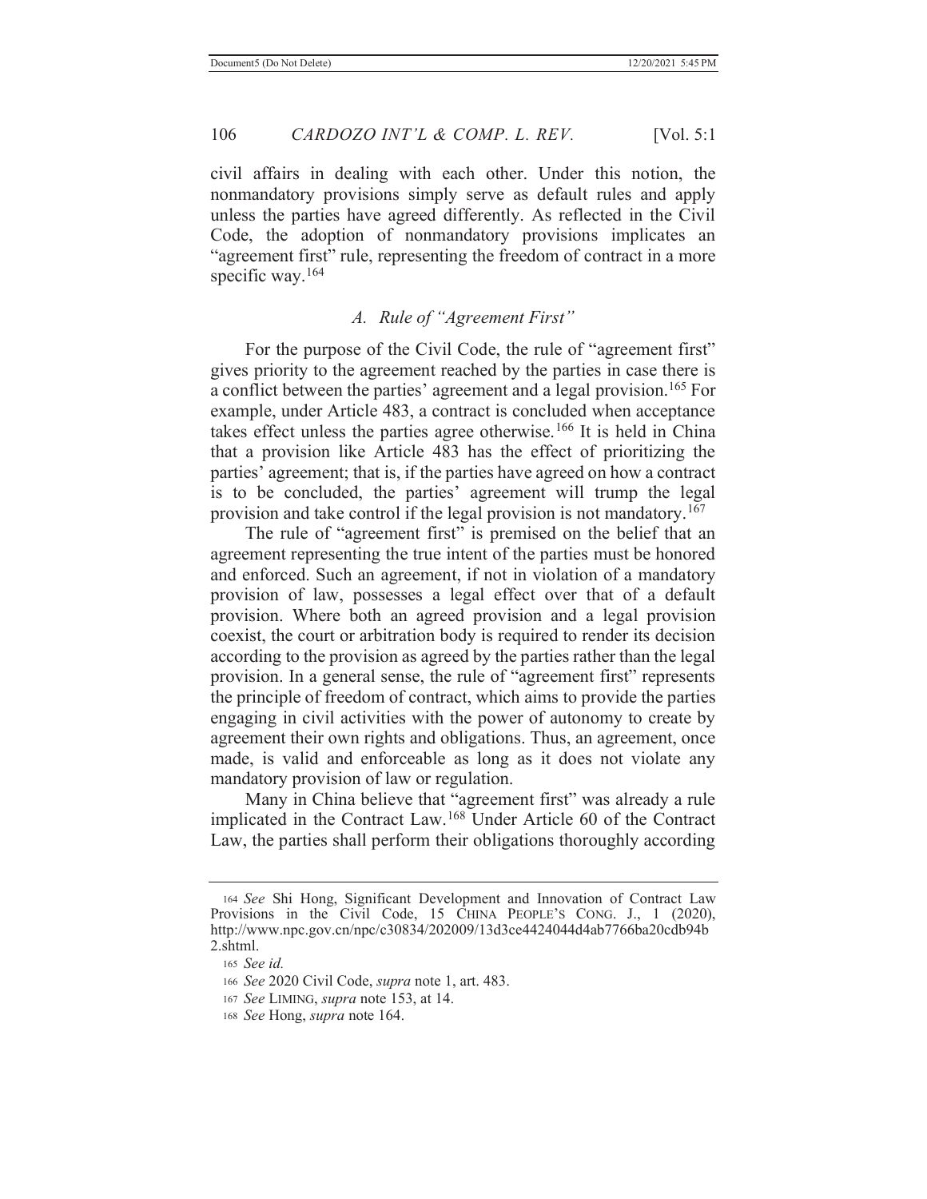civil affairs in dealing with each other. Under this notion, the nonmandatory provisions simply serve as default rules and apply unless the parties have agreed differently. As reflected in the Civil Code, the adoption of nonmandatory provisions implicates an "agreement first" rule, representing the freedom of contract in a more specific way.[164]

### *A. Rule of "Agreement First"*

For the purpose of the Civil Code, the rule of "agreement first" gives priority to the agreement reached by the parties in case there is a conflict between the parties' agreement and a legal provision.[165] For example, under Article 483, a contract is concluded when acceptance takes effect unless the parties agree otherwise.[166] It is held in China that a provision like Article 483 has the effect of prioritizing the parties' agreement; that is, if the parties have agreed on how a contract is to be concluded, the parties' agreement will trump the legal provision and take control if the legal provision is not mandatory.[167]

The rule of "agreement first" is premised on the belief that an agreement representing the true intent of the parties must be honored and enforced. Such an agreement, if not in violation of a mandatory provision of law, possesses a legal effect over that of a default provision. Where both an agreed provision and a legal provision coexist, the court or arbitration body is required to render its decision according to the provision as agreed by the parties rather than the legal provision. In a general sense, the rule of "agreement first" represents the principle of freedom of contract, which aims to provide the parties engaging in civil activities with the power of autonomy to create by agreement their own rights and obligations. Thus, an agreement, once made, is valid and enforceable as long as it does not violate any mandatory provision of law or regulation.

Many in China believe that "agreement first" was already a rule implicated in the Contract Law.[168] Under Article 60 of the Contract Law, the parties shall perform their obligations thoroughly according

---

[164] *See* Shi Hong, Significant Development and Innovation of Contract Law Provisions in the Civil Code, 15 CHINA PEOPLE'S CONG. J., 1 (2020), http://www.npc.gov.cn/npc/c30834/202009/13d3ce4424044d4ab7766ba20cdb94b2.shtml.

[165] *See id.*

[166] *See* 2020 Civil Code, *supra* note 1, art. 483.

[167] *See* LIMING, *supra* note 153, at 14.

[168] *See* Hong, *supra* note 164.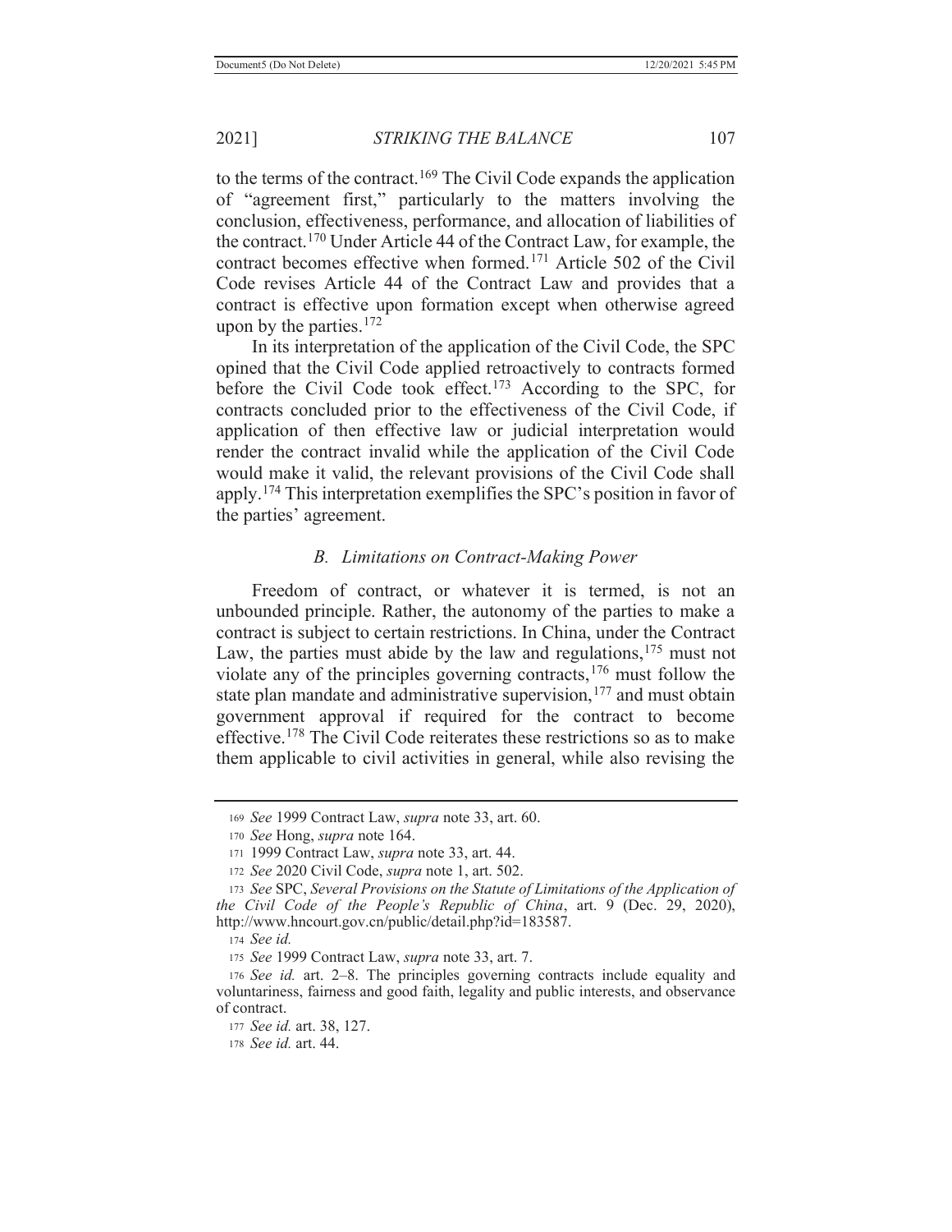to the terms of the contract.[169] The Civil Code expands the application of "agreement first," particularly to the matters involving the conclusion, effectiveness, performance, and allocation of liabilities of the contract.[170] Under Article 44 of the Contract Law, for example, the contract becomes effective when formed.[171] Article 502 of the Civil Code revises Article 44 of the Contract Law and provides that a contract is effective upon formation except when otherwise agreed upon by the parties.[172]

In its interpretation of the application of the Civil Code, the SPC opined that the Civil Code applied retroactively to contracts formed before the Civil Code took effect.[173] According to the SPC, for contracts concluded prior to the effectiveness of the Civil Code, if application of then effective law or judicial interpretation would render the contract invalid while the application of the Civil Code would make it valid, the relevant provisions of the Civil Code shall apply.[174] This interpretation exemplifies the SPC's position in favor of the parties' agreement.

### *B. Limitations on Contract-Making Power*

Freedom of contract, or whatever it is termed, is not an unbounded principle. Rather, the autonomy of the parties to make a contract is subject to certain restrictions. In China, under the Contract Law, the parties must abide by the law and regulations,[175] must not violate any of the principles governing contracts,[176] must follow the state plan mandate and administrative supervision,[177] and must obtain government approval if required for the contract to become effective.[178] The Civil Code reiterates these restrictions so as to make them applicable to civil activities in general, while also revising the

---

169 *See* 1999 Contract Law, *supra* note 33, art. 60.

170 *See* Hong, *supra* note 164.

171 1999 Contract Law, *supra* note 33, art. 44.

172 *See* 2020 Civil Code, *supra* note 1, art. 502.

173 *See* SPC, *Several Provisions on the Statute of Limitations of the Application of the Civil Code of the People's Republic of China*, art. 9 (Dec. 29, 2020), http://www.hncourt.gov.cn/public/detail.php?id=183587.

174 *See id.*

175 *See* 1999 Contract Law, *supra* note 33, art. 7.

176 *See id.* art. 2–8. The principles governing contracts include equality and voluntariness, fairness and good faith, legality and public interests, and observance of contract.

177 *See id.* art. 38, 127.

178 *See id.* art. 44.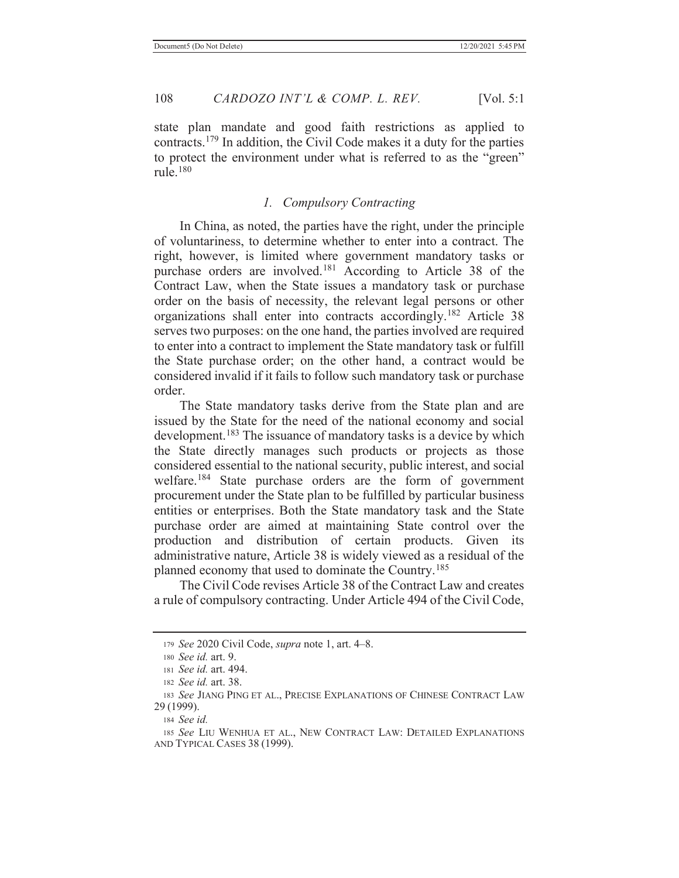state plan mandate and good faith restrictions as applied to contracts.[179] In addition, the Civil Code makes it a duty for the parties to protect the environment under what is referred to as the "green" rule.[180]

### *1. Compulsory Contracting*

In China, as noted, the parties have the right, under the principle of voluntariness, to determine whether to enter into a contract. The right, however, is limited where government mandatory tasks or purchase orders are involved.[181] According to Article 38 of the Contract Law, when the State issues a mandatory task or purchase order on the basis of necessity, the relevant legal persons or other organizations shall enter into contracts accordingly.[182] Article 38 serves two purposes: on the one hand, the parties involved are required to enter into a contract to implement the State mandatory task or fulfill the State purchase order; on the other hand, a contract would be considered invalid if it fails to follow such mandatory task or purchase order.

The State mandatory tasks derive from the State plan and are issued by the State for the need of the national economy and social development.[183] The issuance of mandatory tasks is a device by which the State directly manages such products or projects as those considered essential to the national security, public interest, and social welfare.[184] State purchase orders are the form of government procurement under the State plan to be fulfilled by particular business entities or enterprises. Both the State mandatory task and the State purchase order are aimed at maintaining State control over the production and distribution of certain products. Given its administrative nature, Article 38 is widely viewed as a residual of the planned economy that used to dominate the Country.[185]

The Civil Code revises Article 38 of the Contract Law and creates a rule of compulsory contracting. Under Article 494 of the Civil Code,

---

179 *See* 2020 Civil Code, *supra* note 1, art. 4–8.

180 *See id.* art. 9.

181 *See id.* art. 494.

182 *See id.* art. 38.

183 *See* JIANG PING ET AL., PRECISE EXPLANATIONS OF CHINESE CONTRACT LAW 29 (1999).

184 *See id.*

185 *See* LIU WENHUA ET AL., NEW CONTRACT LAW: DETAILED EXPLANATIONS AND TYPICAL CASES 38 (1999).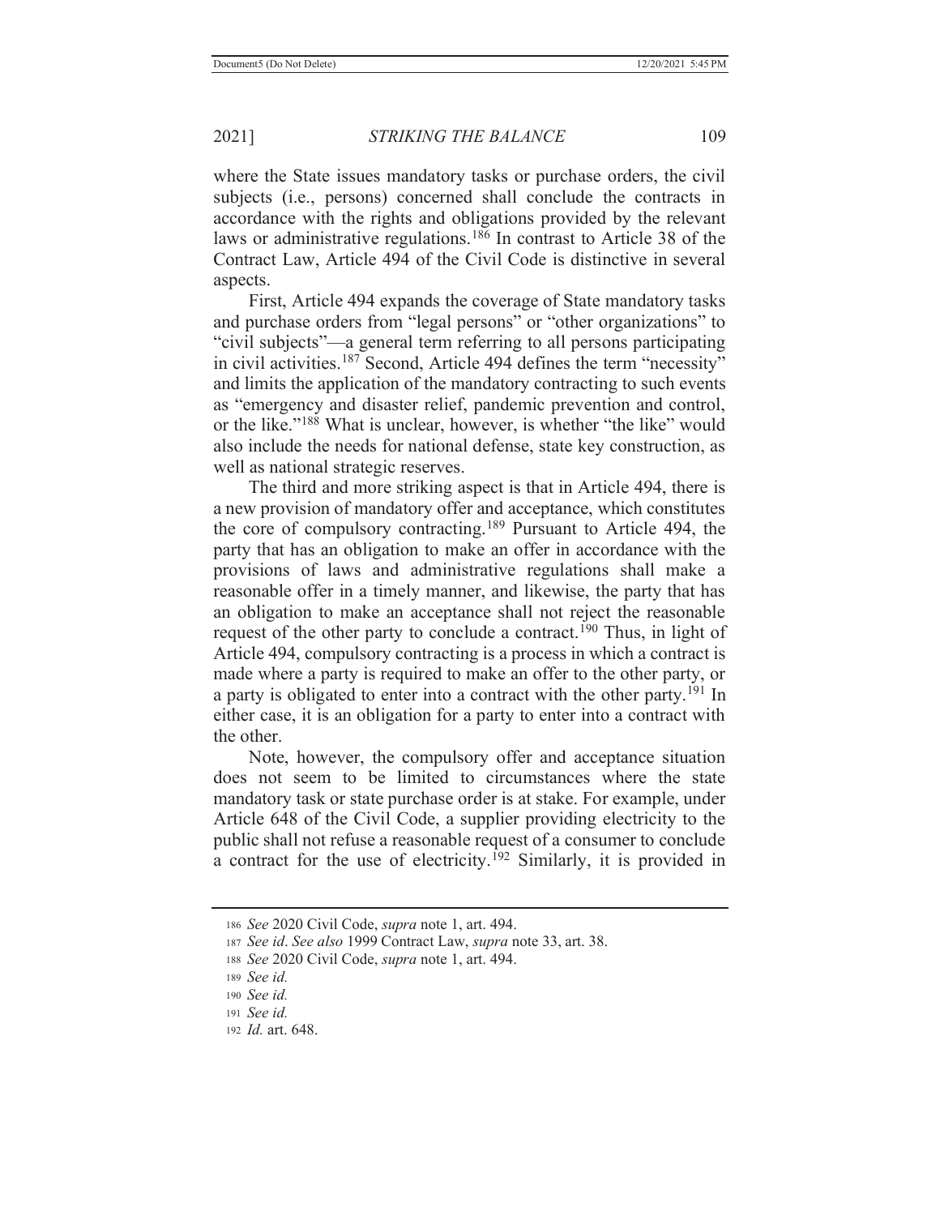where the State issues mandatory tasks or purchase orders, the civil subjects (i.e., persons) concerned shall conclude the contracts in accordance with the rights and obligations provided by the relevant laws or administrative regulations.[186] In contrast to Article 38 of the Contract Law, Article 494 of the Civil Code is distinctive in several aspects.

First, Article 494 expands the coverage of State mandatory tasks and purchase orders from "legal persons" or "other organizations" to "civil subjects"—a general term referring to all persons participating in civil activities.[187] Second, Article 494 defines the term "necessity" and limits the application of the mandatory contracting to such events as "emergency and disaster relief, pandemic prevention and control, or the like."[188] What is unclear, however, is whether "the like" would also include the needs for national defense, state key construction, as well as national strategic reserves.

The third and more striking aspect is that in Article 494, there is a new provision of mandatory offer and acceptance, which constitutes the core of compulsory contracting.[189] Pursuant to Article 494, the party that has an obligation to make an offer in accordance with the provisions of laws and administrative regulations shall make a reasonable offer in a timely manner, and likewise, the party that has an obligation to make an acceptance shall not reject the reasonable request of the other party to conclude a contract.[190] Thus, in light of Article 494, compulsory contracting is a process in which a contract is made where a party is required to make an offer to the other party, or a party is obligated to enter into a contract with the other party.[191] In either case, it is an obligation for a party to enter into a contract with the other.

Note, however, the compulsory offer and acceptance situation does not seem to be limited to circumstances where the state mandatory task or state purchase order is at stake. For example, under Article 648 of the Civil Code, a supplier providing electricity to the public shall not refuse a reasonable request of a consumer to conclude a contract for the use of electricity.[192] Similarly, it is provided in

---

186 *See* 2020 Civil Code, *supra* note 1, art. 494.

187 *See id*. *See also* 1999 Contract Law, *supra* note 33, art. 38.

188 *See* 2020 Civil Code, *supra* note 1, art. 494.

189 *See id.*

190 *See id.*

191 *See id.*

192 *Id.* art. 648.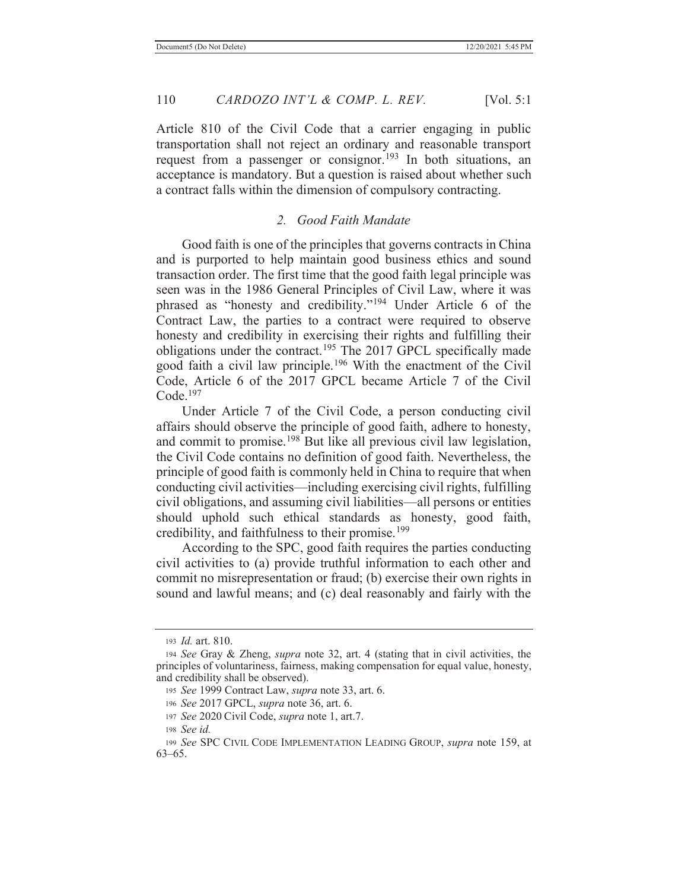Article 810 of the Civil Code that a carrier engaging in public transportation shall not reject an ordinary and reasonable transport request from a passenger or consignor.[193] In both situations, an acceptance is mandatory. But a question is raised about whether such a contract falls within the dimension of compulsory contracting.

### *2. Good Faith Mandate*

Good faith is one of the principles that governs contracts in China and is purported to help maintain good business ethics and sound transaction order. The first time that the good faith legal principle was seen was in the 1986 General Principles of Civil Law, where it was phrased as "honesty and credibility."[194] Under Article 6 of the Contract Law, the parties to a contract were required to observe honesty and credibility in exercising their rights and fulfilling their obligations under the contract.[195] The 2017 GPCL specifically made good faith a civil law principle.[196] With the enactment of the Civil Code, Article 6 of the 2017 GPCL became Article 7 of the Civil Code.[197]

Under Article 7 of the Civil Code, a person conducting civil affairs should observe the principle of good faith, adhere to honesty, and commit to promise.[198] But like all previous civil law legislation, the Civil Code contains no definition of good faith. Nevertheless, the principle of good faith is commonly held in China to require that when conducting civil activities—including exercising civil rights, fulfilling civil obligations, and assuming civil liabilities—all persons or entities should uphold such ethical standards as honesty, good faith, credibility, and faithfulness to their promise.[199]

According to the SPC, good faith requires the parties conducting civil activities to (a) provide truthful information to each other and commit no misrepresentation or fraud; (b) exercise their own rights in sound and lawful means; and (c) deal reasonably and fairly with the

---

193 *Id.* art. 810.

194 *See* Gray & Zheng, *supra* note 32, art. 4 (stating that in civil activities, the principles of voluntariness, fairness, making compensation for equal value, honesty, and credibility shall be observed).

195 *See* 1999 Contract Law, *supra* note 33, art. 6.

196 *See* 2017 GPCL, *supra* note 36, art. 6.

197 *See* 2020 Civil Code, *supra* note 1, art.7.

198 *See id.*

199 *See* SPC CIVIL CODE IMPLEMENTATION LEADING GROUP, *supra* note 159, at 63–65.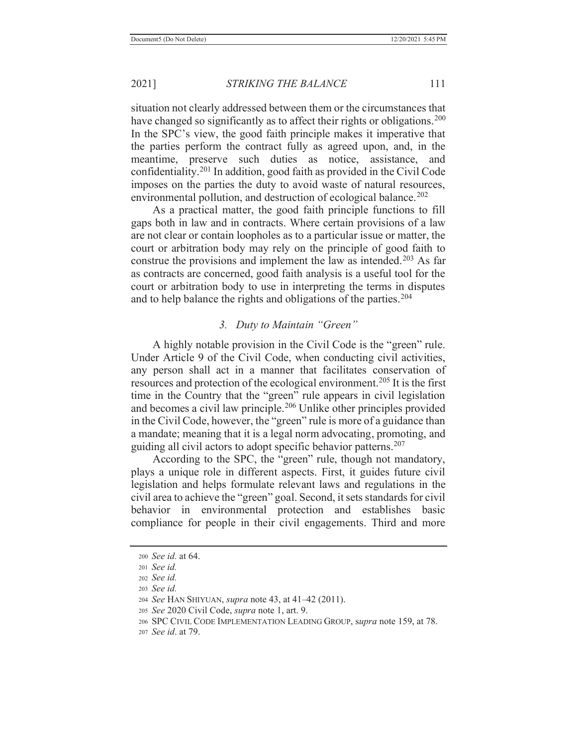situation not clearly addressed between them or the circumstances that have changed so significantly as to affect their rights or obligations.[200] In the SPC's view, the good faith principle makes it imperative that the parties perform the contract fully as agreed upon, and, in the meantime, preserve such duties as notice, assistance, and confidentiality.[201] In addition, good faith as provided in the Civil Code imposes on the parties the duty to avoid waste of natural resources, environmental pollution, and destruction of ecological balance.[202]

As a practical matter, the good faith principle functions to fill gaps both in law and in contracts. Where certain provisions of a law are not clear or contain loopholes as to a particular issue or matter, the court or arbitration body may rely on the principle of good faith to construe the provisions and implement the law as intended.[203] As far as contracts are concerned, good faith analysis is a useful tool for the court or arbitration body to use in interpreting the terms in disputes and to help balance the rights and obligations of the parties.[204]

### *3. Duty to Maintain "Green"*

A highly notable provision in the Civil Code is the "green" rule. Under Article 9 of the Civil Code, when conducting civil activities, any person shall act in a manner that facilitates conservation of resources and protection of the ecological environment.[205] It is the first time in the Country that the "green" rule appears in civil legislation and becomes a civil law principle.[206] Unlike other principles provided in the Civil Code, however, the "green" rule is more of a guidance than a mandate; meaning that it is a legal norm advocating, promoting, and guiding all civil actors to adopt specific behavior patterns.[207]

According to the SPC, the "green" rule, though not mandatory, plays a unique role in different aspects. First, it guides future civil legislation and helps formulate relevant laws and regulations in the civil area to achieve the "green" goal. Second, it sets standards for civil behavior in environmental protection and establishes basic compliance for people in their civil engagements. Third and more

---

200 *See id.* at 64.

201 *See id.*

202 *See id.*

203 *See id.*

204 *See* HAN SHIYUAN, *supra* note 43, at 41–42 (2011).

205 *See* 2020 Civil Code, *supra* note 1, art. 9.

206 SPC CIVIL CODE IMPLEMENTATION LEADING GROUP, s*upra* note 159, at 78.

207 *See id*. at 79.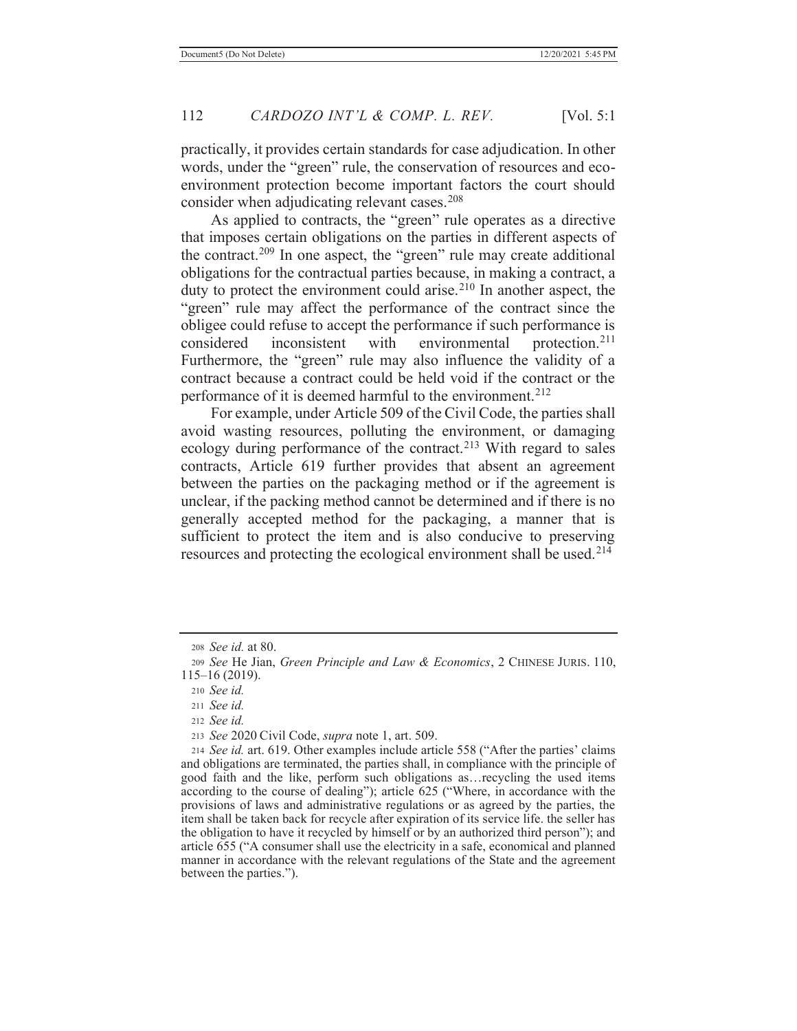practically, it provides certain standards for case adjudication. In other words, under the "green" rule, the conservation of resources and eco-environment protection become important factors the court should consider when adjudicating relevant cases.[208]

As applied to contracts, the "green" rule operates as a directive that imposes certain obligations on the parties in different aspects of the contract.[209] In one aspect, the "green" rule may create additional obligations for the contractual parties because, in making a contract, a duty to protect the environment could arise.[210] In another aspect, the "green" rule may affect the performance of the contract since the obligee could refuse to accept the performance if such performance is considered inconsistent with environmental protection.[211] Furthermore, the "green" rule may also influence the validity of a contract because a contract could be held void if the contract or the performance of it is deemed harmful to the environment.[212]

For example, under Article 509 of the Civil Code, the parties shall avoid wasting resources, polluting the environment, or damaging ecology during performance of the contract.[213] With regard to sales contracts, Article 619 further provides that absent an agreement between the parties on the packaging method or if the agreement is unclear, if the packing method cannot be determined and if there is no generally accepted method for the packaging, a manner that is sufficient to protect the item and is also conducive to preserving resources and protecting the ecological environment shall be used.[214]

---

208 *See id.* at 80.

209 *See* He Jian, *Green Principle and Law & Economics*, 2 CHINESE JURIS. 110, 115–16 (2019).

210 *See id.*

211 *See id.*

212 *See id.*

213 *See* 2020 Civil Code, *supra* note 1, art. 509.

214 *See id.* art. 619. Other examples include article 558 ("After the parties' claims and obligations are terminated, the parties shall, in compliance with the principle of good faith and the like, perform such obligations as…recycling the used items according to the course of dealing"); article 625 ("Where, in accordance with the provisions of laws and administrative regulations or as agreed by the parties, the item shall be taken back for recycle after expiration of its service life. the seller has the obligation to have it recycled by himself or by an authorized third person"); and article 655 ("A consumer shall use the electricity in a safe, economical and planned manner in accordance with the relevant regulations of the State and the agreement between the parties.").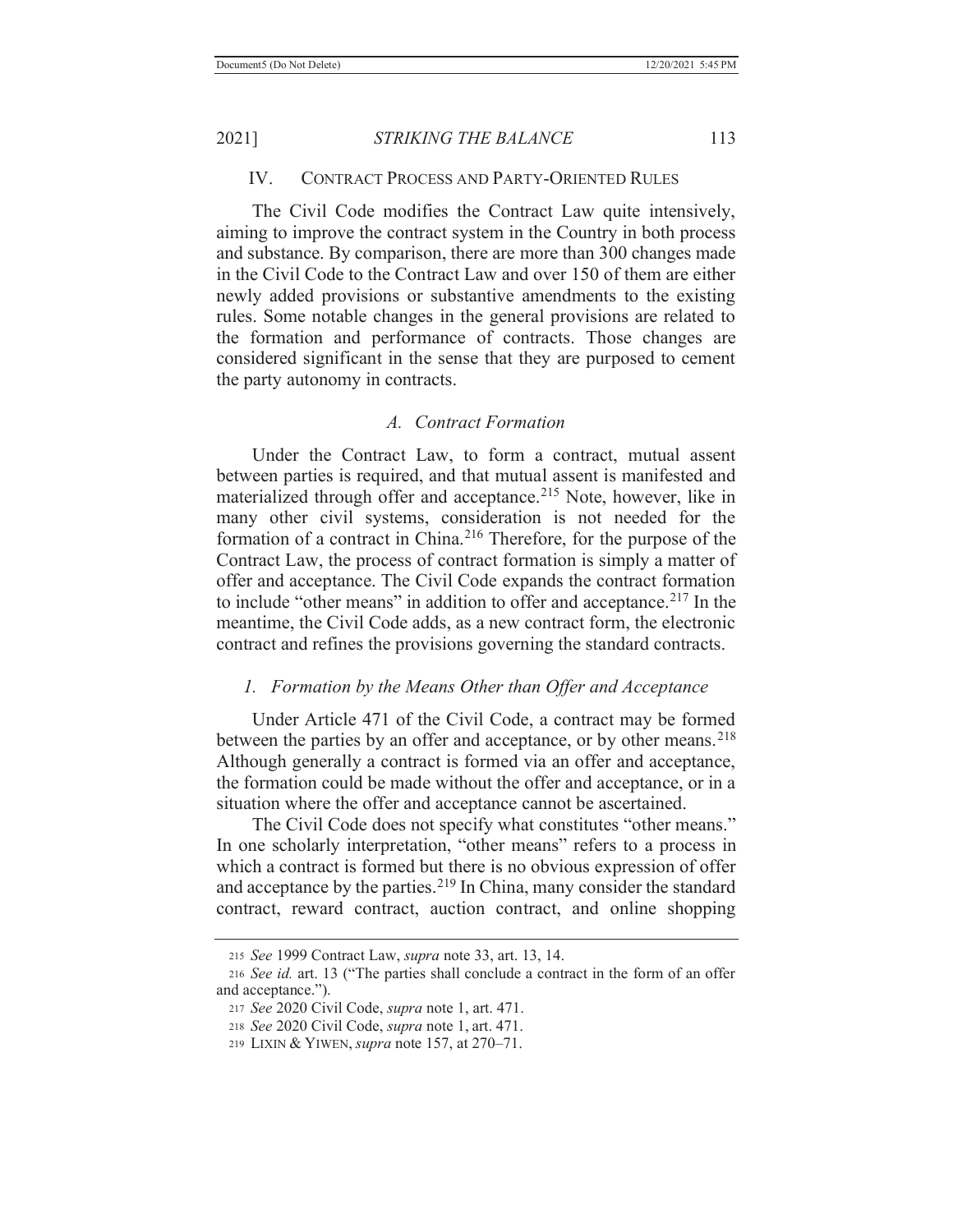## IV. CONTRACT PROCESS AND PARTY-ORIENTED RULES

The Civil Code modifies the Contract Law quite intensively, aiming to improve the contract system in the Country in both process and substance. By comparison, there are more than 300 changes made in the Civil Code to the Contract Law and over 150 of them are either newly added provisions or substantive amendments to the existing rules. Some notable changes in the general provisions are related to the formation and performance of contracts. Those changes are considered significant in the sense that they are purposed to cement the party autonomy in contracts.

### *A. Contract Formation*

Under the Contract Law, to form a contract, mutual assent between parties is required, and that mutual assent is manifested and materialized through offer and acceptance.[215] Note, however, like in many other civil systems, consideration is not needed for the formation of a contract in China.[216] Therefore, for the purpose of the Contract Law, the process of contract formation is simply a matter of offer and acceptance. The Civil Code expands the contract formation to include "other means" in addition to offer and acceptance.[217] In the meantime, the Civil Code adds, as a new contract form, the electronic contract and refines the provisions governing the standard contracts.

#### *1. Formation by the Means Other than Offer and Acceptance*

Under Article 471 of the Civil Code, a contract may be formed between the parties by an offer and acceptance, or by other means.[218] Although generally a contract is formed via an offer and acceptance, the formation could be made without the offer and acceptance, or in a situation where the offer and acceptance cannot be ascertained.

The Civil Code does not specify what constitutes "other means." In one scholarly interpretation, "other means" refers to a process in which a contract is formed but there is no obvious expression of offer and acceptance by the parties.[219] In China, many consider the standard contract, reward contract, auction contract, and online shopping

---

215 *See* 1999 Contract Law, *supra* note 33, art. 13, 14.

216 *See id.* art. 13 ("The parties shall conclude a contract in the form of an offer and acceptance.").

217 *See* 2020 Civil Code, *supra* note 1, art. 471.

218 *See* 2020 Civil Code, *supra* note 1, art. 471.

219 LIXIN & YIWEN, *supra* note 157, at 270–71.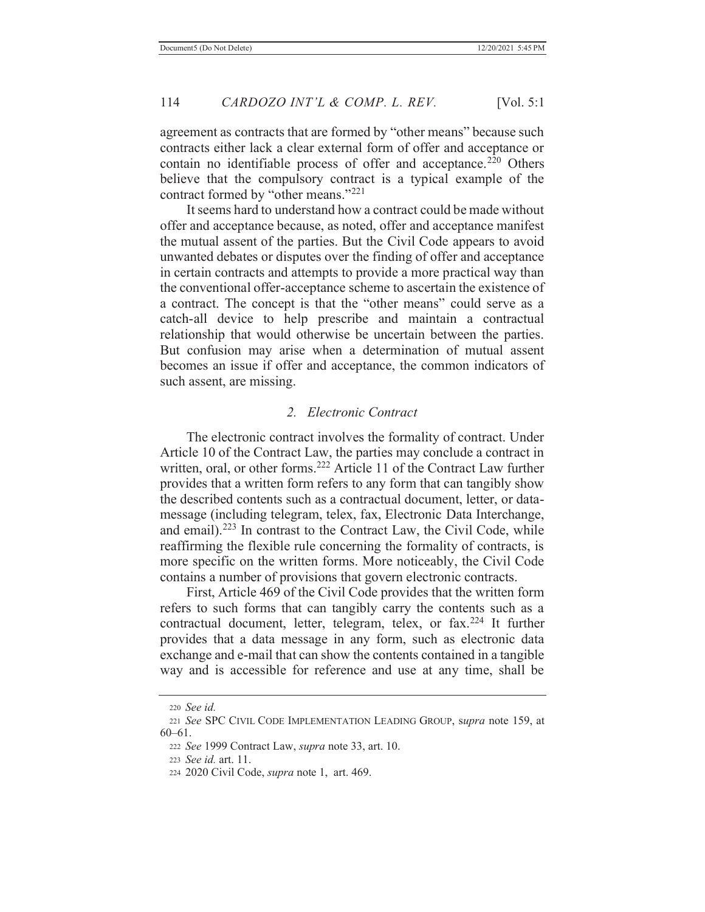agreement as contracts that are formed by "other means" because such contracts either lack a clear external form of offer and acceptance or contain no identifiable process of offer and acceptance.[220] Others believe that the compulsory contract is a typical example of the contract formed by "other means."[221]

It seems hard to understand how a contract could be made without offer and acceptance because, as noted, offer and acceptance manifest the mutual assent of the parties. But the Civil Code appears to avoid unwanted debates or disputes over the finding of offer and acceptance in certain contracts and attempts to provide a more practical way than the conventional offer-acceptance scheme to ascertain the existence of a contract. The concept is that the "other means" could serve as a catch-all device to help prescribe and maintain a contractual relationship that would otherwise be uncertain between the parties. But confusion may arise when a determination of mutual assent becomes an issue if offer and acceptance, the common indicators of such assent, are missing.

### *2. Electronic Contract*

The electronic contract involves the formality of contract. Under Article 10 of the Contract Law, the parties may conclude a contract in written, oral, or other forms.[222] Article 11 of the Contract Law further provides that a written form refers to any form that can tangibly show the described contents such as a contractual document, letter, or data-message (including telegram, telex, fax, Electronic Data Interchange, and email).[223] In contrast to the Contract Law, the Civil Code, while reaffirming the flexible rule concerning the formality of contracts, is more specific on the written forms. More noticeably, the Civil Code contains a number of provisions that govern electronic contracts.

First, Article 469 of the Civil Code provides that the written form refers to such forms that can tangibly carry the contents such as a contractual document, letter, telegram, telex, or fax.[224] It further provides that a data message in any form, such as electronic data exchange and e-mail that can show the contents contained in a tangible way and is accessible for reference and use at any time, shall be

---

220 *See id.*

221 *See* SPC CIVIL CODE IMPLEMENTATION LEADING GROUP, s*upra* note 159, at 60–61.

222 *See* 1999 Contract Law, *supra* note 33, art. 10.

223 *See id.* art. 11.

224 2020 Civil Code, *supra* note 1, art. 469.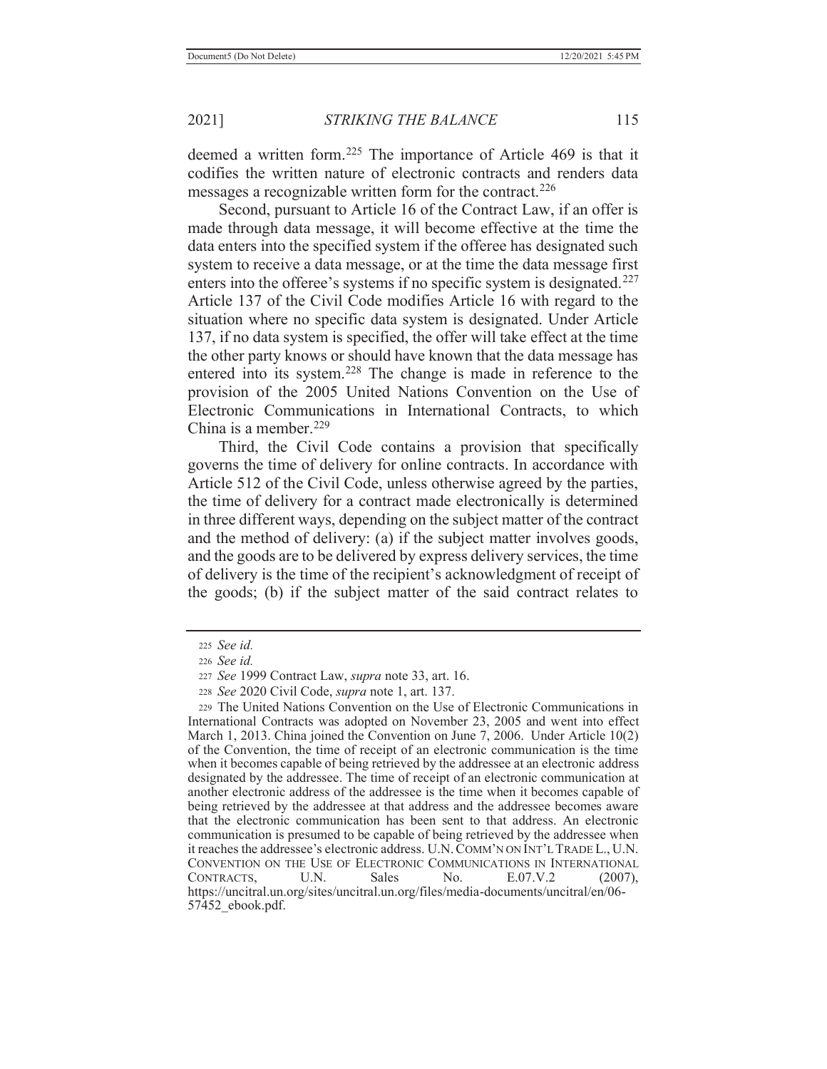deemed a written form.[225] The importance of Article 469 is that it codifies the written nature of electronic contracts and renders data messages a recognizable written form for the contract.[226]

Second, pursuant to Article 16 of the Contract Law, if an offer is made through data message, it will become effective at the time the data enters into the specified system if the offeree has designated such system to receive a data message, or at the time the data message first enters into the offeree's systems if no specific system is designated.[227] Article 137 of the Civil Code modifies Article 16 with regard to the situation where no specific data system is designated. Under Article 137, if no data system is specified, the offer will take effect at the time the other party knows or should have known that the data message has entered into its system.[228] The change is made in reference to the provision of the 2005 United Nations Convention on the Use of Electronic Communications in International Contracts, to which China is a member.[229]

Third, the Civil Code contains a provision that specifically governs the time of delivery for online contracts. In accordance with Article 512 of the Civil Code, unless otherwise agreed by the parties, the time of delivery for a contract made electronically is determined in three different ways, depending on the subject matter of the contract and the method of delivery: (a) if the subject matter involves goods, and the goods are to be delivered by express delivery services, the time of delivery is the time of the recipient's acknowledgment of receipt of the goods; (b) if the subject matter of the said contract relates to

---

[225] *See id.*

[226] *See id.*

[227] *See* 1999 Contract Law, *supra* note 33, art. 16.

[228] *See* 2020 Civil Code, *supra* note 1, art. 137.

[229] The United Nations Convention on the Use of Electronic Communications in International Contracts was adopted on November 23, 2005 and went into effect March 1, 2013. China joined the Convention on June 7, 2006. Under Article 10(2) of the Convention, the time of receipt of an electronic communication is the time when it becomes capable of being retrieved by the addressee at an electronic address designated by the addressee. The time of receipt of an electronic communication at another electronic address of the addressee is the time when it becomes capable of being retrieved by the addressee at that address and the addressee becomes aware that the electronic communication has been sent to that address. An electronic communication is presumed to be capable of being retrieved by the addressee when it reaches the addressee's electronic address. U.N. COMM'N ON INT'L TRADE L., U.N. CONVENTION ON THE USE OF ELECTRONIC COMMUNICATIONS IN INTERNATIONAL CONTRACTS, U.N. Sales No. E.07.V.2 (2007), https://uncitral.un.org/sites/uncitral.un.org/files/media-documents/uncitral/en/06-57452_ebook.pdf.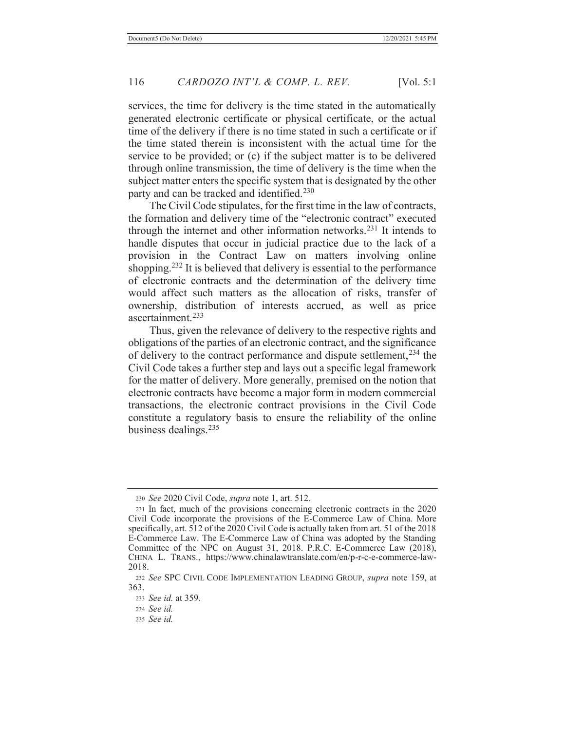services, the time for delivery is the time stated in the automatically generated electronic certificate or physical certificate, or the actual time of the delivery if there is no time stated in such a certificate or if the time stated therein is inconsistent with the actual time for the service to be provided; or (c) if the subject matter is to be delivered through online transmission, the time of delivery is the time when the subject matter enters the specific system that is designated by the other party and can be tracked and identified.[230]

The Civil Code stipulates, for the first time in the law of contracts, the formation and delivery time of the "electronic contract" executed through the internet and other information networks.[231] It intends to handle disputes that occur in judicial practice due to the lack of a provision in the Contract Law on matters involving online shopping.[232] It is believed that delivery is essential to the performance of electronic contracts and the determination of the delivery time would affect such matters as the allocation of risks, transfer of ownership, distribution of interests accrued, as well as price ascertainment.[233]

Thus, given the relevance of delivery to the respective rights and obligations of the parties of an electronic contract, and the significance of delivery to the contract performance and dispute settlement,[234] the Civil Code takes a further step and lays out a specific legal framework for the matter of delivery. More generally, premised on the notion that electronic contracts have become a major form in modern commercial transactions, the electronic contract provisions in the Civil Code constitute a regulatory basis to ensure the reliability of the online business dealings.[235]

---

[230] *See* 2020 Civil Code, *supra* note 1, art. 512.

[231] In fact, much of the provisions concerning electronic contracts in the 2020 Civil Code incorporate the provisions of the E-Commerce Law of China. More specifically, art. 512 of the 2020 Civil Code is actually taken from art. 51 of the 2018 E-Commerce Law. The E-Commerce Law of China was adopted by the Standing Committee of the NPC on August 31, 2018. P.R.C. E-Commerce Law (2018), CHINA L. TRANS., https://www.chinalawtranslate.com/en/p-r-c-e-commerce-law-2018.

[232] *See* SPC CIVIL CODE IMPLEMENTATION LEADING GROUP, *supra* note 159, at 363.

[233] *See id.* at 359.

[234] *See id.*

[235] *See id.*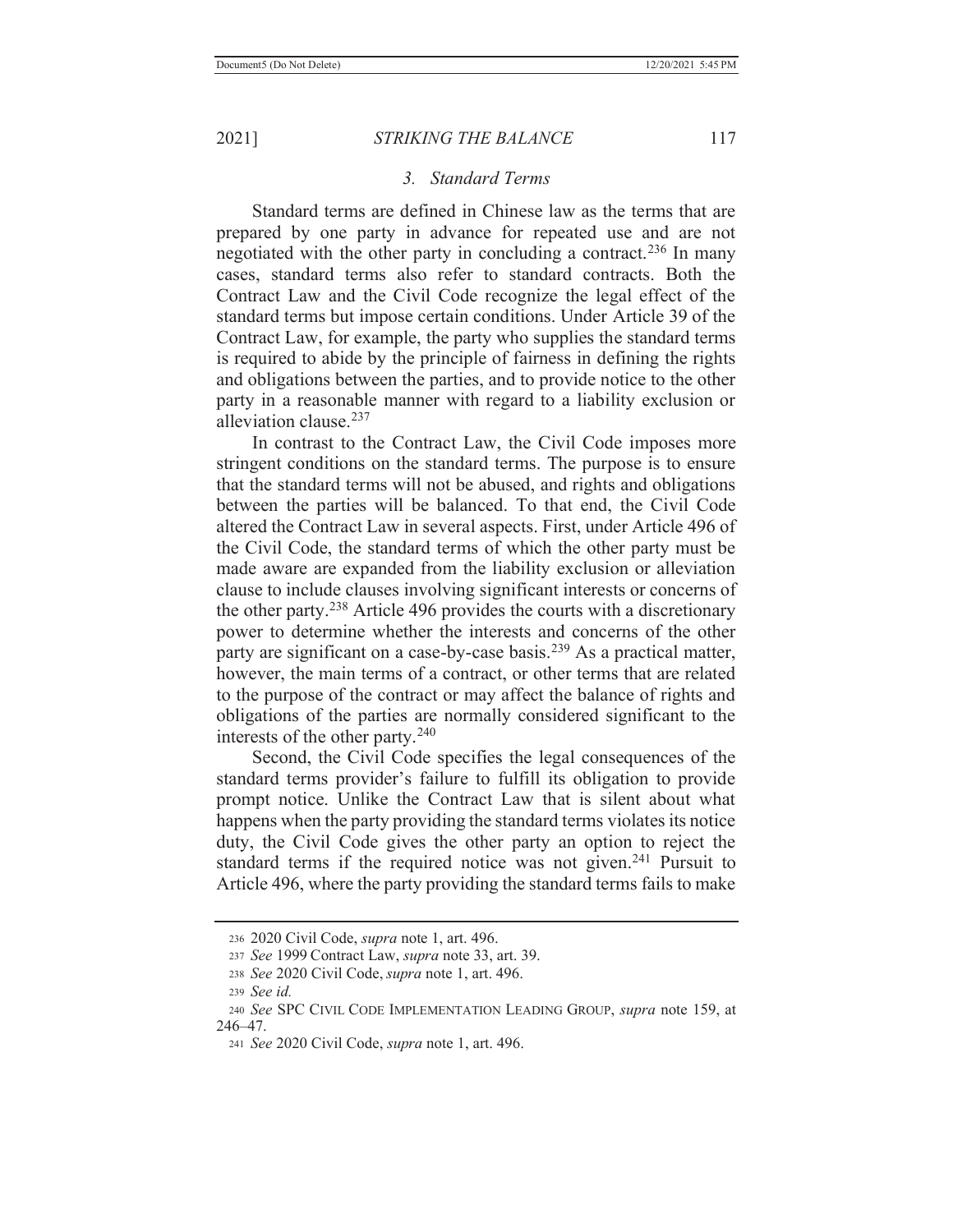### 3. *Standard Terms*

Standard terms are defined in Chinese law as the terms that are prepared by one party in advance for repeated use and are not negotiated with the other party in concluding a contract.[236] In many cases, standard terms also refer to standard contracts. Both the Contract Law and the Civil Code recognize the legal effect of the standard terms but impose certain conditions. Under Article 39 of the Contract Law, for example, the party who supplies the standard terms is required to abide by the principle of fairness in defining the rights and obligations between the parties, and to provide notice to the other party in a reasonable manner with regard to a liability exclusion or alleviation clause.[237]

In contrast to the Contract Law, the Civil Code imposes more stringent conditions on the standard terms. The purpose is to ensure that the standard terms will not be abused, and rights and obligations between the parties will be balanced. To that end, the Civil Code altered the Contract Law in several aspects. First, under Article 496 of the Civil Code, the standard terms of which the other party must be made aware are expanded from the liability exclusion or alleviation clause to include clauses involving significant interests or concerns of the other party.[238] Article 496 provides the courts with a discretionary power to determine whether the interests and concerns of the other party are significant on a case-by-case basis.[239] As a practical matter, however, the main terms of a contract, or other terms that are related to the purpose of the contract or may affect the balance of rights and obligations of the parties are normally considered significant to the interests of the other party.[240]

Second, the Civil Code specifies the legal consequences of the standard terms provider's failure to fulfill its obligation to provide prompt notice. Unlike the Contract Law that is silent about what happens when the party providing the standard terms violates its notice duty, the Civil Code gives the other party an option to reject the standard terms if the required notice was not given.[241] Pursuit to Article 496, where the party providing the standard terms fails to make

---

236 2020 Civil Code, *supra* note 1, art. 496.

237 *See* 1999 Contract Law, *supra* note 33, art. 39.

238 *See* 2020 Civil Code, *supra* note 1, art. 496.

239 *See id.*

240 *See* SPC CIVIL CODE IMPLEMENTATION LEADING GROUP, *supra* note 159, at 246–47.

241 *See* 2020 Civil Code, *supra* note 1, art. 496.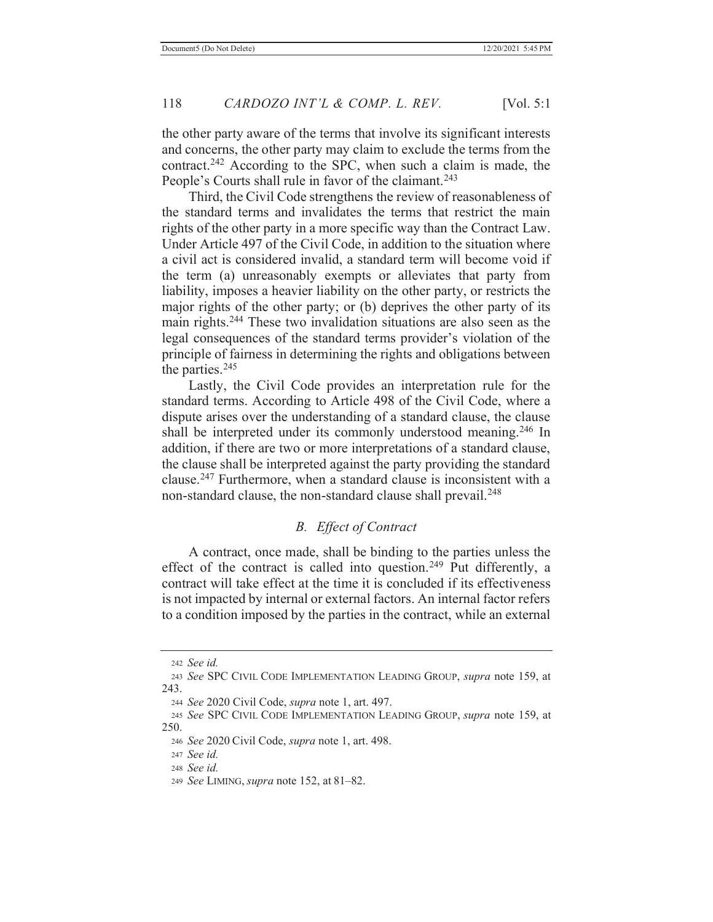the other party aware of the terms that involve its significant interests and concerns, the other party may claim to exclude the terms from the contract.[242] According to the SPC, when such a claim is made, the People's Courts shall rule in favor of the claimant.[243]

Third, the Civil Code strengthens the review of reasonableness of the standard terms and invalidates the terms that restrict the main rights of the other party in a more specific way than the Contract Law. Under Article 497 of the Civil Code, in addition to the situation where a civil act is considered invalid, a standard term will become void if the term (a) unreasonably exempts or alleviates that party from liability, imposes a heavier liability on the other party, or restricts the major rights of the other party; or (b) deprives the other party of its main rights.[244] These two invalidation situations are also seen as the legal consequences of the standard terms provider's violation of the principle of fairness in determining the rights and obligations between the parties.[245]

Lastly, the Civil Code provides an interpretation rule for the standard terms. According to Article 498 of the Civil Code, where a dispute arises over the understanding of a standard clause, the clause shall be interpreted under its commonly understood meaning.[246] In addition, if there are two or more interpretations of a standard clause, the clause shall be interpreted against the party providing the standard clause.[247] Furthermore, when a standard clause is inconsistent with a non-standard clause, the non-standard clause shall prevail.[248]

### *B. Effect of Contract*

A contract, once made, shall be binding to the parties unless the effect of the contract is called into question.[249] Put differently, a contract will take effect at the time it is concluded if its effectiveness is not impacted by internal or external factors. An internal factor refers to a condition imposed by the parties in the contract, while an external

---

242 *See id.*

243 *See* SPC CIVIL CODE IMPLEMENTATION LEADING GROUP, *supra* note 159, at 243.

244 *See* 2020 Civil Code, *supra* note 1, art. 497.

245 *See* SPC CIVIL CODE IMPLEMENTATION LEADING GROUP, *supra* note 159, at 250.

246 *See* 2020 Civil Code, *supra* note 1, art. 498.

247 *See id.*

248 *See id.*

249 *See* LIMING, *supra* note 152, at 81–82.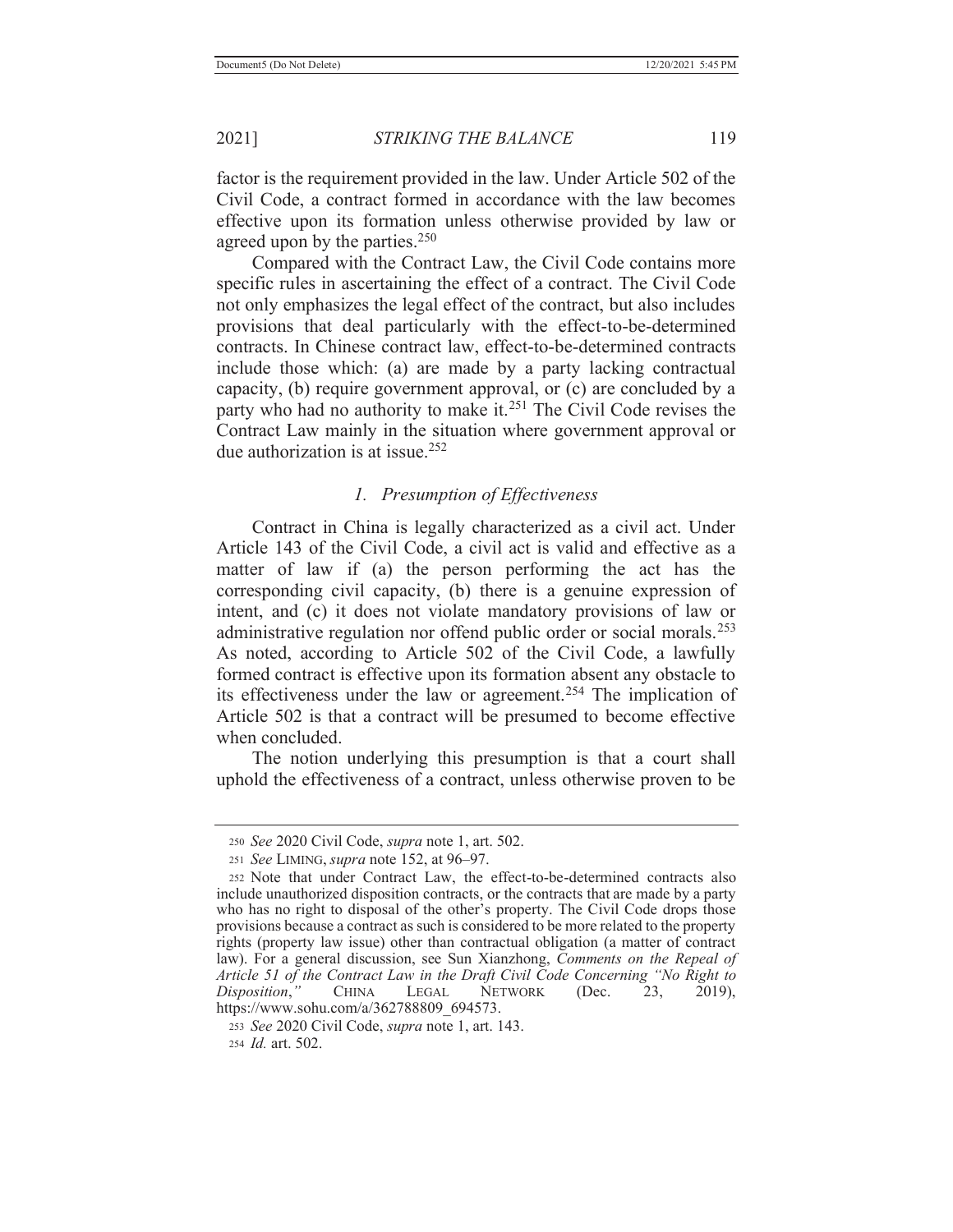factor is the requirement provided in the law. Under Article 502 of the Civil Code, a contract formed in accordance with the law becomes effective upon its formation unless otherwise provided by law or agreed upon by the parties.[250]

Compared with the Contract Law, the Civil Code contains more specific rules in ascertaining the effect of a contract. The Civil Code not only emphasizes the legal effect of the contract, but also includes provisions that deal particularly with the effect-to-be-determined contracts. In Chinese contract law, effect-to-be-determined contracts include those which: (a) are made by a party lacking contractual capacity, (b) require government approval, or (c) are concluded by a party who had no authority to make it.[251] The Civil Code revises the Contract Law mainly in the situation where government approval or due authorization is at issue.[252]

### *1. Presumption of Effectiveness*

Contract in China is legally characterized as a civil act. Under Article 143 of the Civil Code, a civil act is valid and effective as a matter of law if (a) the person performing the act has the corresponding civil capacity, (b) there is a genuine expression of intent, and (c) it does not violate mandatory provisions of law or administrative regulation nor offend public order or social morals.[253] As noted, according to Article 502 of the Civil Code, a lawfully formed contract is effective upon its formation absent any obstacle to its effectiveness under the law or agreement.[254] The implication of Article 502 is that a contract will be presumed to become effective when concluded.

The notion underlying this presumption is that a court shall uphold the effectiveness of a contract, unless otherwise proven to be

---

250 *See* 2020 Civil Code, *supra* note 1, art. 502.

251 *See* LIMING, *supra* note 152, at 96–97.

252 Note that under Contract Law, the effect-to-be-determined contracts also include unauthorized disposition contracts, or the contracts that are made by a party who has no right to disposal of the other's property. The Civil Code drops those provisions because a contract as such is considered to be more related to the property rights (property law issue) other than contractual obligation (a matter of contract law). For a general discussion, see Sun Xianzhong, *Comments on the Repeal of Article 51 of the Contract Law in the Draft Civil Code Concerning "No Right to Disposition*,*"* CHINA LEGAL NETWORK (Dec. 23, 2019), https://www.sohu.com/a/362788809_694573.

253 *See* 2020 Civil Code, *supra* note 1, art. 143.

254 *Id.* art. 502.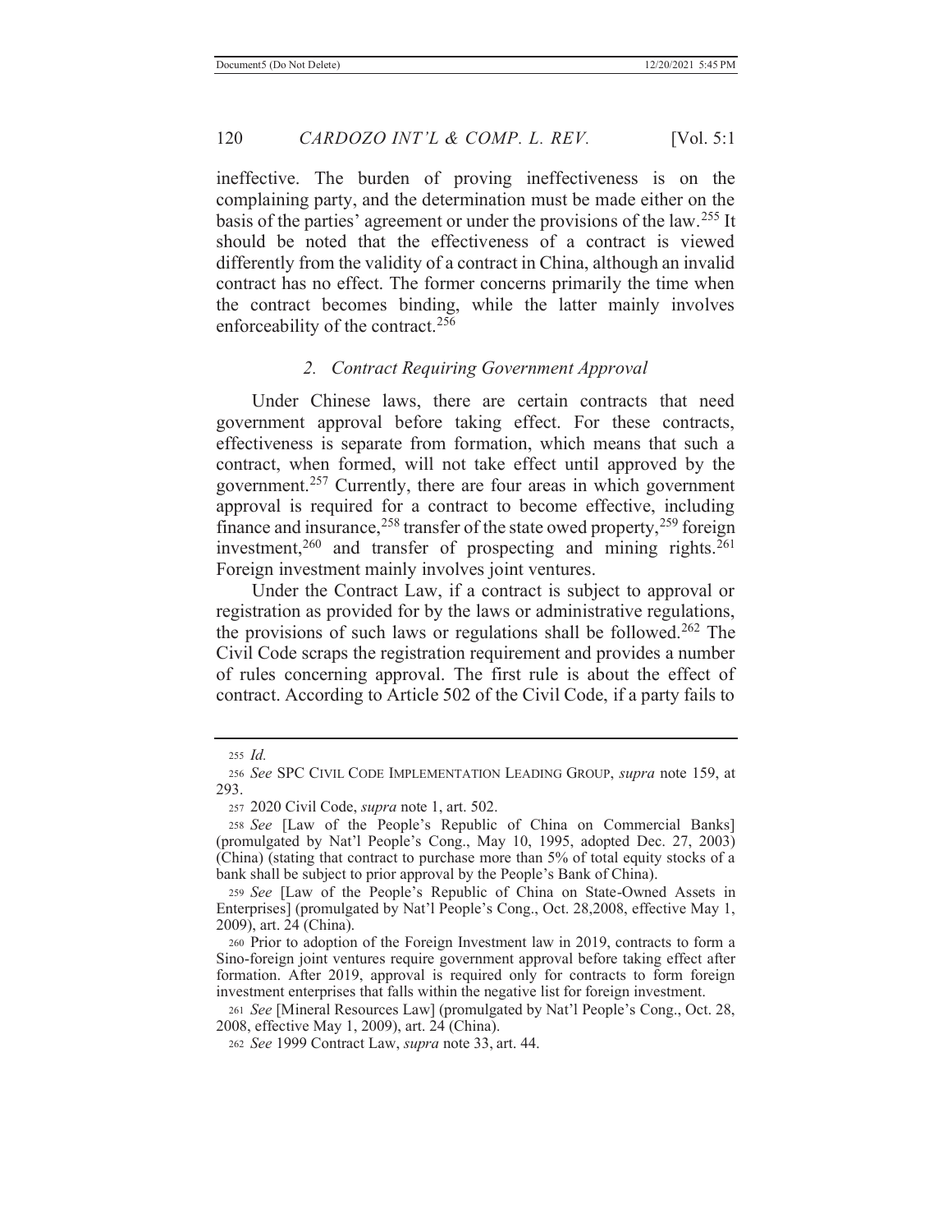ineffective. The burden of proving ineffectiveness is on the complaining party, and the determination must be made either on the basis of the parties' agreement or under the provisions of the law.[255] It should be noted that the effectiveness of a contract is viewed differently from the validity of a contract in China, although an invalid contract has no effect. The former concerns primarily the time when the contract becomes binding, while the latter mainly involves enforceability of the contract.[256]

### *2. Contract Requiring Government Approval*

Under Chinese laws, there are certain contracts that need government approval before taking effect. For these contracts, effectiveness is separate from formation, which means that such a contract, when formed, will not take effect until approved by the government.[257] Currently, there are four areas in which government approval is required for a contract to become effective, including finance and insurance,[258] transfer of the state owed property,[259] foreign investment,[260] and transfer of prospecting and mining rights.[261] Foreign investment mainly involves joint ventures.

Under the Contract Law, if a contract is subject to approval or registration as provided for by the laws or administrative regulations, the provisions of such laws or regulations shall be followed.[262] The Civil Code scraps the registration requirement and provides a number of rules concerning approval. The first rule is about the effect of contract. According to Article 502 of the Civil Code, if a party fails to

---

[255] *Id.*

[256] *See* SPC CIVIL CODE IMPLEMENTATION LEADING GROUP, *supra* note 159, at 293.

[257] 2020 Civil Code, *supra* note 1, art. 502.

[258] *See* [Law of the People's Republic of China on Commercial Banks] (promulgated by Nat'l People's Cong., May 10, 1995, adopted Dec. 27, 2003) (China) (stating that contract to purchase more than 5% of total equity stocks of a bank shall be subject to prior approval by the People's Bank of China).

[259] *See* [Law of the People's Republic of China on State-Owned Assets in Enterprises] (promulgated by Nat'l People's Cong., Oct. 28,2008, effective May 1, 2009), art. 24 (China).

[260] Prior to adoption of the Foreign Investment law in 2019, contracts to form a Sino-foreign joint ventures require government approval before taking effect after formation. After 2019, approval is required only for contracts to form foreign investment enterprises that falls within the negative list for foreign investment.

[261] *See* [Mineral Resources Law] (promulgated by Nat'l People's Cong., Oct. 28, 2008, effective May 1, 2009), art. 24 (China).

[262] *See* 1999 Contract Law, *supra* note 33, art. 44.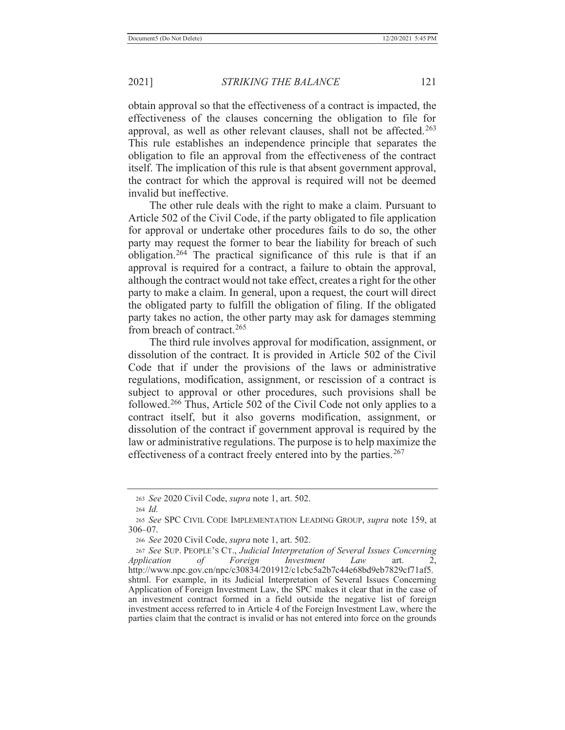obtain approval so that the effectiveness of a contract is impacted, the effectiveness of the clauses concerning the obligation to file for approval, as well as other relevant clauses, shall not be affected.[263] This rule establishes an independence principle that separates the obligation to file an approval from the effectiveness of the contract itself. The implication of this rule is that absent government approval, the contract for which the approval is required will not be deemed invalid but ineffective.

The other rule deals with the right to make a claim. Pursuant to Article 502 of the Civil Code, if the party obligated to file application for approval or undertake other procedures fails to do so, the other party may request the former to bear the liability for breach of such obligation.[264] The practical significance of this rule is that if an approval is required for a contract, a failure to obtain the approval, although the contract would not take effect, creates a right for the other party to make a claim. In general, upon a request, the court will direct the obligated party to fulfill the obligation of filing. If the obligated party takes no action, the other party may ask for damages stemming from breach of contract.[265]

The third rule involves approval for modification, assignment, or dissolution of the contract. It is provided in Article 502 of the Civil Code that if under the provisions of the laws or administrative regulations, modification, assignment, or rescission of a contract is subject to approval or other procedures, such provisions shall be followed.[266] Thus, Article 502 of the Civil Code not only applies to a contract itself, but it also governs modification, assignment, or dissolution of the contract if government approval is required by the law or administrative regulations. The purpose is to help maximize the effectiveness of a contract freely entered into by the parties.[267]

---

[263] *See* 2020 Civil Code, *supra* note 1, art. 502.

[264] *Id.*

[265] *See* SPC CIVIL CODE IMPLEMENTATION LEADING GROUP, *supra* note 159, at 306–07.

[266] *See* 2020 Civil Code, *supra* note 1, art. 502.

[267] *See* SUP. PEOPLE'S CT., *Judicial Interpretation of Several Issues Concerning Application of Foreign Investment Law* art. 2, http://www.npc.gov.cn/npc/c30834/201912/c1cbc5a2b7c44e68bd9eb7829cf71af5.shtml. For example, in its Judicial Interpretation of Several Issues Concerning Application of Foreign Investment Law, the SPC makes it clear that in the case of an investment contract formed in a field outside the negative list of foreign investment access referred to in Article 4 of the Foreign Investment Law, where the parties claim that the contract is invalid or has not entered into force on the grounds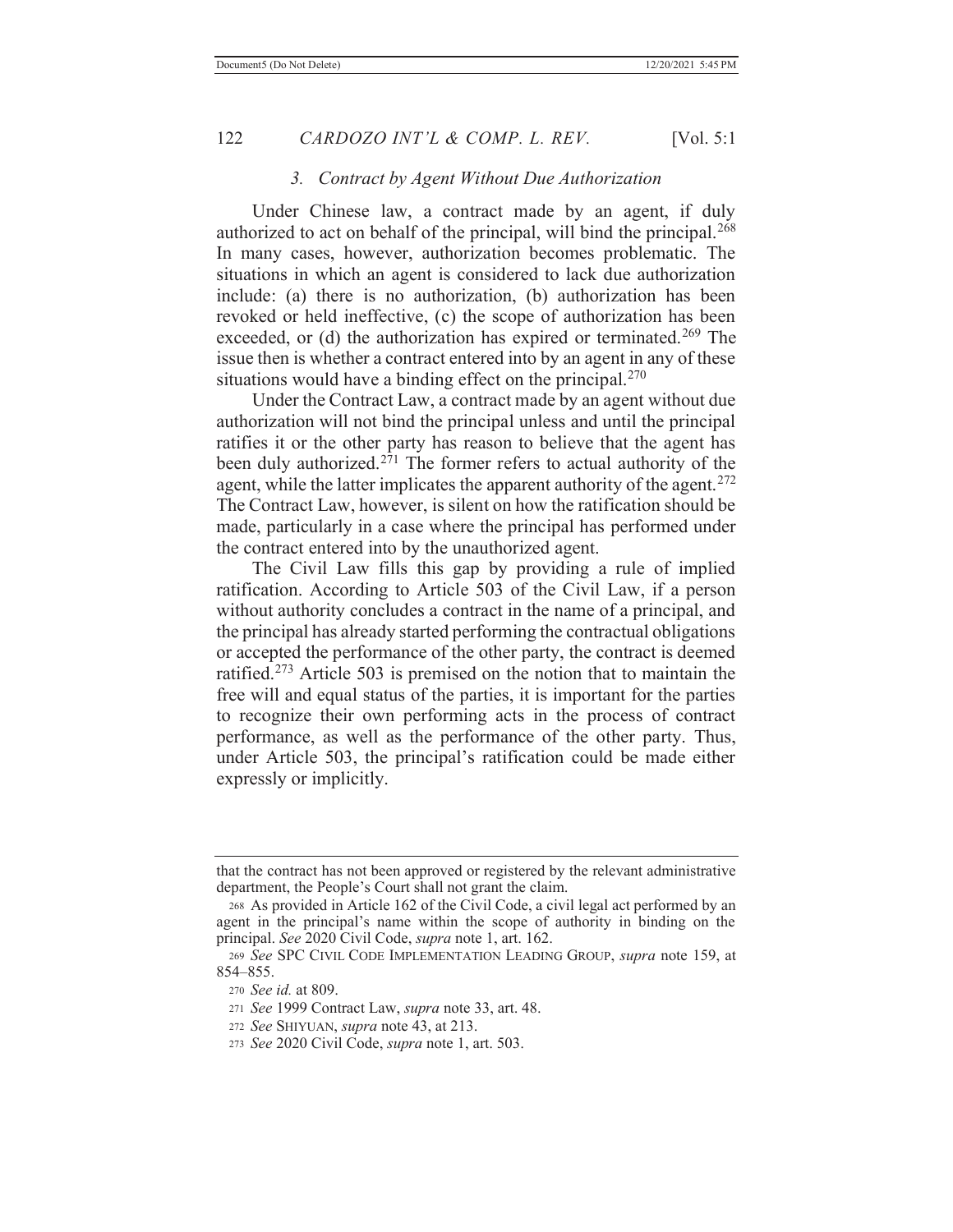### *3. Contract by Agent Without Due Authorization*

Under Chinese law, a contract made by an agent, if duly authorized to act on behalf of the principal, will bind the principal.[268] In many cases, however, authorization becomes problematic. The situations in which an agent is considered to lack due authorization include: (a) there is no authorization, (b) authorization has been revoked or held ineffective, (c) the scope of authorization has been exceeded, or (d) the authorization has expired or terminated.[269] The issue then is whether a contract entered into by an agent in any of these situations would have a binding effect on the principal.[270]

Under the Contract Law, a contract made by an agent without due authorization will not bind the principal unless and until the principal ratifies it or the other party has reason to believe that the agent has been duly authorized.[271] The former refers to actual authority of the agent, while the latter implicates the apparent authority of the agent.[272] The Contract Law, however, is silent on how the ratification should be made, particularly in a case where the principal has performed under the contract entered into by the unauthorized agent.

The Civil Law fills this gap by providing a rule of implied ratification. According to Article 503 of the Civil Law, if a person without authority concludes a contract in the name of a principal, and the principal has already started performing the contractual obligations or accepted the performance of the other party, the contract is deemed ratified.[273] Article 503 is premised on the notion that to maintain the free will and equal status of the parties, it is important for the parties to recognize their own performing acts in the process of contract performance, as well as the performance of the other party. Thus, under Article 503, the principal's ratification could be made either expressly or implicitly.

---

that the contract has not been approved or registered by the relevant administrative department, the People's Court shall not grant the claim.

268 As provided in Article 162 of the Civil Code, a civil legal act performed by an agent in the principal's name within the scope of authority in binding on the principal. *See* 2020 Civil Code, *supra* note 1, art. 162.

269 *See* SPC CIVIL CODE IMPLEMENTATION LEADING GROUP, *supra* note 159, at 854–855.

270 *See id.* at 809.

271 *See* 1999 Contract Law, *supra* note 33, art. 48.

272 *See* SHIYUAN, *supra* note 43, at 213.

273 *See* 2020 Civil Code, *supra* note 1, art. 503.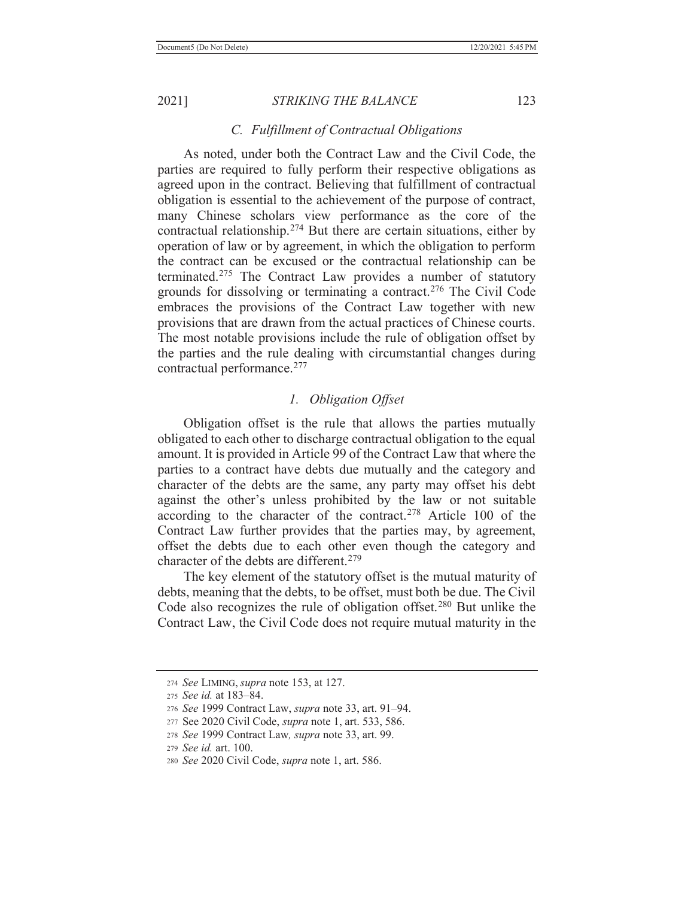### *C. Fulfillment of Contractual Obligations*

As noted, under both the Contract Law and the Civil Code, the parties are required to fully perform their respective obligations as agreed upon in the contract. Believing that fulfillment of contractual obligation is essential to the achievement of the purpose of contract, many Chinese scholars view performance as the core of the contractual relationship.[274] But there are certain situations, either by operation of law or by agreement, in which the obligation to perform the contract can be excused or the contractual relationship can be terminated.[275] The Contract Law provides a number of statutory grounds for dissolving or terminating a contract.[276] The Civil Code embraces the provisions of the Contract Law together with new provisions that are drawn from the actual practices of Chinese courts. The most notable provisions include the rule of obligation offset by the parties and the rule dealing with circumstantial changes during contractual performance.[277]

#### *1. Obligation Offset*

Obligation offset is the rule that allows the parties mutually obligated to each other to discharge contractual obligation to the equal amount. It is provided in Article 99 of the Contract Law that where the parties to a contract have debts due mutually and the category and character of the debts are the same, any party may offset his debt against the other's unless prohibited by the law or not suitable according to the character of the contract.[278] Article 100 of the Contract Law further provides that the parties may, by agreement, offset the debts due to each other even though the category and character of the debts are different.[279]

The key element of the statutory offset is the mutual maturity of debts, meaning that the debts, to be offset, must both be due. The Civil Code also recognizes the rule of obligation offset.[280] But unlike the Contract Law, the Civil Code does not require mutual maturity in the

---

274 *See* LIMING, *supra* note 153, at 127.

275 *See id.* at 183–84.

276 *See* 1999 Contract Law, *supra* note 33, art. 91–94.

277 See 2020 Civil Code, *supra* note 1, art. 533, 586.

278 *See* 1999 Contract Law*, supra* note 33, art. 99.

279 *See id.* art. 100.

280 *See* 2020 Civil Code, *supra* note 1, art. 586.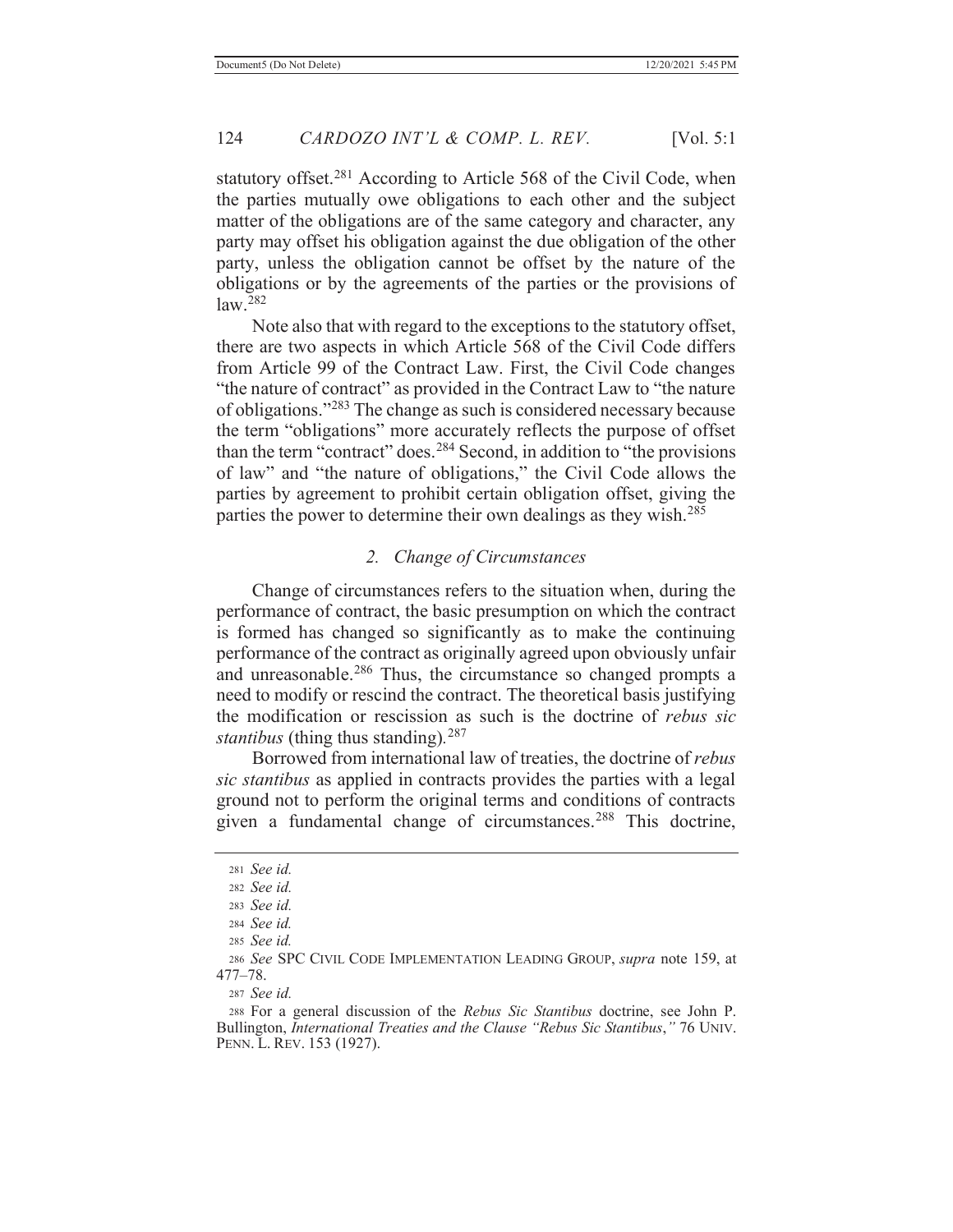statutory offset.[281] According to Article 568 of the Civil Code, when the parties mutually owe obligations to each other and the subject matter of the obligations are of the same category and character, any party may offset his obligation against the due obligation of the other party, unless the obligation cannot be offset by the nature of the obligations or by the agreements of the parties or the provisions of law.[282]

Note also that with regard to the exceptions to the statutory offset, there are two aspects in which Article 568 of the Civil Code differs from Article 99 of the Contract Law. First, the Civil Code changes "the nature of contract" as provided in the Contract Law to "the nature of obligations."[283] The change as such is considered necessary because the term "obligations" more accurately reflects the purpose of offset than the term "contract" does.[284] Second, in addition to "the provisions of law" and "the nature of obligations," the Civil Code allows the parties by agreement to prohibit certain obligation offset, giving the parties the power to determine their own dealings as they wish.[285]

### *2. Change of Circumstances*

Change of circumstances refers to the situation when, during the performance of contract, the basic presumption on which the contract is formed has changed so significantly as to make the continuing performance of the contract as originally agreed upon obviously unfair and unreasonable.[286] Thus, the circumstance so changed prompts a need to modify or rescind the contract. The theoretical basis justifying the modification or rescission as such is the doctrine of *rebus sic stantibus* (thing thus standing).[287]

Borrowed from international law of treaties, the doctrine of *rebus sic stantibus* as applied in contracts provides the parties with a legal ground not to perform the original terms and conditions of contracts given a fundamental change of circumstances.[288] This doctrine,

---

[281] *See id.*

[282] *See id.*

[283] *See id.*

[284] *See id.*

[285] *See id.*

[286] *See* SPC CIVIL CODE IMPLEMENTATION LEADING GROUP, *supra* note 159, at 477–78.

[287] *See id.*

[288] For a general discussion of the *Rebus Sic Stantibus* doctrine, see John P. Bullington, *International Treaties and the Clause "Rebus Sic Stantibus*,*"* 76 UNIV. PENN. L. REV. 153 (1927).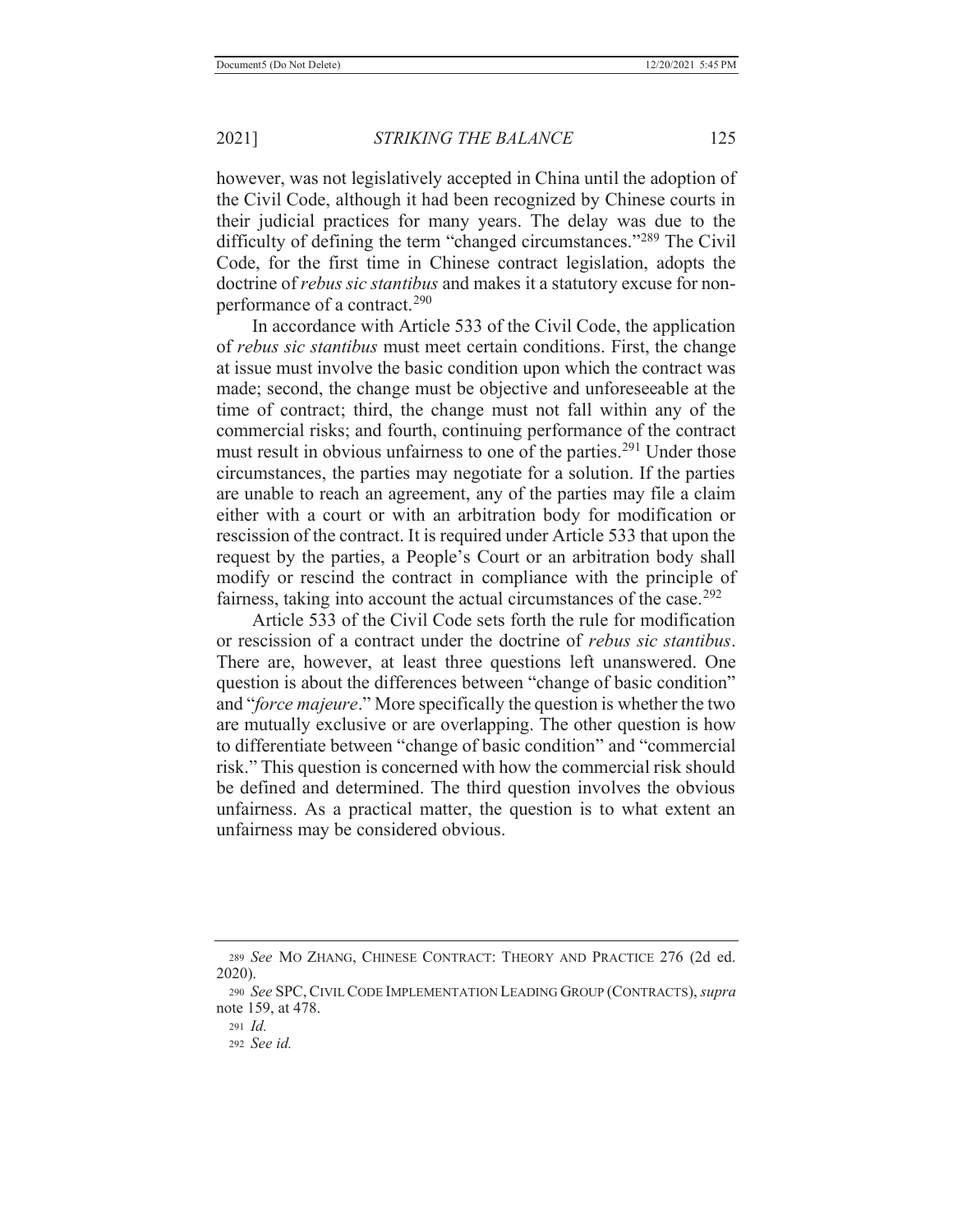however, was not legislatively accepted in China until the adoption of the Civil Code, although it had been recognized by Chinese courts in their judicial practices for many years. The delay was due to the difficulty of defining the term "changed circumstances."[289] The Civil Code, for the first time in Chinese contract legislation, adopts the doctrine of *rebus sic stantibus* and makes it a statutory excuse for non-performance of a contract.[290]

In accordance with Article 533 of the Civil Code, the application of *rebus sic stantibus* must meet certain conditions. First, the change at issue must involve the basic condition upon which the contract was made; second, the change must be objective and unforeseeable at the time of contract; third, the change must not fall within any of the commercial risks; and fourth, continuing performance of the contract must result in obvious unfairness to one of the parties.[291] Under those circumstances, the parties may negotiate for a solution. If the parties are unable to reach an agreement, any of the parties may file a claim either with a court or with an arbitration body for modification or rescission of the contract. It is required under Article 533 that upon the request by the parties, a People's Court or an arbitration body shall modify or rescind the contract in compliance with the principle of fairness, taking into account the actual circumstances of the case.[292]

Article 533 of the Civil Code sets forth the rule for modification or rescission of a contract under the doctrine of *rebus sic stantibus*. There are, however, at least three questions left unanswered. One question is about the differences between "change of basic condition" and "*force majeure*." More specifically the question is whether the two are mutually exclusive or are overlapping. The other question is how to differentiate between "change of basic condition" and "commercial risk." This question is concerned with how the commercial risk should be defined and determined. The third question involves the obvious unfairness. As a practical matter, the question is to what extent an unfairness may be considered obvious.

---

[289] *See* MO ZHANG, CHINESE CONTRACT: THEORY AND PRACTICE 276 (2d ed. 2020).

[290] *See* SPC, CIVIL CODE IMPLEMENTATION LEADING GROUP (CONTRACTS), *supra* note 159, at 478.

[291] *Id.*

[292] *See id.*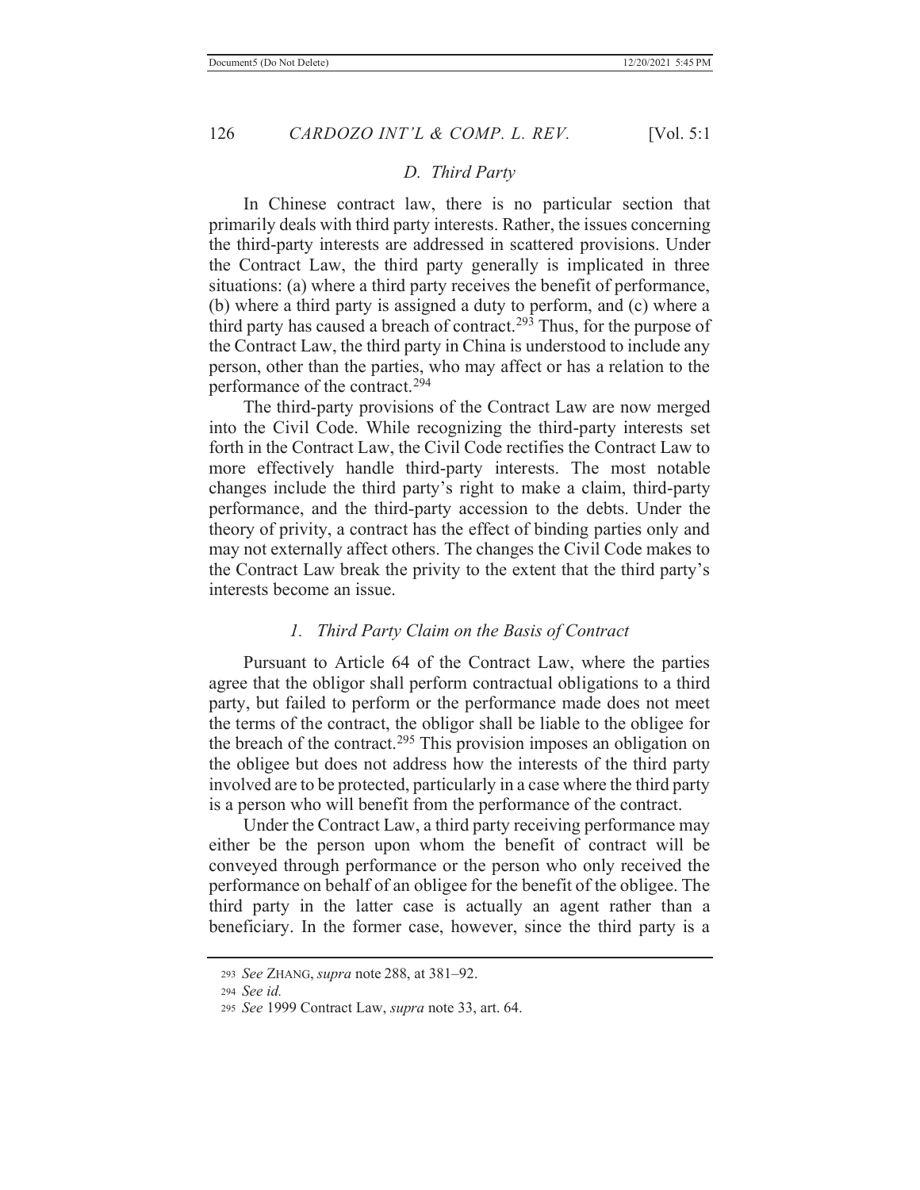### D. *Third Party*

In Chinese contract law, there is no particular section that primarily deals with third party interests. Rather, the issues concerning the third-party interests are addressed in scattered provisions. Under the Contract Law, the third party generally is implicated in three situations: (a) where a third party receives the benefit of performance, (b) where a third party is assigned a duty to perform, and (c) where a third party has caused a breach of contract.[293] Thus, for the purpose of the Contract Law, the third party in China is understood to include any person, other than the parties, who may affect or has a relation to the performance of the contract.[294]

The third-party provisions of the Contract Law are now merged into the Civil Code. While recognizing the third-party interests set forth in the Contract Law, the Civil Code rectifies the Contract Law to more effectively handle third-party interests. The most notable changes include the third party's right to make a claim, third-party performance, and the third-party accession to the debts. Under the theory of privity, a contract has the effect of binding parties only and may not externally affect others. The changes the Civil Code makes to the Contract Law break the privity to the extent that the third party's interests become an issue.

#### 1. *Third Party Claim on the Basis of Contract*

Pursuant to Article 64 of the Contract Law, where the parties agree that the obligor shall perform contractual obligations to a third party, but failed to perform or the performance made does not meet the terms of the contract, the obligor shall be liable to the obligee for the breach of the contract.[295] This provision imposes an obligation on the obligee but does not address how the interests of the third party involved are to be protected, particularly in a case where the third party is a person who will benefit from the performance of the contract.

Under the Contract Law, a third party receiving performance may either be the person upon whom the benefit of contract will be conveyed through performance or the person who only received the performance on behalf of an obligee for the benefit of the obligee. The third party in the latter case is actually an agent rather than a beneficiary. In the former case, however, since the third party is a

---

[293] *See* ZHANG, *supra* note 288, at 381–92.

[294] *See id.*

[295] *See* 1999 Contract Law, *supra* note 33, art. 64.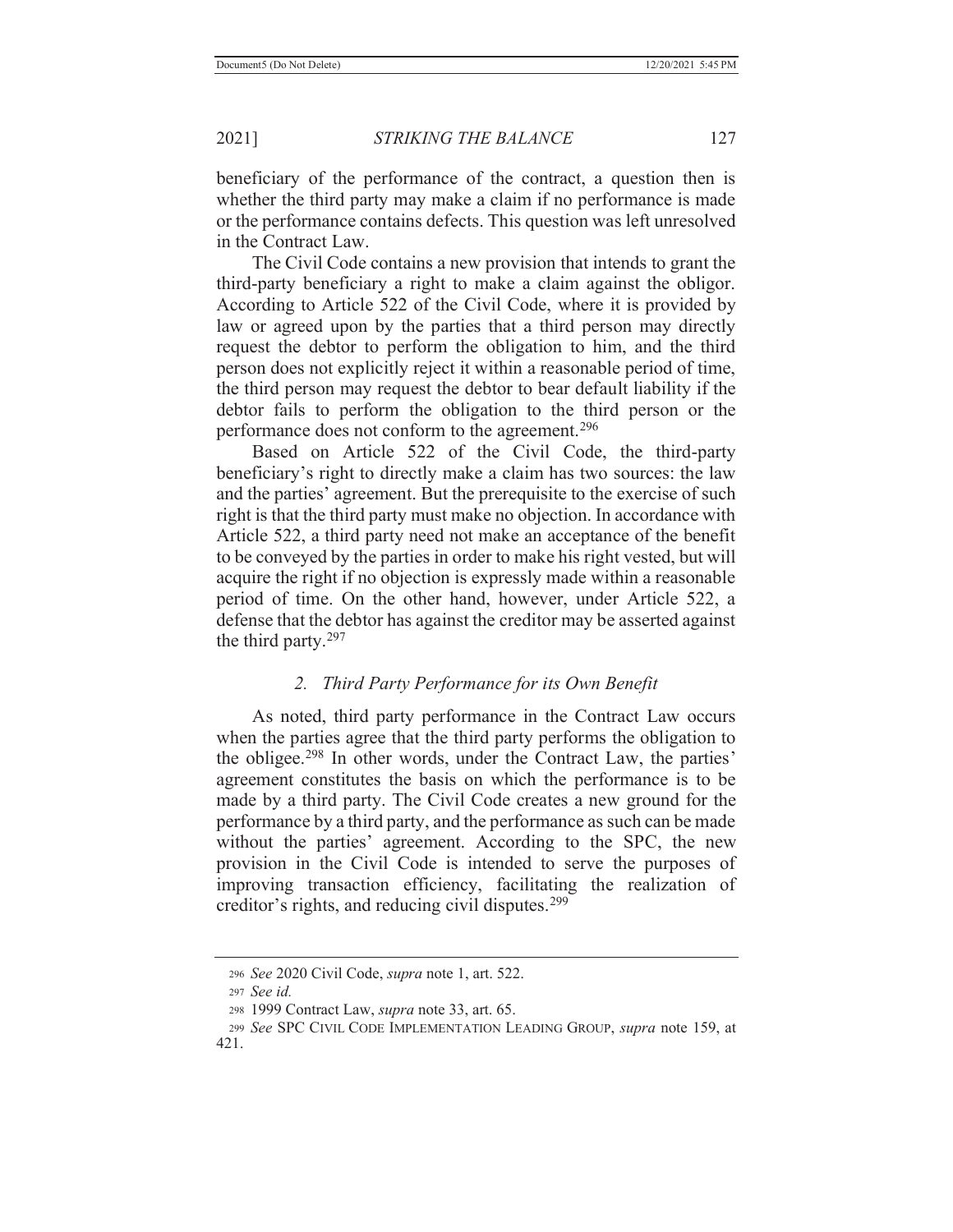beneficiary of the performance of the contract, a question then is whether the third party may make a claim if no performance is made or the performance contains defects. This question was left unresolved in the Contract Law.

The Civil Code contains a new provision that intends to grant the third-party beneficiary a right to make a claim against the obligor. According to Article 522 of the Civil Code, where it is provided by law or agreed upon by the parties that a third person may directly request the debtor to perform the obligation to him, and the third person does not explicitly reject it within a reasonable period of time, the third person may request the debtor to bear default liability if the debtor fails to perform the obligation to the third person or the performance does not conform to the agreement.[296]

Based on Article 522 of the Civil Code, the third-party beneficiary's right to directly make a claim has two sources: the law and the parties' agreement. But the prerequisite to the exercise of such right is that the third party must make no objection. In accordance with Article 522, a third party need not make an acceptance of the benefit to be conveyed by the parties in order to make his right vested, but will acquire the right if no objection is expressly made within a reasonable period of time. On the other hand, however, under Article 522, a defense that the debtor has against the creditor may be asserted against the third party.[297]

### *2. Third Party Performance for its Own Benefit*

As noted, third party performance in the Contract Law occurs when the parties agree that the third party performs the obligation to the obligee.[298] In other words, under the Contract Law, the parties' agreement constitutes the basis on which the performance is to be made by a third party. The Civil Code creates a new ground for the performance by a third party, and the performance as such can be made without the parties' agreement. According to the SPC, the new provision in the Civil Code is intended to serve the purposes of improving transaction efficiency, facilitating the realization of creditor's rights, and reducing civil disputes.[299]

---

296 *See* 2020 Civil Code, *supra* note 1, art. 522.

297 *See id.*

298 1999 Contract Law, *supra* note 33, art. 65.

299 *See* SPC CIVIL CODE IMPLEMENTATION LEADING GROUP, *supra* note 159, at 421.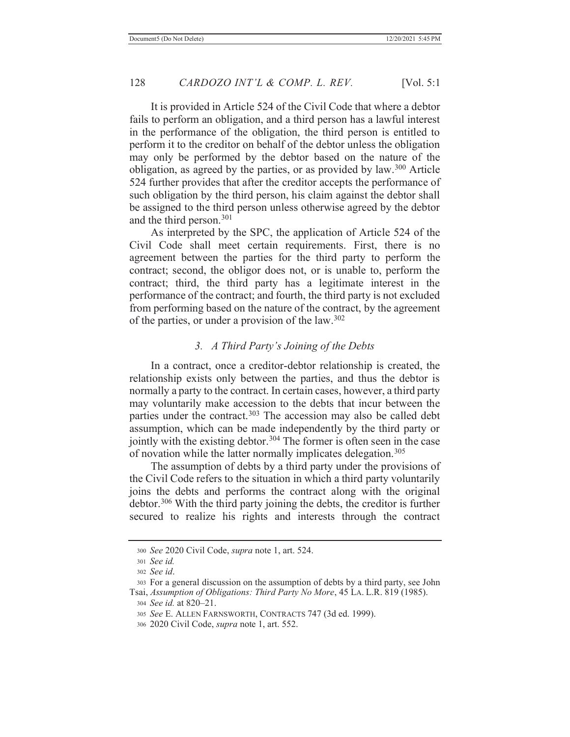It is provided in Article 524 of the Civil Code that where a debtor fails to perform an obligation, and a third person has a lawful interest in the performance of the obligation, the third person is entitled to perform it to the creditor on behalf of the debtor unless the obligation may only be performed by the debtor based on the nature of the obligation, as agreed by the parties, or as provided by law.[300] Article 524 further provides that after the creditor accepts the performance of such obligation by the third person, his claim against the debtor shall be assigned to the third person unless otherwise agreed by the debtor and the third person.[301]

As interpreted by the SPC, the application of Article 524 of the Civil Code shall meet certain requirements. First, there is no agreement between the parties for the third party to perform the contract; second, the obligor does not, or is unable to, perform the contract; third, the third party has a legitimate interest in the performance of the contract; and fourth, the third party is not excluded from performing based on the nature of the contract, by the agreement of the parties, or under a provision of the law.[302]

### *3. A Third Party's Joining of the Debts*

In a contract, once a creditor-debtor relationship is created, the relationship exists only between the parties, and thus the debtor is normally a party to the contract. In certain cases, however, a third party may voluntarily make accession to the debts that incur between the parties under the contract.[303] The accession may also be called debt assumption, which can be made independently by the third party or jointly with the existing debtor.[304] The former is often seen in the case of novation while the latter normally implicates delegation.[305]

The assumption of debts by a third party under the provisions of the Civil Code refers to the situation in which a third party voluntarily joins the debts and performs the contract along with the original debtor.[306] With the third party joining the debts, the creditor is further secured to realize his rights and interests through the contract

---

[300] *See* 2020 Civil Code, *supra* note 1, art. 524.

[301] *See id.*

[302] *See id*.

[303] For a general discussion on the assumption of debts by a third party, see John Tsai, *Assumption of Obligations: Third Party No More*, 45 LA. L.R. 819 (1985).

[304] *See id.* at 820–21.

[305] *See* E. ALLEN FARNSWORTH, CONTRACTS 747 (3d ed. 1999).

[306] 2020 Civil Code, *supra* note 1, art. 552.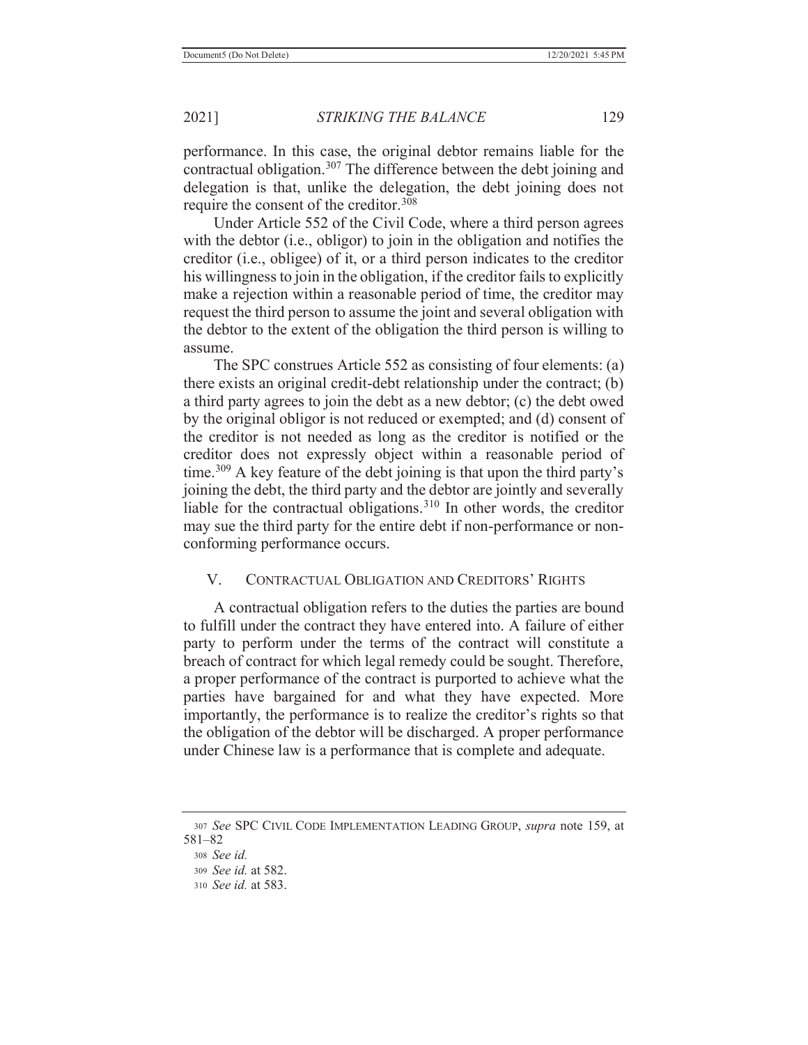performance. In this case, the original debtor remains liable for the contractual obligation.[307] The difference between the debt joining and delegation is that, unlike the delegation, the debt joining does not require the consent of the creditor.[308]

Under Article 552 of the Civil Code, where a third person agrees with the debtor (i.e., obligor) to join in the obligation and notifies the creditor (i.e., obligee) of it, or a third person indicates to the creditor his willingness to join in the obligation, if the creditor fails to explicitly make a rejection within a reasonable period of time, the creditor may request the third person to assume the joint and several obligation with the debtor to the extent of the obligation the third person is willing to assume.

The SPC construes Article 552 as consisting of four elements: (a) there exists an original credit-debt relationship under the contract; (b) a third party agrees to join the debt as a new debtor; (c) the debt owed by the original obligor is not reduced or exempted; and (d) consent of the creditor is not needed as long as the creditor is notified or the creditor does not expressly object within a reasonable period of time.[309] A key feature of the debt joining is that upon the third party's joining the debt, the third party and the debtor are jointly and severally liable for the contractual obligations.[310] In other words, the creditor may sue the third party for the entire debt if non-performance or non-conforming performance occurs.

## V. CONTRACTUAL OBLIGATION AND CREDITORS' RIGHTS

A contractual obligation refers to the duties the parties are bound to fulfill under the contract they have entered into. A failure of either party to perform under the terms of the contract will constitute a breach of contract for which legal remedy could be sought. Therefore, a proper performance of the contract is purported to achieve what the parties have bargained for and what they have expected. More importantly, the performance is to realize the creditor's rights so that the obligation of the debtor will be discharged. A proper performance under Chinese law is a performance that is complete and adequate.

---

307 *See* SPC CIVIL CODE IMPLEMENTATION LEADING GROUP, *supra* note 159, at 581–82

308 *See id.*

309 *See id.* at 582.

310 *See id.* at 583.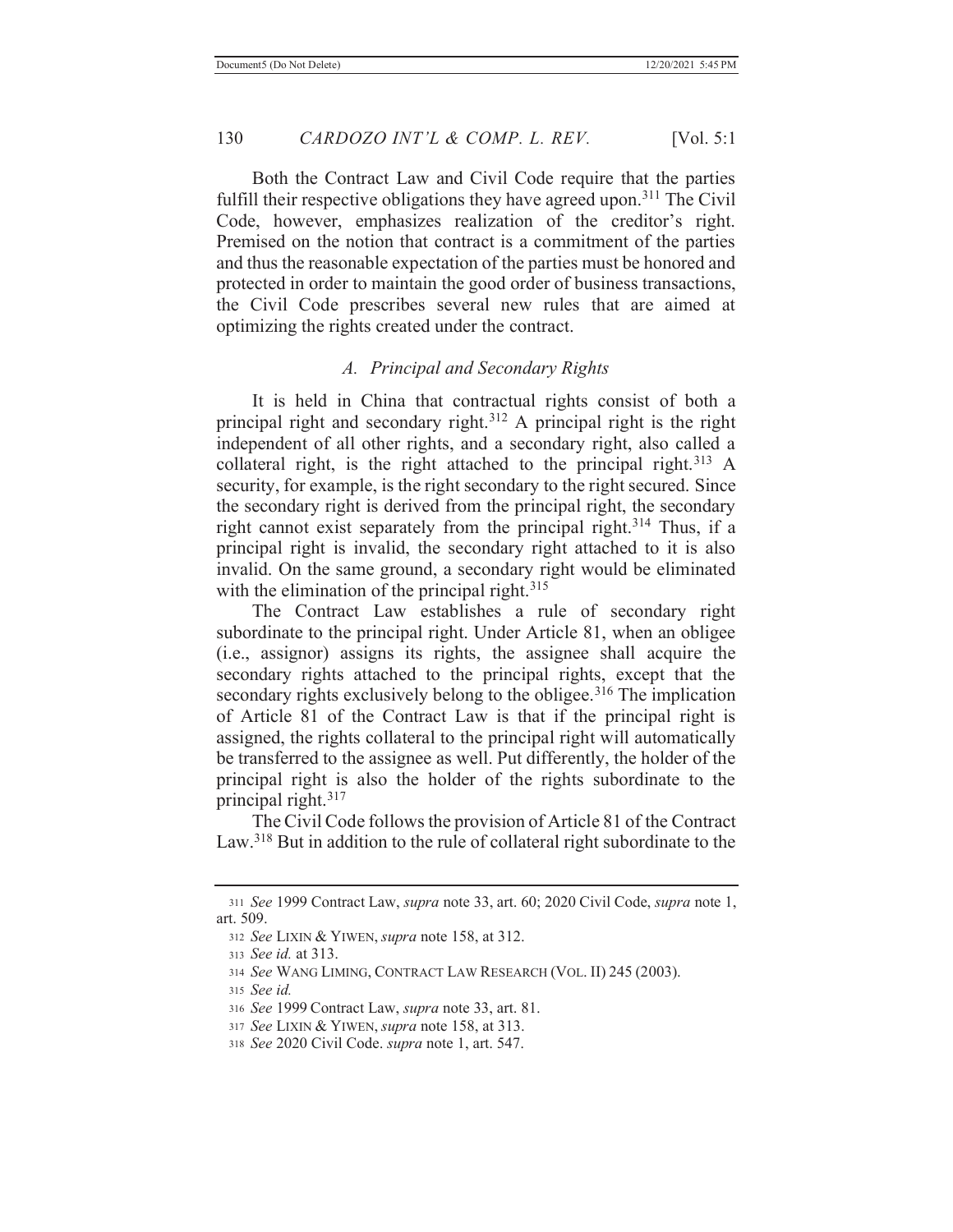Both the Contract Law and Civil Code require that the parties fulfill their respective obligations they have agreed upon.[311] The Civil Code, however, emphasizes realization of the creditor's right. Premised on the notion that contract is a commitment of the parties and thus the reasonable expectation of the parties must be honored and protected in order to maintain the good order of business transactions, the Civil Code prescribes several new rules that are aimed at optimizing the rights created under the contract.

### *A. Principal and Secondary Rights*

It is held in China that contractual rights consist of both a principal right and secondary right.[312] A principal right is the right independent of all other rights, and a secondary right, also called a collateral right, is the right attached to the principal right.[313] A security, for example, is the right secondary to the right secured. Since the secondary right is derived from the principal right, the secondary right cannot exist separately from the principal right.[314] Thus, if a principal right is invalid, the secondary right attached to it is also invalid. On the same ground, a secondary right would be eliminated with the elimination of the principal right.[315]

The Contract Law establishes a rule of secondary right subordinate to the principal right. Under Article 81, when an obligee (i.e., assignor) assigns its rights, the assignee shall acquire the secondary rights attached to the principal rights, except that the secondary rights exclusively belong to the obligee.[316] The implication of Article 81 of the Contract Law is that if the principal right is assigned, the rights collateral to the principal right will automatically be transferred to the assignee as well. Put differently, the holder of the principal right is also the holder of the rights subordinate to the principal right.[317]

The Civil Code follows the provision of Article 81 of the Contract Law.[318] But in addition to the rule of collateral right subordinate to the

---

311 *See* 1999 Contract Law, *supra* note 33, art. 60; 2020 Civil Code, *supra* note 1, art. 509.

312 *See* LIXIN & YIWEN, *supra* note 158, at 312.

313 *See id.* at 313.

314 *See* WANG LIMING, CONTRACT LAW RESEARCH (VOL. II) 245 (2003).

315 *See id.*

316 *See* 1999 Contract Law, *supra* note 33, art. 81.

317 *See* LIXIN & YIWEN, *supra* note 158, at 313.

318 *See* 2020 Civil Code. *supra* note 1, art. 547.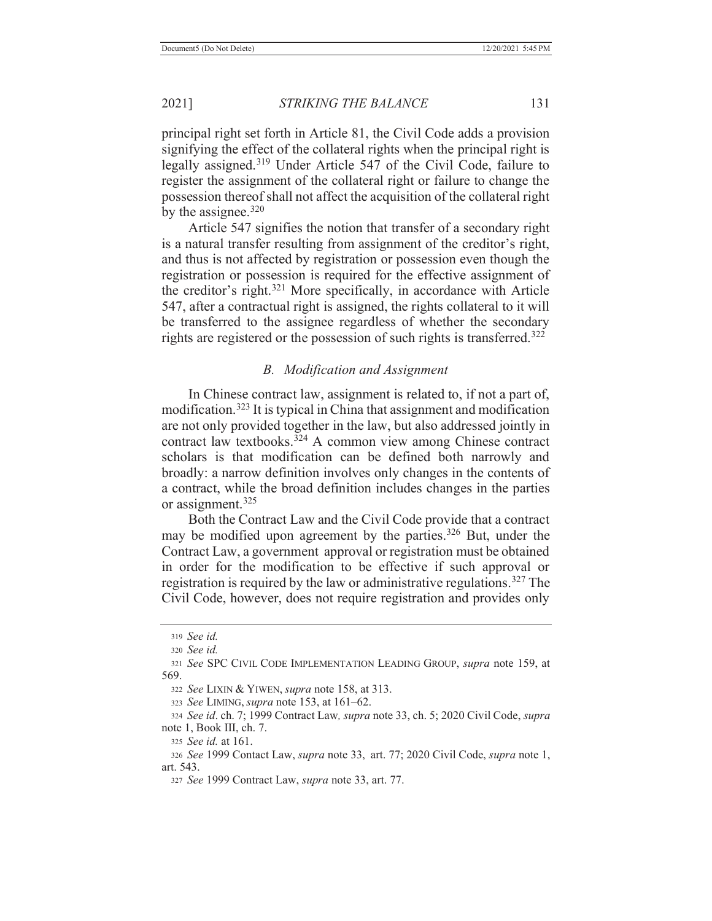principal right set forth in Article 81, the Civil Code adds a provision signifying the effect of the collateral rights when the principal right is legally assigned.[319] Under Article 547 of the Civil Code, failure to register the assignment of the collateral right or failure to change the possession thereof shall not affect the acquisition of the collateral right by the assignee.[320]

Article 547 signifies the notion that transfer of a secondary right is a natural transfer resulting from assignment of the creditor's right, and thus is not affected by registration or possession even though the registration or possession is required for the effective assignment of the creditor's right.[321] More specifically, in accordance with Article 547, after a contractual right is assigned, the rights collateral to it will be transferred to the assignee regardless of whether the secondary rights are registered or the possession of such rights is transferred.[322]

### *B. Modification and Assignment*

In Chinese contract law, assignment is related to, if not a part of, modification.[323] It is typical in China that assignment and modification are not only provided together in the law, but also addressed jointly in contract law textbooks.[324] A common view among Chinese contract scholars is that modification can be defined both narrowly and broadly: a narrow definition involves only changes in the contents of a contract, while the broad definition includes changes in the parties or assignment.[325]

Both the Contract Law and the Civil Code provide that a contract may be modified upon agreement by the parties.[326] But, under the Contract Law, a government approval or registration must be obtained in order for the modification to be effective if such approval or registration is required by the law or administrative regulations.[327] The Civil Code, however, does not require registration and provides only

---

319 *See id.*

320 *See id.*

321 *See* SPC CIVIL CODE IMPLEMENTATION LEADING GROUP, *supra* note 159, at 569.

322 *See* LIXIN & YIWEN, *supra* note 158, at 313.

323 *See* LIMING, *supra* note 153, at 161–62.

324 *See id*. ch. 7; 1999 Contract Law*, supra* note 33, ch. 5; 2020 Civil Code, *supra* note 1, Book III, ch. 7.

325 *See id.* at 161.

326 *See* 1999 Contact Law, *supra* note 33, art. 77; 2020 Civil Code, *supra* note 1, art. 543.

327 *See* 1999 Contract Law, *supra* note 33, art. 77.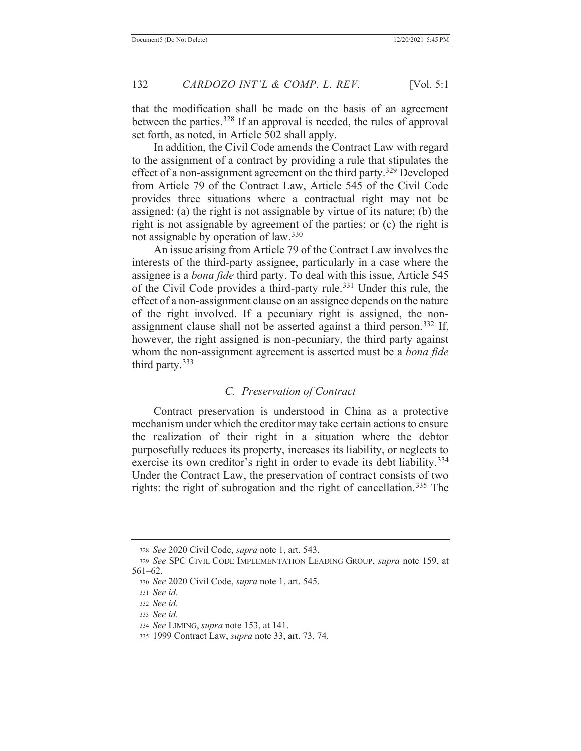that the modification shall be made on the basis of an agreement between the parties.[328] If an approval is needed, the rules of approval set forth, as noted, in Article 502 shall apply.

In addition, the Civil Code amends the Contract Law with regard to the assignment of a contract by providing a rule that stipulates the effect of a non-assignment agreement on the third party.[329] Developed from Article 79 of the Contract Law, Article 545 of the Civil Code provides three situations where a contractual right may not be assigned: (a) the right is not assignable by virtue of its nature; (b) the right is not assignable by agreement of the parties; or (c) the right is not assignable by operation of law.[330]

An issue arising from Article 79 of the Contract Law involves the interests of the third-party assignee, particularly in a case where the assignee is a *bona fide* third party. To deal with this issue, Article 545 of the Civil Code provides a third-party rule.[331] Under this rule, the effect of a non-assignment clause on an assignee depends on the nature of the right involved. If a pecuniary right is assigned, the non-assignment clause shall not be asserted against a third person.[332] If, however, the right assigned is non-pecuniary, the third party against whom the non-assignment agreement is asserted must be a *bona fide* third party.[333]

### *C. Preservation of Contract*

Contract preservation is understood in China as a protective mechanism under which the creditor may take certain actions to ensure the realization of their right in a situation where the debtor purposefully reduces its property, increases its liability, or neglects to exercise its own creditor's right in order to evade its debt liability.[334] Under the Contract Law, the preservation of contract consists of two rights: the right of subrogation and the right of cancellation.[335] The

---

328 *See* 2020 Civil Code, *supra* note 1, art. 543.

329 *See* SPC CIVIL CODE IMPLEMENTATION LEADING GROUP, *supra* note 159, at 561–62.

330 *See* 2020 Civil Code, *supra* note 1, art. 545.

331 *See id.*

332 *See id.*

333 *See id.*

334 *See* LIMING, *supra* note 153, at 141.

335 1999 Contract Law, *supra* note 33, art. 73, 74.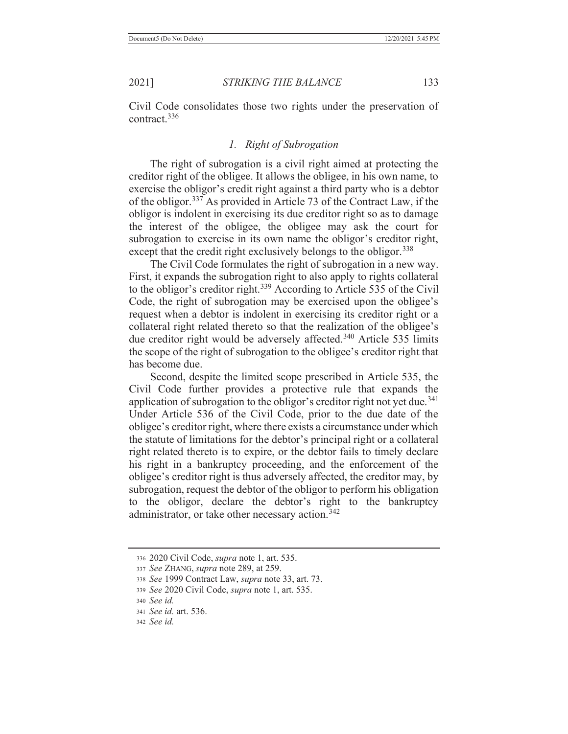Civil Code consolidates those two rights under the preservation of contract.[336]

### 1. *Right of Subrogation*

The right of subrogation is a civil right aimed at protecting the creditor right of the obligee. It allows the obligee, in his own name, to exercise the obligor's credit right against a third party who is a debtor of the obligor.[337] As provided in Article 73 of the Contract Law, if the obligor is indolent in exercising its due creditor right so as to damage the interest of the obligee, the obligee may ask the court for subrogation to exercise in its own name the obligor's creditor right, except that the credit right exclusively belongs to the obligor.[338]

The Civil Code formulates the right of subrogation in a new way. First, it expands the subrogation right to also apply to rights collateral to the obligor's creditor right.[339] According to Article 535 of the Civil Code, the right of subrogation may be exercised upon the obligee's request when a debtor is indolent in exercising its creditor right or a collateral right related thereto so that the realization of the obligee's due creditor right would be adversely affected.[340] Article 535 limits the scope of the right of subrogation to the obligee's creditor right that has become due.

Second, despite the limited scope prescribed in Article 535, the Civil Code further provides a protective rule that expands the application of subrogation to the obligor's creditor right not yet due.[341] Under Article 536 of the Civil Code, prior to the due date of the obligee's creditor right, where there exists a circumstance under which the statute of limitations for the debtor's principal right or a collateral right related thereto is to expire, or the debtor fails to timely declare his right in a bankruptcy proceeding, and the enforcement of the obligee's creditor right is thus adversely affected, the creditor may, by subrogation, request the debtor of the obligor to perform his obligation to the obligor, declare the debtor's right to the bankruptcy administrator, or take other necessary action.[342]

---

336 2020 Civil Code, *supra* note 1, art. 535.

337 *See* ZHANG, *supra* note 289, at 259.

338 *See* 1999 Contract Law, *supra* note 33, art. 73.

339 *See* 2020 Civil Code, *supra* note 1, art. 535.

340 *See id.*

341 *See id.* art. 536.

342 *See id.*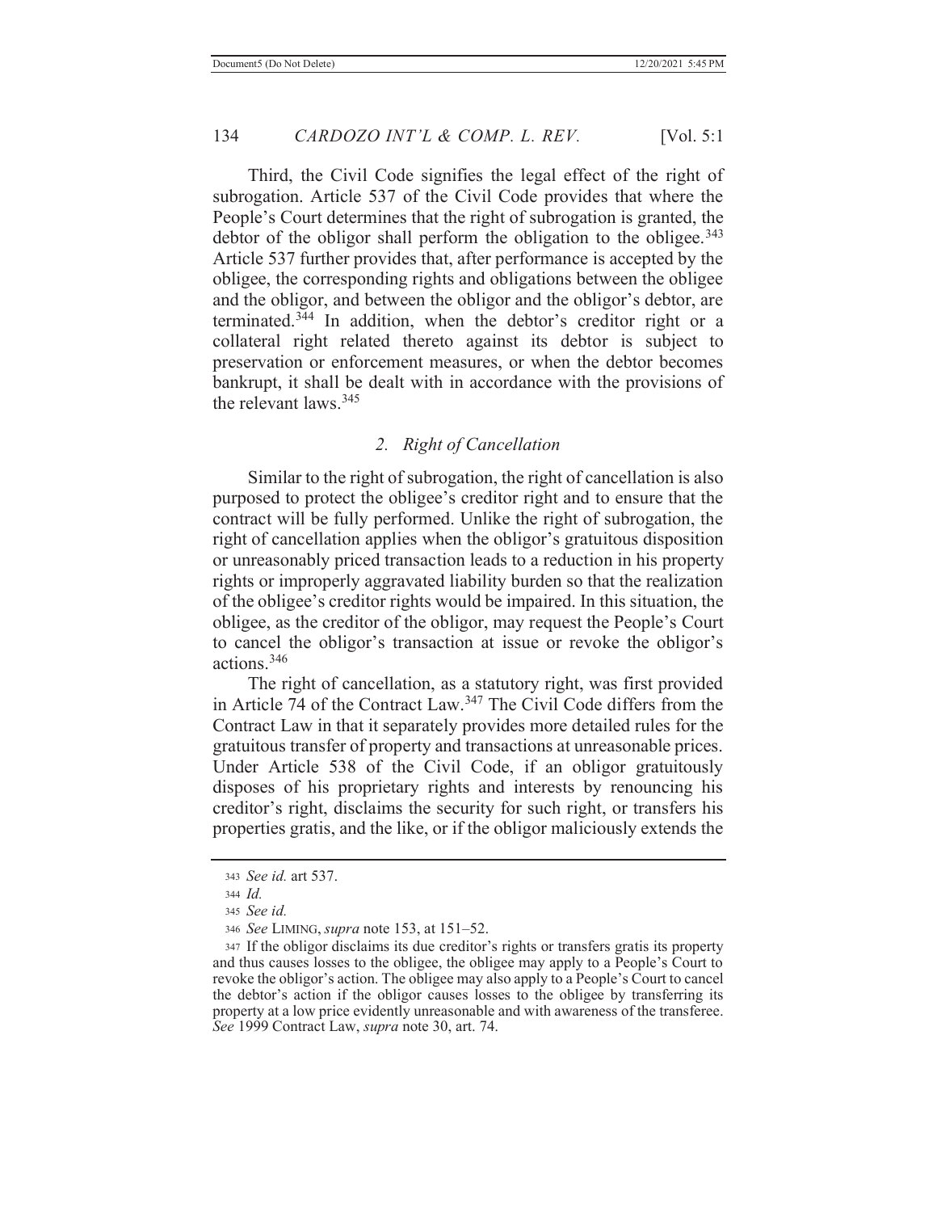Third, the Civil Code signifies the legal effect of the right of subrogation. Article 537 of the Civil Code provides that where the People's Court determines that the right of subrogation is granted, the debtor of the obligor shall perform the obligation to the obligee.[343] Article 537 further provides that, after performance is accepted by the obligee, the corresponding rights and obligations between the obligee and the obligor, and between the obligor and the obligor's debtor, are terminated.[344] In addition, when the debtor's creditor right or a collateral right related thereto against its debtor is subject to preservation or enforcement measures, or when the debtor becomes bankrupt, it shall be dealt with in accordance with the provisions of the relevant laws.[345]

### *2. Right of Cancellation*

Similar to the right of subrogation, the right of cancellation is also purposed to protect the obligee's creditor right and to ensure that the contract will be fully performed. Unlike the right of subrogation, the right of cancellation applies when the obligor's gratuitous disposition or unreasonably priced transaction leads to a reduction in his property rights or improperly aggravated liability burden so that the realization of the obligee's creditor rights would be impaired. In this situation, the obligee, as the creditor of the obligor, may request the People's Court to cancel the obligor's transaction at issue or revoke the obligor's actions.[346]

The right of cancellation, as a statutory right, was first provided in Article 74 of the Contract Law.[347] The Civil Code differs from the Contract Law in that it separately provides more detailed rules for the gratuitous transfer of property and transactions at unreasonable prices. Under Article 538 of the Civil Code, if an obligor gratuitously disposes of his proprietary rights and interests by renouncing his creditor's right, disclaims the security for such right, or transfers his properties gratis, and the like, or if the obligor maliciously extends the

---

[343] *See id.* art 537.

[344] *Id.*

[345] *See id.*

[346] *See* LIMING, *supra* note 153, at 151–52.

[347] If the obligor disclaims its due creditor's rights or transfers gratis its property and thus causes losses to the obligee, the obligee may apply to a People's Court to revoke the obligor's action. The obligee may also apply to a People's Court to cancel the debtor's action if the obligor causes losses to the obligee by transferring its property at a low price evidently unreasonable and with awareness of the transferee. *See* 1999 Contract Law, *supra* note 30, art. 74.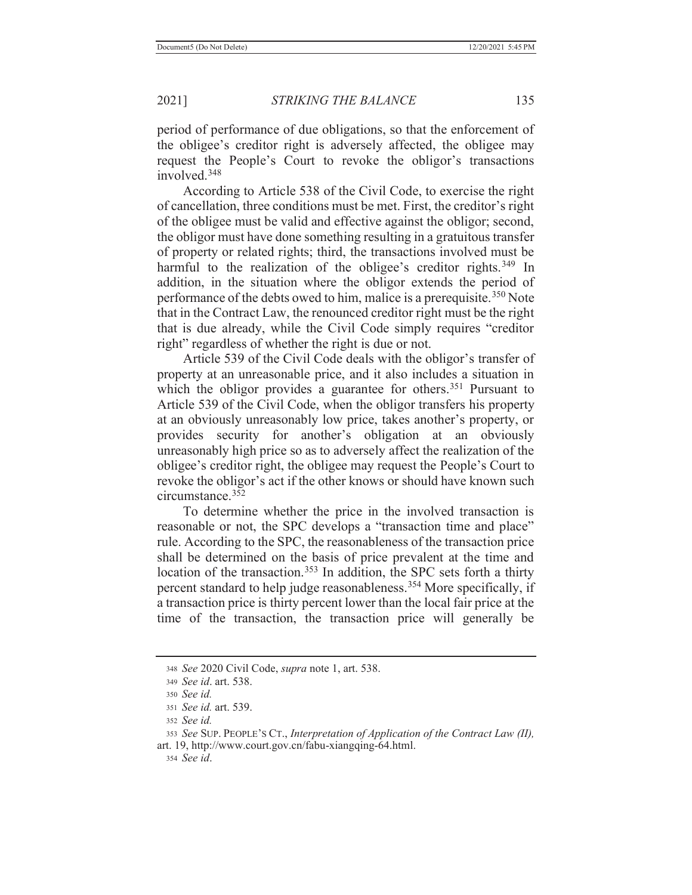period of performance of due obligations, so that the enforcement of the obligee's creditor right is adversely affected, the obligee may request the People's Court to revoke the obligor's transactions involved.[348]

According to Article 538 of the Civil Code, to exercise the right of cancellation, three conditions must be met. First, the creditor's right of the obligee must be valid and effective against the obligor; second, the obligor must have done something resulting in a gratuitous transfer of property or related rights; third, the transactions involved must be harmful to the realization of the obligee's creditor rights.[349] In addition, in the situation where the obligor extends the period of performance of the debts owed to him, malice is a prerequisite.[350] Note that in the Contract Law, the renounced creditor right must be the right that is due already, while the Civil Code simply requires "creditor right" regardless of whether the right is due or not.

Article 539 of the Civil Code deals with the obligor's transfer of property at an unreasonable price, and it also includes a situation in which the obligor provides a guarantee for others.[351] Pursuant to Article 539 of the Civil Code, when the obligor transfers his property at an obviously unreasonably low price, takes another's property, or provides security for another's obligation at an obviously unreasonably high price so as to adversely affect the realization of the obligee's creditor right, the obligee may request the People's Court to revoke the obligor's act if the other knows or should have known such circumstance.[352]

To determine whether the price in the involved transaction is reasonable or not, the SPC develops a "transaction time and place" rule. According to the SPC, the reasonableness of the transaction price shall be determined on the basis of price prevalent at the time and location of the transaction.[353] In addition, the SPC sets forth a thirty percent standard to help judge reasonableness.[354] More specifically, if a transaction price is thirty percent lower than the local fair price at the time of the transaction, the transaction price will generally be

---

348 *See* 2020 Civil Code, *supra* note 1, art. 538.

349 *See id*. art. 538.

350 *See id.*

351 *See id.* art. 539.

352 *See id.*

353 *See* SUP. PEOPLE'S CT., *Interpretation of Application of the Contract Law (II),* art. 19, http://www.court.gov.cn/fabu-xiangqing-64.html.

354 *See id*.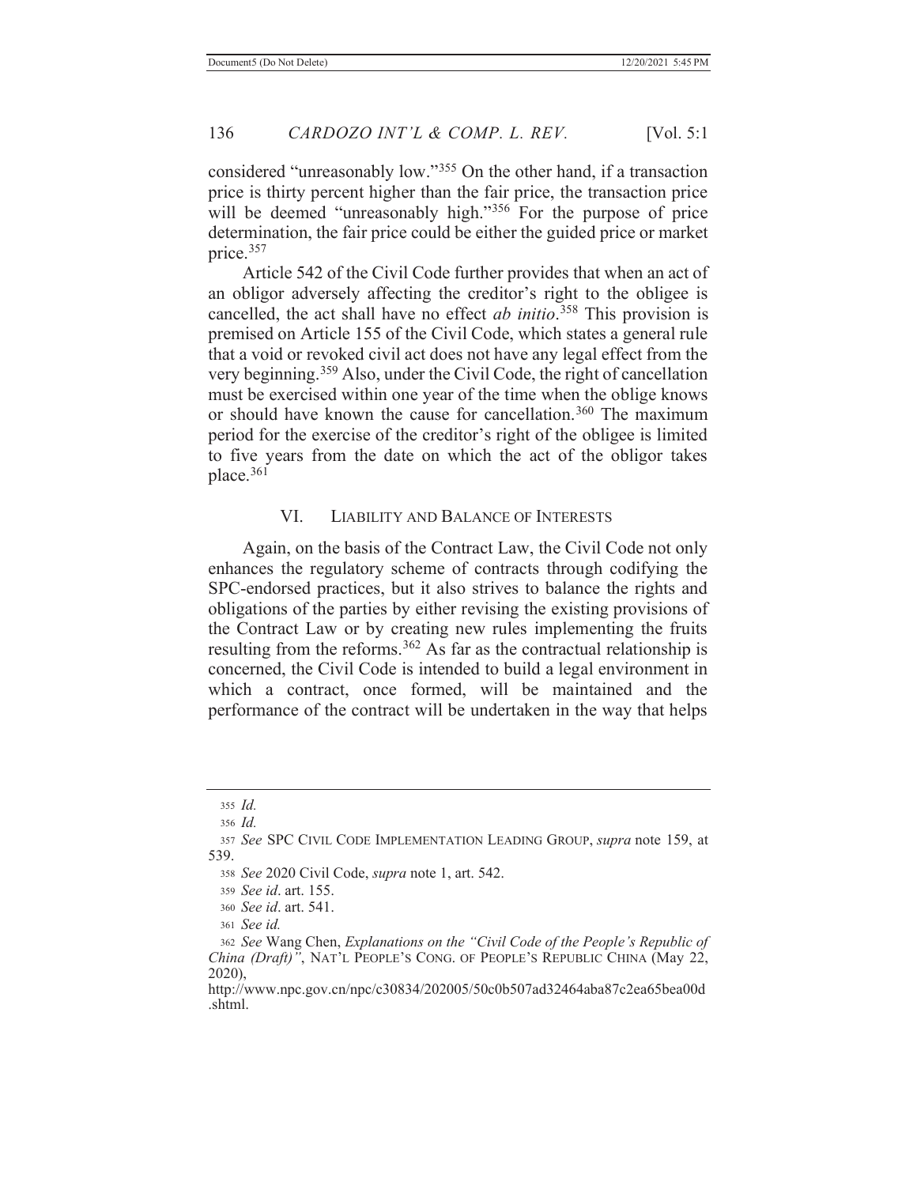considered "unreasonably low."[355] On the other hand, if a transaction price is thirty percent higher than the fair price, the transaction price will be deemed "unreasonably high."[356] For the purpose of price determination, the fair price could be either the guided price or market price.[357]

Article 542 of the Civil Code further provides that when an act of an obligor adversely affecting the creditor's right to the obligee is cancelled, the act shall have no effect *ab initio*.[358] This provision is premised on Article 155 of the Civil Code, which states a general rule that a void or revoked civil act does not have any legal effect from the very beginning.[359] Also, under the Civil Code, the right of cancellation must be exercised within one year of the time when the oblige knows or should have known the cause for cancellation.[360] The maximum period for the exercise of the creditor's right of the obligee is limited to five years from the date on which the act of the obligor takes place.[361]

## VI. LIABILITY AND BALANCE OF INTERESTS

Again, on the basis of the Contract Law, the Civil Code not only enhances the regulatory scheme of contracts through codifying the SPC-endorsed practices, but it also strives to balance the rights and obligations of the parties by either revising the existing provisions of the Contract Law or by creating new rules implementing the fruits resulting from the reforms.[362] As far as the contractual relationship is concerned, the Civil Code is intended to build a legal environment in which a contract, once formed, will be maintained and the performance of the contract will be undertaken in the way that helps

---

355 *Id.*

356 *Id.*

357 *See* SPC CIVIL CODE IMPLEMENTATION LEADING GROUP, *supra* note 159, at 539.

358 *See* 2020 Civil Code, *supra* note 1, art. 542.

359 *See id*. art. 155.

360 *See id*. art. 541.

361 *See id.*

362 *See* Wang Chen, *Explanations on the "Civil Code of the People's Republic of China (Draft)"*, NAT'L PEOPLE'S CONG. OF PEOPLE'S REPUBLIC CHINA (May 22, 2020), http://www.npc.gov.cn/npc/c30834/202005/50c0b507ad32464aba87c2ea65bea00d.shtml.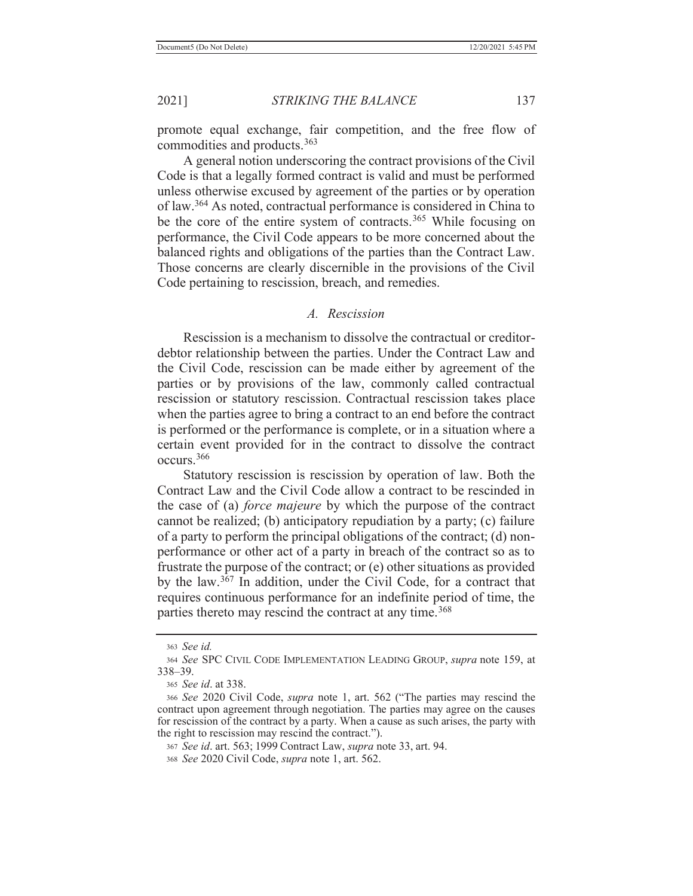promote equal exchange, fair competition, and the free flow of commodities and products.[363]

A general notion underscoring the contract provisions of the Civil Code is that a legally formed contract is valid and must be performed unless otherwise excused by agreement of the parties or by operation of law.[364] As noted, contractual performance is considered in China to be the core of the entire system of contracts.[365] While focusing on performance, the Civil Code appears to be more concerned about the balanced rights and obligations of the parties than the Contract Law. Those concerns are clearly discernible in the provisions of the Civil Code pertaining to rescission, breach, and remedies.

### *A. Rescission*

Rescission is a mechanism to dissolve the contractual or creditor-debtor relationship between the parties. Under the Contract Law and the Civil Code, rescission can be made either by agreement of the parties or by provisions of the law, commonly called contractual rescission or statutory rescission. Contractual rescission takes place when the parties agree to bring a contract to an end before the contract is performed or the performance is complete, or in a situation where a certain event provided for in the contract to dissolve the contract occurs.[366]

Statutory rescission is rescission by operation of law. Both the Contract Law and the Civil Code allow a contract to be rescinded in the case of (a) *force majeure* by which the purpose of the contract cannot be realized; (b) anticipatory repudiation by a party; (c) failure of a party to perform the principal obligations of the contract; (d) non-performance or other act of a party in breach of the contract so as to frustrate the purpose of the contract; or (e) other situations as provided by the law.[367] In addition, under the Civil Code, for a contract that requires continuous performance for an indefinite period of time, the parties thereto may rescind the contract at any time.[368]

---

[363] *See id.*

[364] *See* SPC CIVIL CODE IMPLEMENTATION LEADING GROUP, *supra* note 159, at 338–39.

[365] *See id*. at 338.

[366] *See* 2020 Civil Code, *supra* note 1, art. 562 ("The parties may rescind the contract upon agreement through negotiation. The parties may agree on the causes for rescission of the contract by a party. When a cause as such arises, the party with the right to rescission may rescind the contract.").

[367] *See id*. art. 563; 1999 Contract Law, *supra* note 33, art. 94.

[368] *See* 2020 Civil Code, *supra* note 1, art. 562.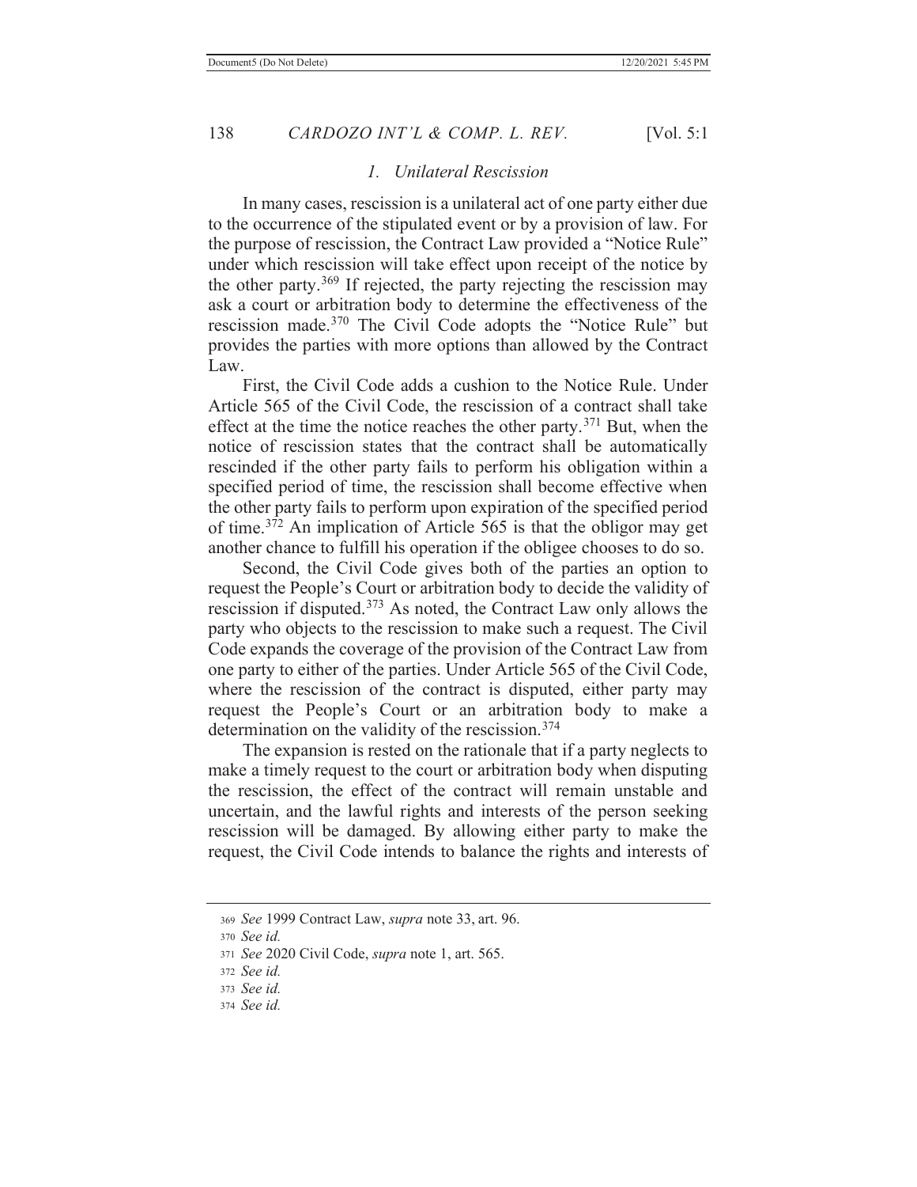### 1. *Unilateral Rescission*

In many cases, rescission is a unilateral act of one party either due to the occurrence of the stipulated event or by a provision of law. For the purpose of rescission, the Contract Law provided a "Notice Rule" under which rescission will take effect upon receipt of the notice by the other party.[369] If rejected, the party rejecting the rescission may ask a court or arbitration body to determine the effectiveness of the rescission made.[370] The Civil Code adopts the "Notice Rule" but provides the parties with more options than allowed by the Contract Law.

First, the Civil Code adds a cushion to the Notice Rule. Under Article 565 of the Civil Code, the rescission of a contract shall take effect at the time the notice reaches the other party.[371] But, when the notice of rescission states that the contract shall be automatically rescinded if the other party fails to perform his obligation within a specified period of time, the rescission shall become effective when the other party fails to perform upon expiration of the specified period of time.[372] An implication of Article 565 is that the obligor may get another chance to fulfill his operation if the obligee chooses to do so.

Second, the Civil Code gives both of the parties an option to request the People's Court or arbitration body to decide the validity of rescission if disputed.[373] As noted, the Contract Law only allows the party who objects to the rescission to make such a request. The Civil Code expands the coverage of the provision of the Contract Law from one party to either of the parties. Under Article 565 of the Civil Code, where the rescission of the contract is disputed, either party may request the People's Court or an arbitration body to make a determination on the validity of the rescission.[374]

The expansion is rested on the rationale that if a party neglects to make a timely request to the court or arbitration body when disputing the rescission, the effect of the contract will remain unstable and uncertain, and the lawful rights and interests of the person seeking rescission will be damaged. By allowing either party to make the request, the Civil Code intends to balance the rights and interests of

---

369 *See* 1999 Contract Law, *supra* note 33, art. 96.

370 *See id.*

371 *See* 2020 Civil Code, *supra* note 1, art. 565.

372 *See id.*

373 *See id.*

374 *See id.*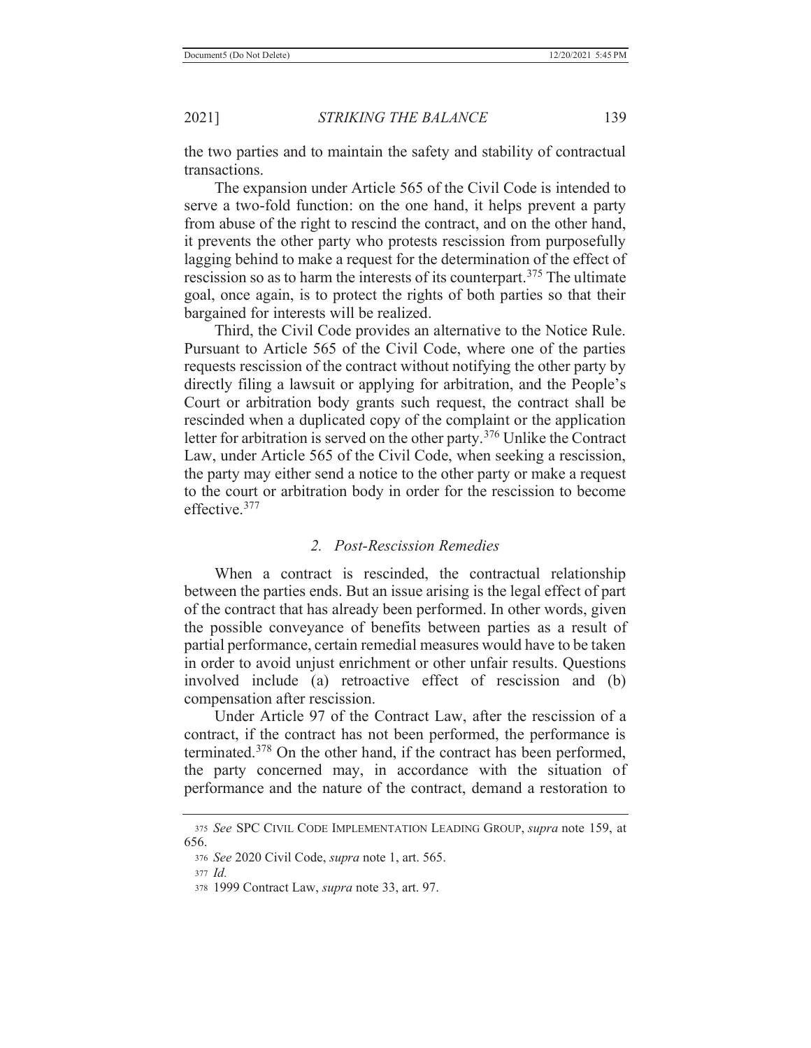the two parties and to maintain the safety and stability of contractual transactions.

The expansion under Article 565 of the Civil Code is intended to serve a two-fold function: on the one hand, it helps prevent a party from abuse of the right to rescind the contract, and on the other hand, it prevents the other party who protests rescission from purposefully lagging behind to make a request for the determination of the effect of rescission so as to harm the interests of its counterpart.[375] The ultimate goal, once again, is to protect the rights of both parties so that their bargained for interests will be realized.

Third, the Civil Code provides an alternative to the Notice Rule. Pursuant to Article 565 of the Civil Code, where one of the parties requests rescission of the contract without notifying the other party by directly filing a lawsuit or applying for arbitration, and the People's Court or arbitration body grants such request, the contract shall be rescinded when a duplicated copy of the complaint or the application letter for arbitration is served on the other party.[376] Unlike the Contract Law, under Article 565 of the Civil Code, when seeking a rescission, the party may either send a notice to the other party or make a request to the court or arbitration body in order for the rescission to become effective.[377]

### *2. Post-Rescission Remedies*

When a contract is rescinded, the contractual relationship between the parties ends. But an issue arising is the legal effect of part of the contract that has already been performed. In other words, given the possible conveyance of benefits between parties as a result of partial performance, certain remedial measures would have to be taken in order to avoid unjust enrichment or other unfair results. Questions involved include (a) retroactive effect of rescission and (b) compensation after rescission.

Under Article 97 of the Contract Law, after the rescission of a contract, if the contract has not been performed, the performance is terminated.[378] On the other hand, if the contract has been performed, the party concerned may, in accordance with the situation of performance and the nature of the contract, demand a restoration to

---

375 *See* SPC CIVIL CODE IMPLEMENTATION LEADING GROUP, *supra* note 159, at 656.

376 *See* 2020 Civil Code, *supra* note 1, art. 565.

377 *Id.*

378 1999 Contract Law, *supra* note 33, art. 97.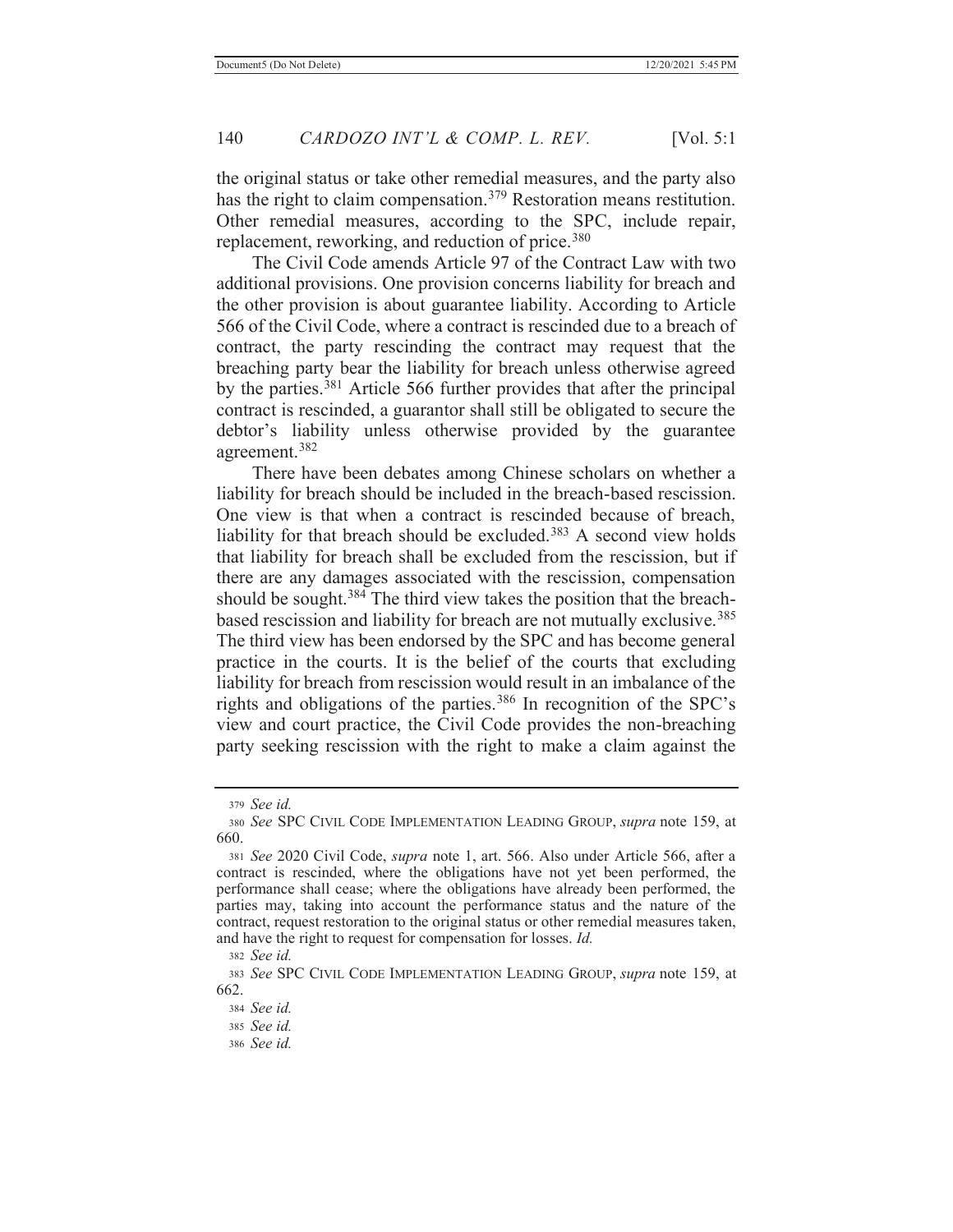the original status or take other remedial measures, and the party also has the right to claim compensation.[379] Restoration means restitution. Other remedial measures, according to the SPC, include repair, replacement, reworking, and reduction of price.[380]

The Civil Code amends Article 97 of the Contract Law with two additional provisions. One provision concerns liability for breach and the other provision is about guarantee liability. According to Article 566 of the Civil Code, where a contract is rescinded due to a breach of contract, the party rescinding the contract may request that the breaching party bear the liability for breach unless otherwise agreed by the parties.[381] Article 566 further provides that after the principal contract is rescinded, a guarantor shall still be obligated to secure the debtor's liability unless otherwise provided by the guarantee agreement.[382]

There have been debates among Chinese scholars on whether a liability for breach should be included in the breach-based rescission. One view is that when a contract is rescinded because of breach, liability for that breach should be excluded.[383] A second view holds that liability for breach shall be excluded from the rescission, but if there are any damages associated with the rescission, compensation should be sought.[384] The third view takes the position that the breach-based rescission and liability for breach are not mutually exclusive.[385] The third view has been endorsed by the SPC and has become general practice in the courts. It is the belief of the courts that excluding liability for breach from rescission would result in an imbalance of the rights and obligations of the parties.[386] In recognition of the SPC's view and court practice, the Civil Code provides the non-breaching party seeking rescission with the right to make a claim against the

---

[379] *See id.*

[380] *See* SPC CIVIL CODE IMPLEMENTATION LEADING GROUP, *supra* note 159, at 660.

[381] *See* 2020 Civil Code, *supra* note 1, art. 566. Also under Article 566, after a contract is rescinded, where the obligations have not yet been performed, the performance shall cease; where the obligations have already been performed, the parties may, taking into account the performance status and the nature of the contract, request restoration to the original status or other remedial measures taken, and have the right to request for compensation for losses. *Id.*

[382] *See id.*

[383] *See* SPC CIVIL CODE IMPLEMENTATION LEADING GROUP, *supra* note 159, at 662.

[384] *See id.*

[385] *See id.*

[386] *See id.*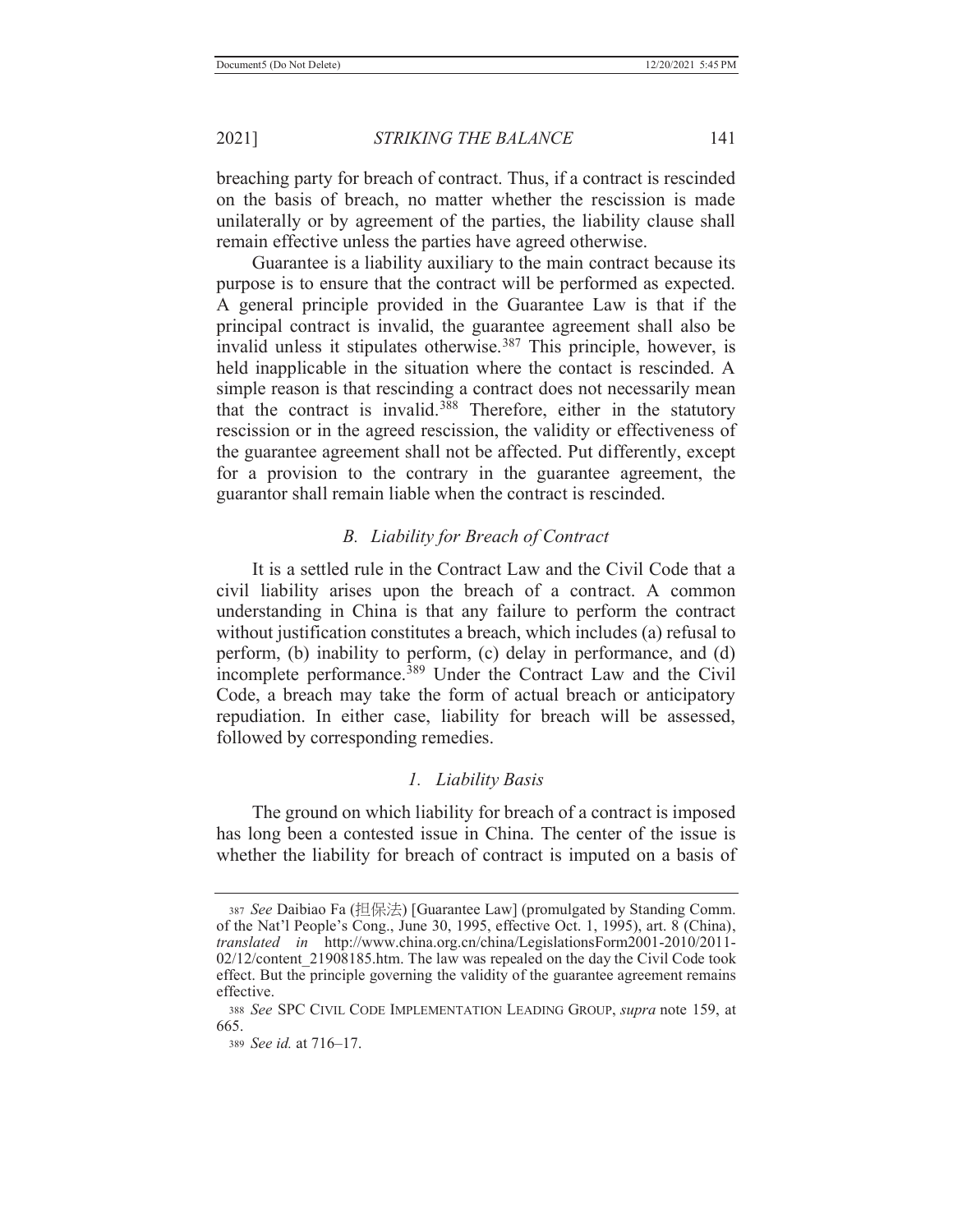breaching party for breach of contract. Thus, if a contract is rescinded on the basis of breach, no matter whether the rescission is made unilaterally or by agreement of the parties, the liability clause shall remain effective unless the parties have agreed otherwise.

Guarantee is a liability auxiliary to the main contract because its purpose is to ensure that the contract will be performed as expected. A general principle provided in the Guarantee Law is that if the principal contract is invalid, the guarantee agreement shall also be invalid unless it stipulates otherwise.[387] This principle, however, is held inapplicable in the situation where the contact is rescinded. A simple reason is that rescinding a contract does not necessarily mean that the contract is invalid.[388] Therefore, either in the statutory rescission or in the agreed rescission, the validity or effectiveness of the guarantee agreement shall not be affected. Put differently, except for a provision to the contrary in the guarantee agreement, the guarantor shall remain liable when the contract is rescinded.

### *B. Liability for Breach of Contract*

It is a settled rule in the Contract Law and the Civil Code that a civil liability arises upon the breach of a contract. A common understanding in China is that any failure to perform the contract without justification constitutes a breach, which includes (a) refusal to perform, (b) inability to perform, (c) delay in performance, and (d) incomplete performance.[389] Under the Contract Law and the Civil Code, a breach may take the form of actual breach or anticipatory repudiation. In either case, liability for breach will be assessed, followed by corresponding remedies.

#### *1. Liability Basis*

The ground on which liability for breach of a contract is imposed has long been a contested issue in China. The center of the issue is whether the liability for breach of contract is imputed on a basis of

---

[387] *See* Daibiao Fa (担保法) [Guarantee Law] (promulgated by Standing Comm. of the Nat'l People's Cong., June 30, 1995, effective Oct. 1, 1995), art. 8 (China), *translated in* http://www.china.org.cn/china/LegislationsForm2001-2010/2011-02/12/content_21908185.htm. The law was repealed on the day the Civil Code took effect. But the principle governing the validity of the guarantee agreement remains effective.

[388] *See* SPC CIVIL CODE IMPLEMENTATION LEADING GROUP, *supra* note 159, at 665.

[389] *See id.* at 716–17.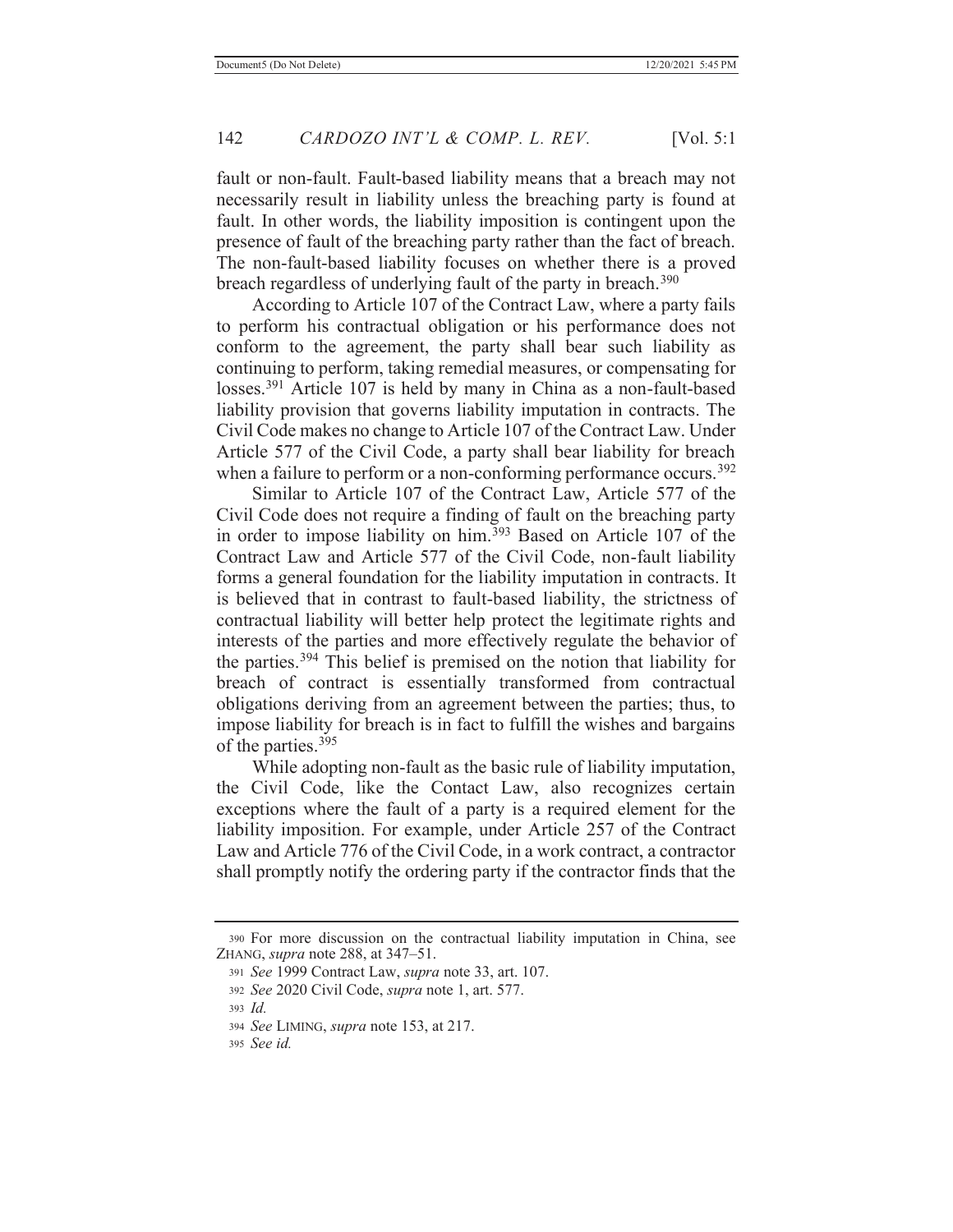fault or non-fault. Fault-based liability means that a breach may not necessarily result in liability unless the breaching party is found at fault. In other words, the liability imposition is contingent upon the presence of fault of the breaching party rather than the fact of breach. The non-fault-based liability focuses on whether there is a proved breach regardless of underlying fault of the party in breach.[390]

According to Article 107 of the Contract Law, where a party fails to perform his contractual obligation or his performance does not conform to the agreement, the party shall bear such liability as continuing to perform, taking remedial measures, or compensating for losses.[391] Article 107 is held by many in China as a non-fault-based liability provision that governs liability imputation in contracts. The Civil Code makes no change to Article 107 of the Contract Law. Under Article 577 of the Civil Code, a party shall bear liability for breach when a failure to perform or a non-conforming performance occurs.[392]

Similar to Article 107 of the Contract Law, Article 577 of the Civil Code does not require a finding of fault on the breaching party in order to impose liability on him.[393] Based on Article 107 of the Contract Law and Article 577 of the Civil Code, non-fault liability forms a general foundation for the liability imputation in contracts. It is believed that in contrast to fault-based liability, the strictness of contractual liability will better help protect the legitimate rights and interests of the parties and more effectively regulate the behavior of the parties.[394] This belief is premised on the notion that liability for breach of contract is essentially transformed from contractual obligations deriving from an agreement between the parties; thus, to impose liability for breach is in fact to fulfill the wishes and bargains of the parties.[395]

While adopting non-fault as the basic rule of liability imputation, the Civil Code, like the Contact Law, also recognizes certain exceptions where the fault of a party is a required element for the liability imposition. For example, under Article 257 of the Contract Law and Article 776 of the Civil Code, in a work contract, a contractor shall promptly notify the ordering party if the contractor finds that the

---

390 For more discussion on the contractual liability imputation in China, see ZHANG, *supra* note 288, at 347–51.

391 *See* 1999 Contract Law, *supra* note 33, art. 107.

392 *See* 2020 Civil Code, *supra* note 1, art. 577.

393 *Id.*

394 *See* LIMING, *supra* note 153, at 217.

395 *See id.*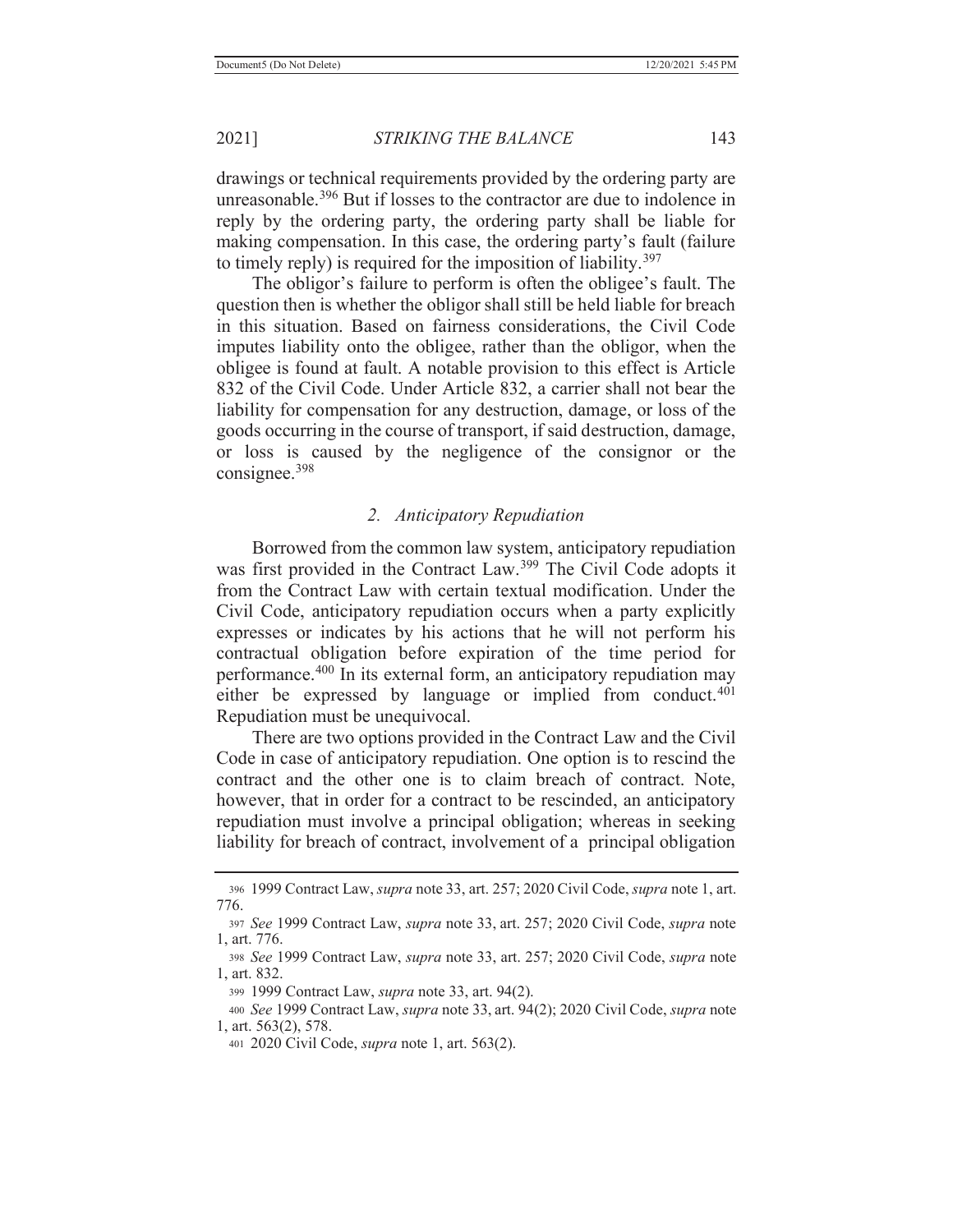drawings or technical requirements provided by the ordering party are unreasonable.[396] But if losses to the contractor are due to indolence in reply by the ordering party, the ordering party shall be liable for making compensation. In this case, the ordering party's fault (failure to timely reply) is required for the imposition of liability.[397]

The obligor's failure to perform is often the obligee's fault. The question then is whether the obligor shall still be held liable for breach in this situation. Based on fairness considerations, the Civil Code imputes liability onto the obligee, rather than the obligor, when the obligee is found at fault. A notable provision to this effect is Article 832 of the Civil Code. Under Article 832, a carrier shall not bear the liability for compensation for any destruction, damage, or loss of the goods occurring in the course of transport, if said destruction, damage, or loss is caused by the negligence of the consignor or the consignee.[398]

### *2. Anticipatory Repudiation*

Borrowed from the common law system, anticipatory repudiation was first provided in the Contract Law.[399] The Civil Code adopts it from the Contract Law with certain textual modification. Under the Civil Code, anticipatory repudiation occurs when a party explicitly expresses or indicates by his actions that he will not perform his contractual obligation before expiration of the time period for performance.[400] In its external form, an anticipatory repudiation may either be expressed by language or implied from conduct.[401] Repudiation must be unequivocal.

There are two options provided in the Contract Law and the Civil Code in case of anticipatory repudiation. One option is to rescind the contract and the other one is to claim breach of contract. Note, however, that in order for a contract to be rescinded, an anticipatory repudiation must involve a principal obligation; whereas in seeking liability for breach of contract, involvement of a principal obligation

---

396 1999 Contract Law, *supra* note 33, art. 257; 2020 Civil Code, *supra* note 1, art. 776.

397 *See* 1999 Contract Law, *supra* note 33, art. 257; 2020 Civil Code, *supra* note 1, art. 776.

398 *See* 1999 Contract Law, *supra* note 33, art. 257; 2020 Civil Code, *supra* note 1, art. 832.

399 1999 Contract Law, *supra* note 33, art. 94(2).

400 *See* 1999 Contract Law, *supra* note 33, art. 94(2); 2020 Civil Code, *supra* note 1, art. 563(2), 578.

401 2020 Civil Code, *supra* note 1, art. 563(2).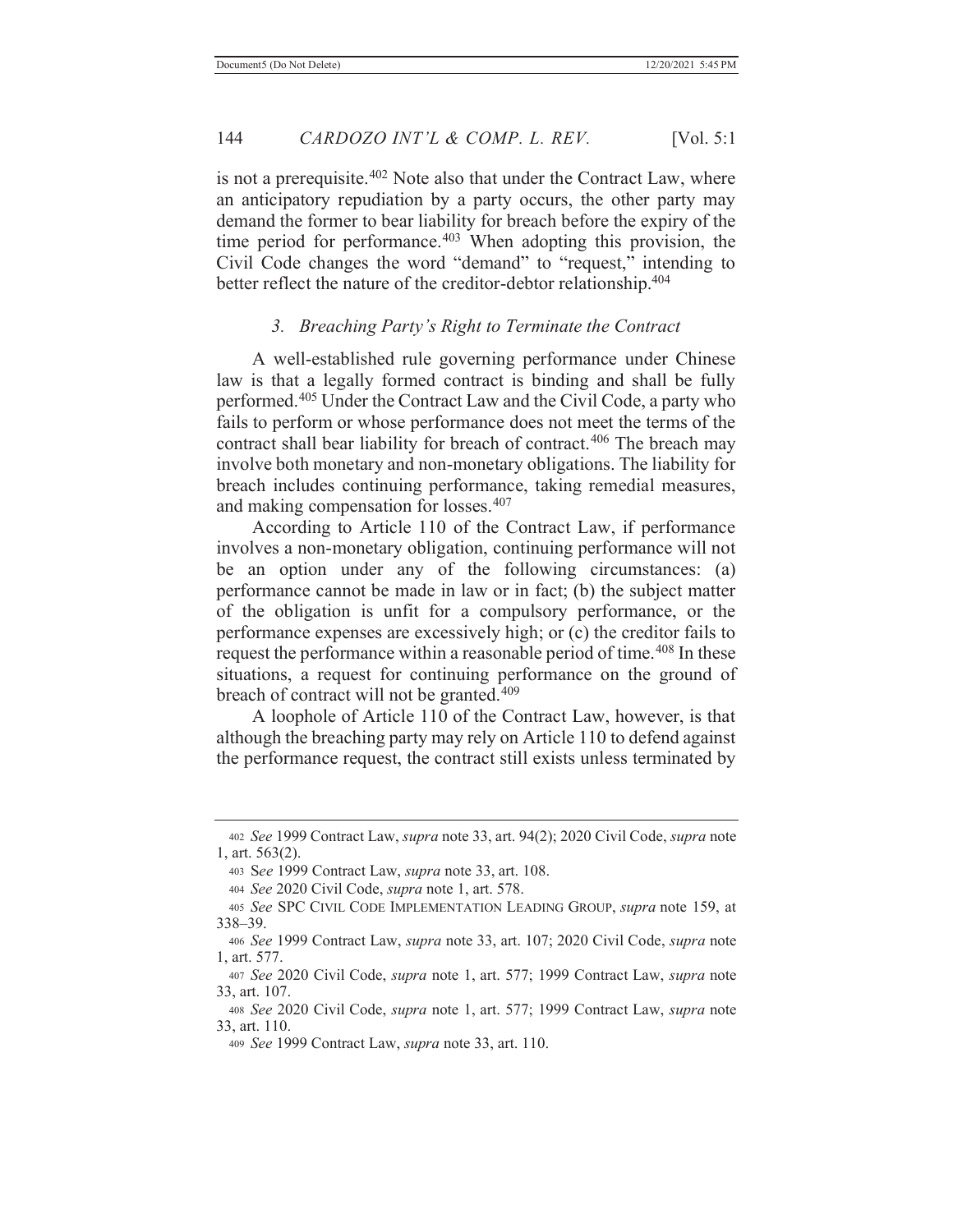is not a prerequisite.[402] Note also that under the Contract Law, where an anticipatory repudiation by a party occurs, the other party may demand the former to bear liability for breach before the expiry of the time period for performance.[403] When adopting this provision, the Civil Code changes the word "demand" to "request," intending to better reflect the nature of the creditor-debtor relationship.[404]

### *3. Breaching Party's Right to Terminate the Contract*

A well-established rule governing performance under Chinese law is that a legally formed contract is binding and shall be fully performed.[405] Under the Contract Law and the Civil Code, a party who fails to perform or whose performance does not meet the terms of the contract shall bear liability for breach of contract.[406] The breach may involve both monetary and non-monetary obligations. The liability for breach includes continuing performance, taking remedial measures, and making compensation for losses.[407]

According to Article 110 of the Contract Law, if performance involves a non-monetary obligation, continuing performance will not be an option under any of the following circumstances: (a) performance cannot be made in law or in fact; (b) the subject matter of the obligation is unfit for a compulsory performance, or the performance expenses are excessively high; or (c) the creditor fails to request the performance within a reasonable period of time.[408] In these situations, a request for continuing performance on the ground of breach of contract will not be granted.[409]

A loophole of Article 110 of the Contract Law, however, is that although the breaching party may rely on Article 110 to defend against the performance request, the contract still exists unless terminated by

---

402 *See* 1999 Contract Law, *supra* note 33, art. 94(2); 2020 Civil Code, *supra* note 1, art. 563(2).

403 S*ee* 1999 Contract Law, *supra* note 33, art. 108.

404 *See* 2020 Civil Code, *supra* note 1, art. 578.

405 *See* SPC CIVIL CODE IMPLEMENTATION LEADING GROUP, *supra* note 159, at 338–39.

406 *See* 1999 Contract Law, *supra* note 33, art. 107; 2020 Civil Code, *supra* note 1, art. 577.

407 *See* 2020 Civil Code, *supra* note 1, art. 577; 1999 Contract Law, *supra* note 33, art. 107.

408 *See* 2020 Civil Code, *supra* note 1, art. 577; 1999 Contract Law, *supra* note 33, art. 110.

409 *See* 1999 Contract Law, *supra* note 33, art. 110.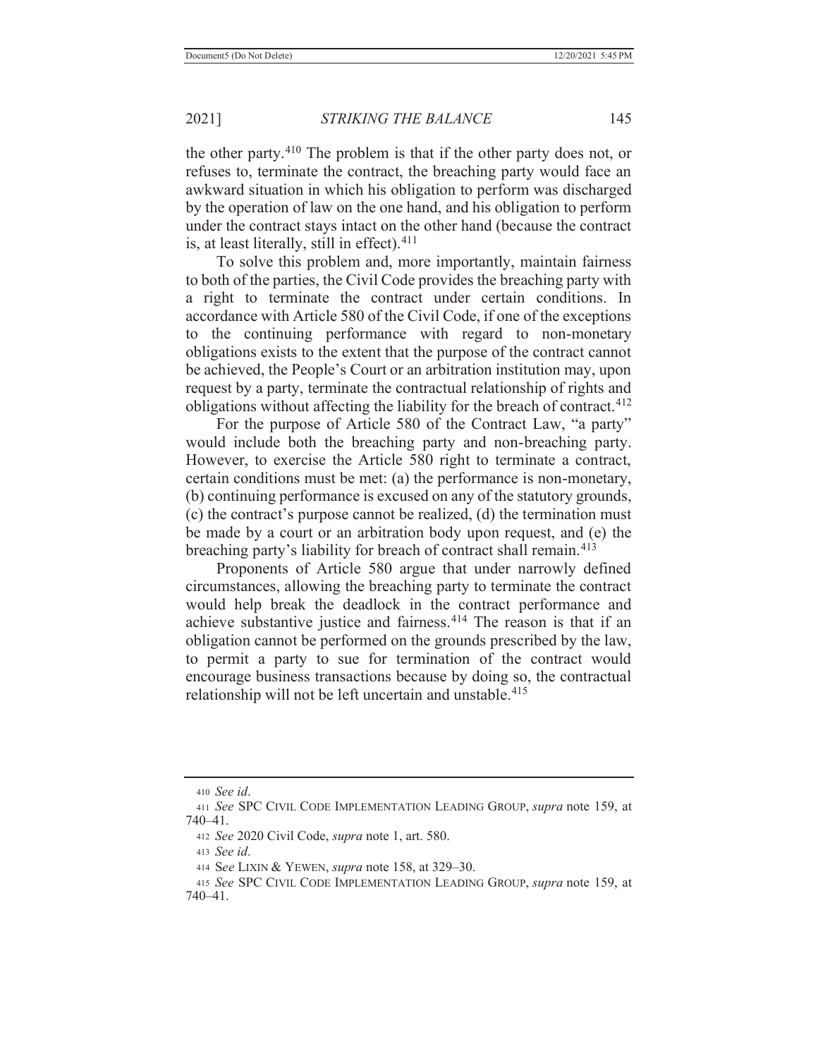the other party.[410] The problem is that if the other party does not, or refuses to, terminate the contract, the breaching party would face an awkward situation in which his obligation to perform was discharged by the operation of law on the one hand, and his obligation to perform under the contract stays intact on the other hand (because the contract is, at least literally, still in effect).[411]

To solve this problem and, more importantly, maintain fairness to both of the parties, the Civil Code provides the breaching party with a right to terminate the contract under certain conditions. In accordance with Article 580 of the Civil Code, if one of the exceptions to the continuing performance with regard to non-monetary obligations exists to the extent that the purpose of the contract cannot be achieved, the People's Court or an arbitration institution may, upon request by a party, terminate the contractual relationship of rights and obligations without affecting the liability for the breach of contract.[412]

For the purpose of Article 580 of the Contract Law, "a party" would include both the breaching party and non-breaching party. However, to exercise the Article 580 right to terminate a contract, certain conditions must be met: (a) the performance is non-monetary, (b) continuing performance is excused on any of the statutory grounds, (c) the contract's purpose cannot be realized, (d) the termination must be made by a court or an arbitration body upon request, and (e) the breaching party's liability for breach of contract shall remain.[413]

Proponents of Article 580 argue that under narrowly defined circumstances, allowing the breaching party to terminate the contract would help break the deadlock in the contract performance and achieve substantive justice and fairness.[414] The reason is that if an obligation cannot be performed on the grounds prescribed by the law, to permit a party to sue for termination of the contract would encourage business transactions because by doing so, the contractual relationship will not be left uncertain and unstable.[415]

---

410 *See id*.

411 *See* SPC CIVIL CODE IMPLEMENTATION LEADING GROUP, *supra* note 159, at 740–41.

412 *See* 2020 Civil Code, *supra* note 1, art. 580.

413 *See id*.

414 S*ee* LIXIN & YEWEN, *supra* note 158, at 329–30.

415 *See* SPC CIVIL CODE IMPLEMENTATION LEADING GROUP, *supra* note 159, at 740–41.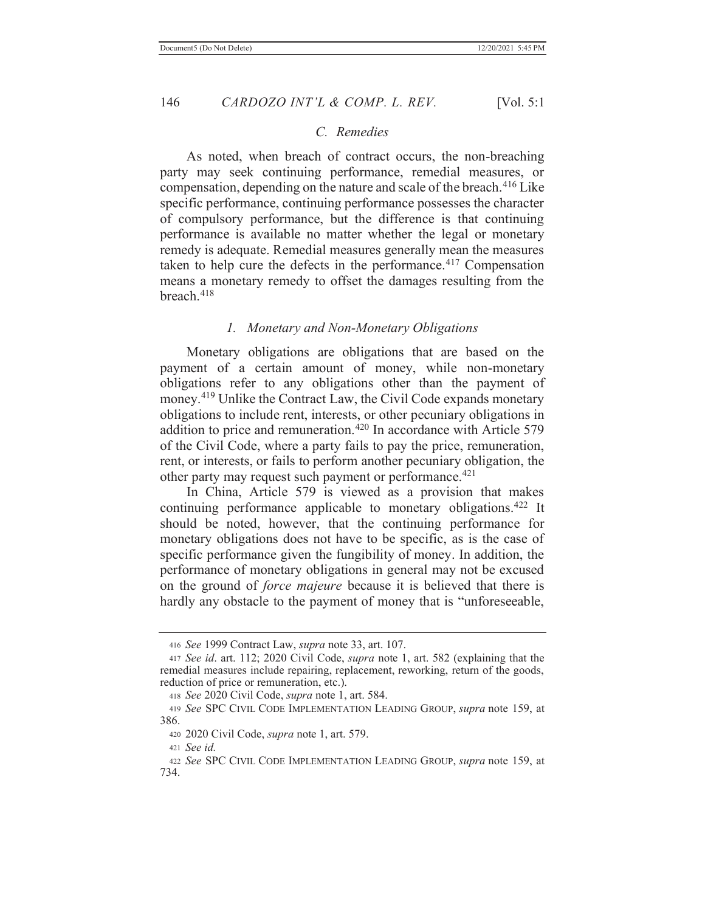### C. Remedies

As noted, when breach of contract occurs, the non-breaching party may seek continuing performance, remedial measures, or compensation, depending on the nature and scale of the breach.[416] Like specific performance, continuing performance possesses the character of compulsory performance, but the difference is that continuing performance is available no matter whether the legal or monetary remedy is adequate. Remedial measures generally mean the measures taken to help cure the defects in the performance.[417] Compensation means a monetary remedy to offset the damages resulting from the breach.[418]

#### 1. Monetary and Non-Monetary Obligations

Monetary obligations are obligations that are based on the payment of a certain amount of money, while non-monetary obligations refer to any obligations other than the payment of money.[419] Unlike the Contract Law, the Civil Code expands monetary obligations to include rent, interests, or other pecuniary obligations in addition to price and remuneration.[420] In accordance with Article 579 of the Civil Code, where a party fails to pay the price, remuneration, rent, or interests, or fails to perform another pecuniary obligation, the other party may request such payment or performance.[421]

In China, Article 579 is viewed as a provision that makes continuing performance applicable to monetary obligations.[422] It should be noted, however, that the continuing performance for monetary obligations does not have to be specific, as is the case of specific performance given the fungibility of money. In addition, the performance of monetary obligations in general may not be excused on the ground of *force majeure* because it is believed that there is hardly any obstacle to the payment of money that is "unforeseeable,

---

416 *See* 1999 Contract Law, *supra* note 33, art. 107.

417 *See id*. art. 112; 2020 Civil Code, *supra* note 1, art. 582 (explaining that the remedial measures include repairing, replacement, reworking, return of the goods, reduction of price or remuneration, etc.).

418 *See* 2020 Civil Code, *supra* note 1, art. 584.

419 *See* SPC CIVIL CODE IMPLEMENTATION LEADING GROUP, *supra* note 159, at 386.

420 2020 Civil Code, *supra* note 1, art. 579.

421 *See id.*

422 *See* SPC CIVIL CODE IMPLEMENTATION LEADING GROUP, *supra* note 159, at 734.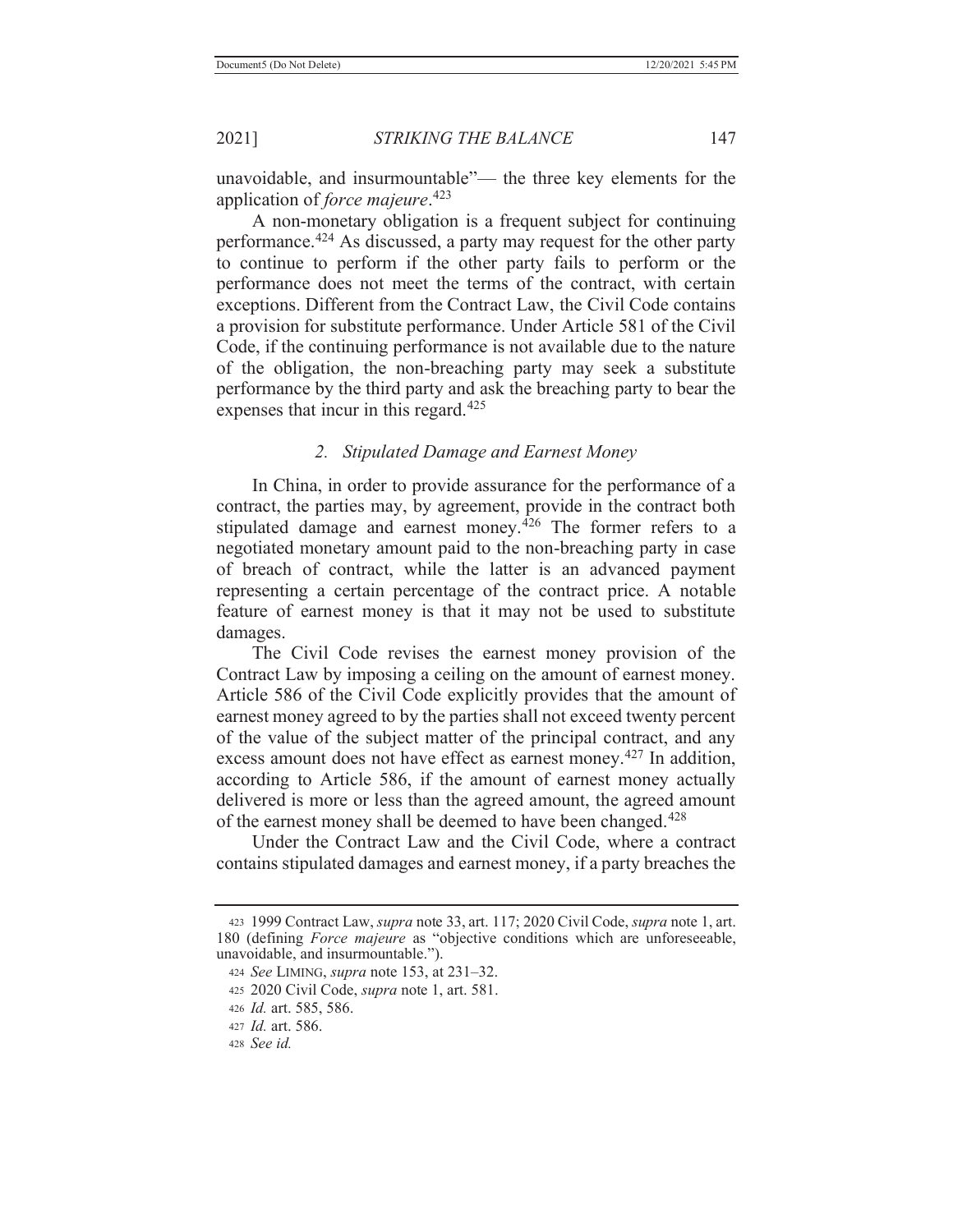unavoidable, and insurmountable"— the three key elements for the application of *force majeure*.[423]

A non-monetary obligation is a frequent subject for continuing performance.[424] As discussed, a party may request for the other party to continue to perform if the other party fails to perform or the performance does not meet the terms of the contract, with certain exceptions. Different from the Contract Law, the Civil Code contains a provision for substitute performance. Under Article 581 of the Civil Code, if the continuing performance is not available due to the nature of the obligation, the non-breaching party may seek a substitute performance by the third party and ask the breaching party to bear the expenses that incur in this regard.[425]

### *2. Stipulated Damage and Earnest Money*

In China, in order to provide assurance for the performance of a contract, the parties may, by agreement, provide in the contract both stipulated damage and earnest money.[426] The former refers to a negotiated monetary amount paid to the non-breaching party in case of breach of contract, while the latter is an advanced payment representing a certain percentage of the contract price. A notable feature of earnest money is that it may not be used to substitute damages.

The Civil Code revises the earnest money provision of the Contract Law by imposing a ceiling on the amount of earnest money. Article 586 of the Civil Code explicitly provides that the amount of earnest money agreed to by the parties shall not exceed twenty percent of the value of the subject matter of the principal contract, and any excess amount does not have effect as earnest money.[427] In addition, according to Article 586, if the amount of earnest money actually delivered is more or less than the agreed amount, the agreed amount of the earnest money shall be deemed to have been changed.[428]

Under the Contract Law and the Civil Code, where a contract contains stipulated damages and earnest money, if a party breaches the

---

[423] 1999 Contract Law, *supra* note 33, art. 117; 2020 Civil Code, *supra* note 1, art. 180 (defining *Force majeure* as "objective conditions which are unforeseeable, unavoidable, and insurmountable.").

[424] *See* LIMING, *supra* note 153, at 231–32.

[425] 2020 Civil Code, *supra* note 1, art. 581.

[426] *Id.* art. 585, 586.

[427] *Id.* art. 586.

[428] *See id.*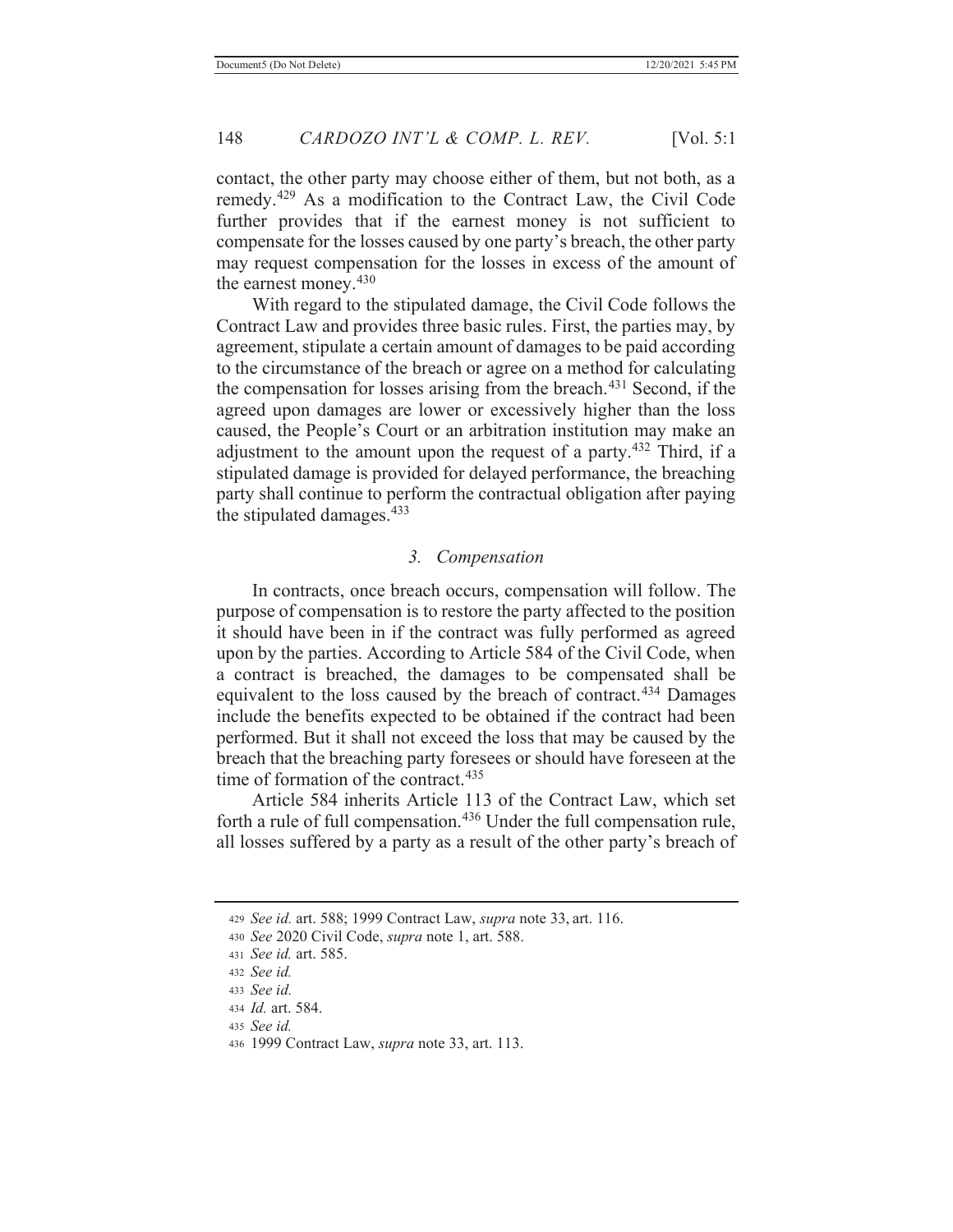contact, the other party may choose either of them, but not both, as a remedy.[429] As a modification to the Contract Law, the Civil Code further provides that if the earnest money is not sufficient to compensate for the losses caused by one party's breach, the other party may request compensation for the losses in excess of the amount of the earnest money.[430]

With regard to the stipulated damage, the Civil Code follows the Contract Law and provides three basic rules. First, the parties may, by agreement, stipulate a certain amount of damages to be paid according to the circumstance of the breach or agree on a method for calculating the compensation for losses arising from the breach.[431] Second, if the agreed upon damages are lower or excessively higher than the loss caused, the People's Court or an arbitration institution may make an adjustment to the amount upon the request of a party.[432] Third, if a stipulated damage is provided for delayed performance, the breaching party shall continue to perform the contractual obligation after paying the stipulated damages.[433]

### *3. Compensation*

In contracts, once breach occurs, compensation will follow. The purpose of compensation is to restore the party affected to the position it should have been in if the contract was fully performed as agreed upon by the parties. According to Article 584 of the Civil Code, when a contract is breached, the damages to be compensated shall be equivalent to the loss caused by the breach of contract.[434] Damages include the benefits expected to be obtained if the contract had been performed. But it shall not exceed the loss that may be caused by the breach that the breaching party foresees or should have foreseen at the time of formation of the contract.[435]

Article 584 inherits Article 113 of the Contract Law, which set forth a rule of full compensation.[436] Under the full compensation rule, all losses suffered by a party as a result of the other party's breach of

---

429 *See id.* art. 588; 1999 Contract Law, *supra* note 33, art. 116.

430 *See* 2020 Civil Code, *supra* note 1, art. 588.

431 *See id.* art. 585.

432 *See id.*

433 *See id.*

434 *Id.* art. 584.

435 *See id.*

436 1999 Contract Law, *supra* note 33, art. 113.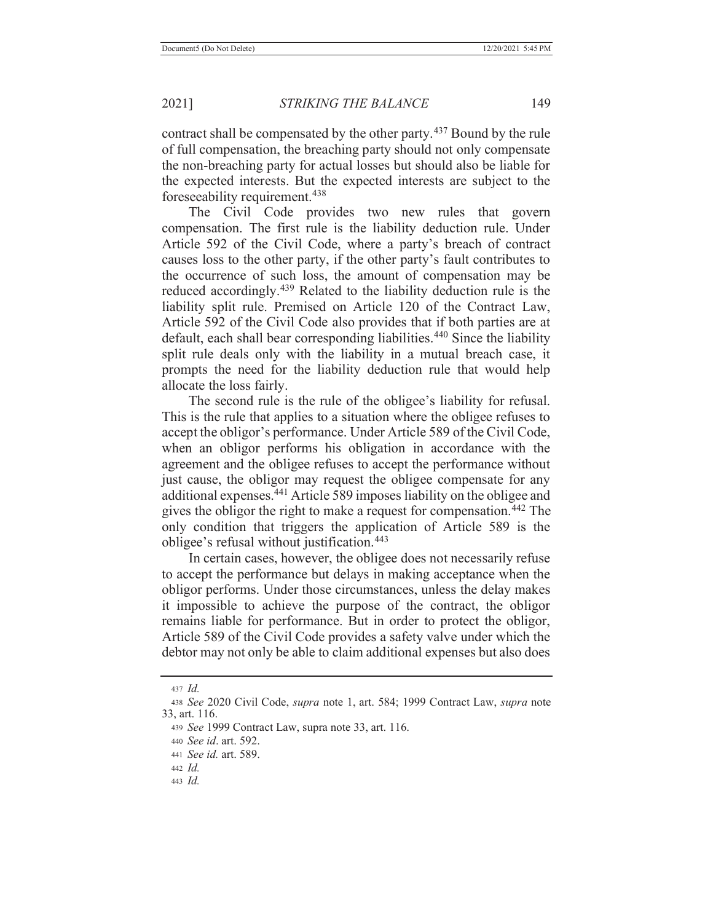contract shall be compensated by the other party.[437] Bound by the rule of full compensation, the breaching party should not only compensate the non-breaching party for actual losses but should also be liable for the expected interests. But the expected interests are subject to the foreseeability requirement.[438]

The Civil Code provides two new rules that govern compensation. The first rule is the liability deduction rule. Under Article 592 of the Civil Code, where a party's breach of contract causes loss to the other party, if the other party's fault contributes to the occurrence of such loss, the amount of compensation may be reduced accordingly.[439] Related to the liability deduction rule is the liability split rule. Premised on Article 120 of the Contract Law, Article 592 of the Civil Code also provides that if both parties are at default, each shall bear corresponding liabilities.[440] Since the liability split rule deals only with the liability in a mutual breach case, it prompts the need for the liability deduction rule that would help allocate the loss fairly.

The second rule is the rule of the obligee's liability for refusal. This is the rule that applies to a situation where the obligee refuses to accept the obligor's performance. Under Article 589 of the Civil Code, when an obligor performs his obligation in accordance with the agreement and the obligee refuses to accept the performance without just cause, the obligor may request the obligee compensate for any additional expenses.[441] Article 589 imposes liability on the obligee and gives the obligor the right to make a request for compensation.[442] The only condition that triggers the application of Article 589 is the obligee's refusal without justification.[443]

In certain cases, however, the obligee does not necessarily refuse to accept the performance but delays in making acceptance when the obligor performs. Under those circumstances, unless the delay makes it impossible to achieve the purpose of the contract, the obligor remains liable for performance. But in order to protect the obligor, Article 589 of the Civil Code provides a safety valve under which the debtor may not only be able to claim additional expenses but also does

---

437 *Id.*

438 *See* 2020 Civil Code, *supra* note 1, art. 584; 1999 Contract Law, *supra* note 33, art. 116.

439 *See* 1999 Contract Law, supra note 33, art. 116.

440 *See id*. art. 592.

441 *See id.* art. 589.

442 *Id.*

443 *Id.*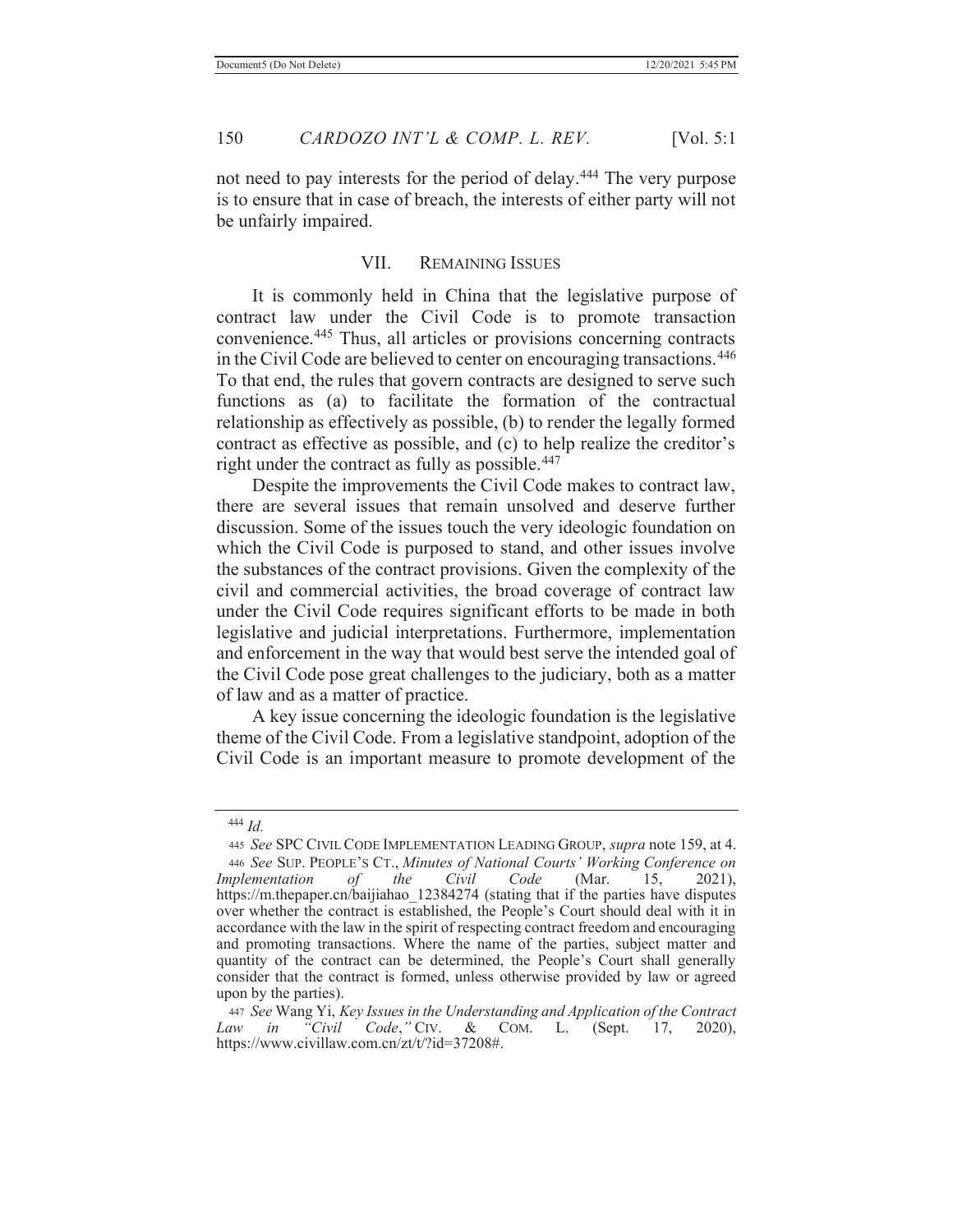not need to pay interests for the period of delay.[444] The very purpose is to ensure that in case of breach, the interests of either party will not be unfairly impaired.

## VII. REMAINING ISSUES

It is commonly held in China that the legislative purpose of contract law under the Civil Code is to promote transaction convenience.[445] Thus, all articles or provisions concerning contracts in the Civil Code are believed to center on encouraging transactions.[446] To that end, the rules that govern contracts are designed to serve such functions as (a) to facilitate the formation of the contractual relationship as effectively as possible, (b) to render the legally formed contract as effective as possible, and (c) to help realize the creditor's right under the contract as fully as possible.[447]

Despite the improvements the Civil Code makes to contract law, there are several issues that remain unsolved and deserve further discussion. Some of the issues touch the very ideologic foundation on which the Civil Code is purposed to stand, and other issues involve the substances of the contract provisions. Given the complexity of the civil and commercial activities, the broad coverage of contract law under the Civil Code requires significant efforts to be made in both legislative and judicial interpretations. Furthermore, implementation and enforcement in the way that would best serve the intended goal of the Civil Code pose great challenges to the judiciary, both as a matter of law and as a matter of practice.

A key issue concerning the ideologic foundation is the legislative theme of the Civil Code. From a legislative standpoint, adoption of the Civil Code is an important measure to promote development of the

---

[444] *Id.*

[445] *See* SPC CIVIL CODE IMPLEMENTATION LEADING GROUP, *supra* note 159, at 4.

[446] *See* SUP. PEOPLE'S CT., *Minutes of National Courts' Working Conference on Implementation of the Civil Code* (Mar. 15, 2021), https://m.thepaper.cn/baijiahao_12384274 (stating that if the parties have disputes over whether the contract is established, the People's Court should deal with it in accordance with the law in the spirit of respecting contract freedom and encouraging and promoting transactions. Where the name of the parties, subject matter and quantity of the contract can be determined, the People's Court shall generally consider that the contract is formed, unless otherwise provided by law or agreed upon by the parties).

[447] *See* Wang Yi, *Key Issues in the Understanding and Application of the Contract Law in "Civil Code*,*"* CIV. & COM. L. (Sept. 17, 2020), https://www.civillaw.com.cn/zt/t/?id=37208#.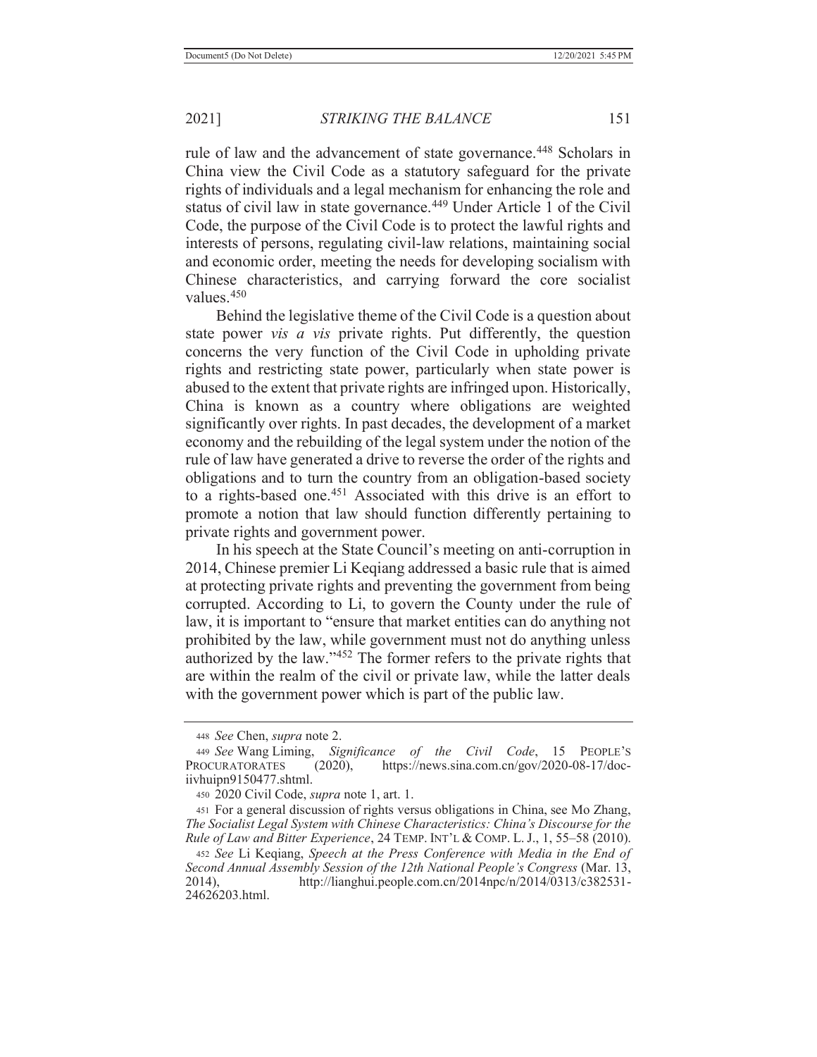rule of law and the advancement of state governance.[448] Scholars in China view the Civil Code as a statutory safeguard for the private rights of individuals and a legal mechanism for enhancing the role and status of civil law in state governance.[449] Under Article 1 of the Civil Code, the purpose of the Civil Code is to protect the lawful rights and interests of persons, regulating civil-law relations, maintaining social and economic order, meeting the needs for developing socialism with Chinese characteristics, and carrying forward the core socialist values.[450]

Behind the legislative theme of the Civil Code is a question about state power *vis a vis* private rights. Put differently, the question concerns the very function of the Civil Code in upholding private rights and restricting state power, particularly when state power is abused to the extent that private rights are infringed upon. Historically, China is known as a country where obligations are weighted significantly over rights. In past decades, the development of a market economy and the rebuilding of the legal system under the notion of the rule of law have generated a drive to reverse the order of the rights and obligations and to turn the country from an obligation-based society to a rights-based one.[451] Associated with this drive is an effort to promote a notion that law should function differently pertaining to private rights and government power.

In his speech at the State Council's meeting on anti-corruption in 2014, Chinese premier Li Keqiang addressed a basic rule that is aimed at protecting private rights and preventing the government from being corrupted. According to Li, to govern the County under the rule of law, it is important to "ensure that market entities can do anything not prohibited by the law, while government must not do anything unless authorized by the law."[452] The former refers to the private rights that are within the realm of the civil or private law, while the latter deals with the government power which is part of the public law.

---

[448] *See* Chen, *supra* note 2.

[449] *See* Wang Liming, *Significance of the Civil Code*, 15 PEOPLE'S PROCURATORATES (2020), https://news.sina.com.cn/gov/2020-08-17/doc-iivhuipn9150477.shtml.

[450] 2020 Civil Code, *supra* note 1, art. 1.

[451] For a general discussion of rights versus obligations in China, see Mo Zhang, *The Socialist Legal System with Chinese Characteristics: China's Discourse for the Rule of Law and Bitter Experience*, 24 TEMP. INT'L & COMP. L. J., 1, 55–58 (2010).

[452] *See* Li Keqiang, *Speech at the Press Conference with Media in the End of Second Annual Assembly Session of the 12th National People's Congress* (Mar. 13, 2014), http://lianghui.people.com.cn/2014npc/n/2014/0313/c382531-24626203.html.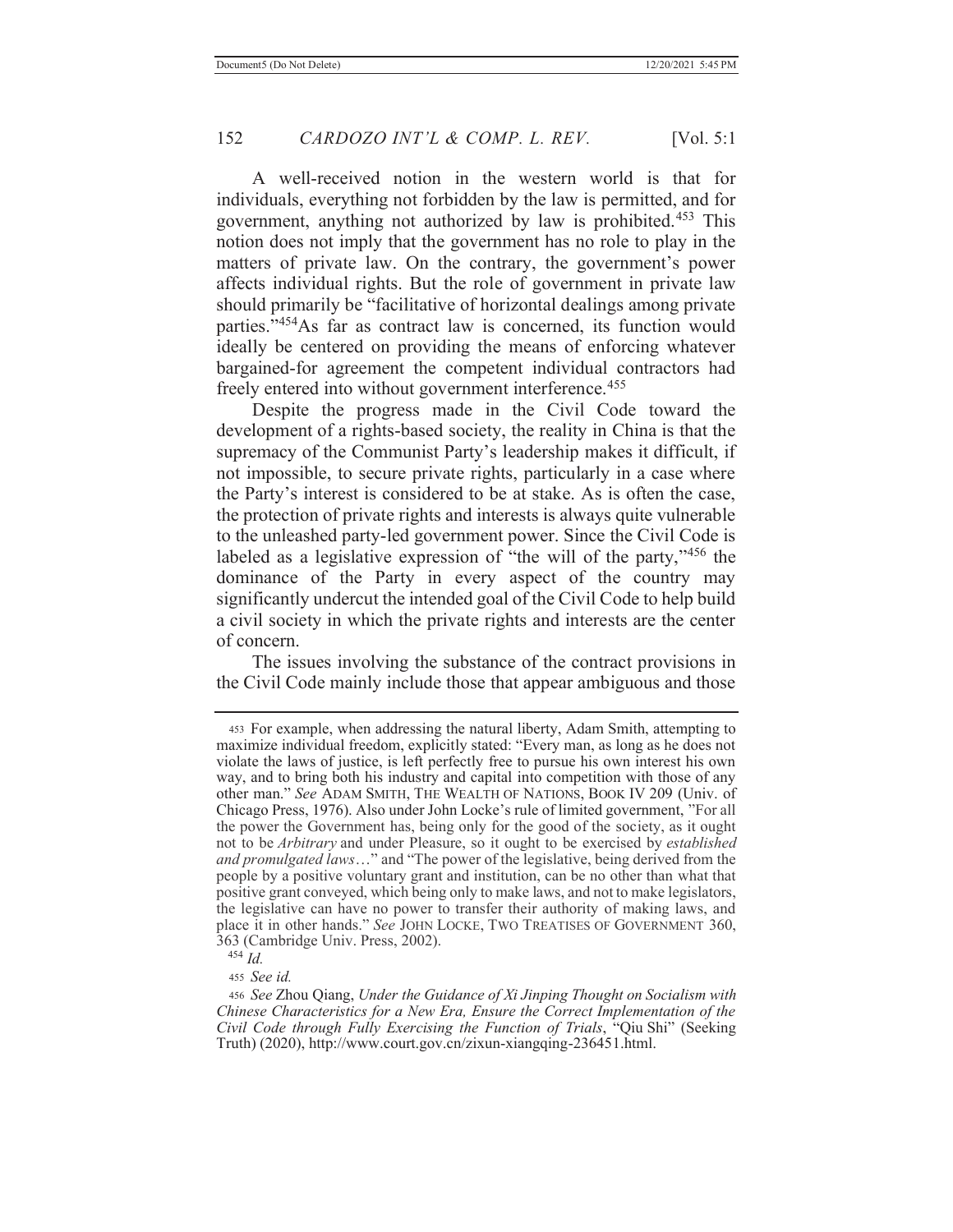A well-received notion in the western world is that for individuals, everything not forbidden by the law is permitted, and for government, anything not authorized by law is prohibited.[453] This notion does not imply that the government has no role to play in the matters of private law. On the contrary, the government's power affects individual rights. But the role of government in private law should primarily be "facilitative of horizontal dealings among private parties."[454] As far as contract law is concerned, its function would ideally be centered on providing the means of enforcing whatever bargained-for agreement the competent individual contractors had freely entered into without government interference.[455]

Despite the progress made in the Civil Code toward the development of a rights-based society, the reality in China is that the supremacy of the Communist Party's leadership makes it difficult, if not impossible, to secure private rights, particularly in a case where the Party's interest is considered to be at stake. As is often the case, the protection of private rights and interests is always quite vulnerable to the unleashed party-led government power. Since the Civil Code is labeled as a legislative expression of "the will of the party,"[456] the dominance of the Party in every aspect of the country may significantly undercut the intended goal of the Civil Code to help build a civil society in which the private rights and interests are the center of concern.

The issues involving the substance of the contract provisions in the Civil Code mainly include those that appear ambiguous and those

---

453 For example, when addressing the natural liberty, Adam Smith, attempting to maximize individual freedom, explicitly stated: "Every man, as long as he does not violate the laws of justice, is left perfectly free to pursue his own interest his own way, and to bring both his industry and capital into competition with those of any other man." *See* ADAM SMITH, THE WEALTH OF NATIONS, BOOK IV 209 (Univ. of Chicago Press, 1976). Also under John Locke's rule of limited government, "For all the power the Government has, being only for the good of the society, as it ought not to be *Arbitrary* and under Pleasure, so it ought to be exercised by *established and promulgated laws*…" and "The power of the legislative, being derived from the people by a positive voluntary grant and institution, can be no other than what that positive grant conveyed, which being only to make laws, and not to make legislators, the legislative can have no power to transfer their authority of making laws, and place it in other hands." *See* JOHN LOCKE, TWO TREATISES OF GOVERNMENT 360, 363 (Cambridge Univ. Press, 2002).

454 *Id.*

455 *See id.*

456 *See* Zhou Qiang, *Under the Guidance of Xi Jinping Thought on Socialism with Chinese Characteristics for a New Era, Ensure the Correct Implementation of the Civil Code through Fully Exercising the Function of Trials*, "Qiu Shi" (Seeking Truth) (2020), http://www.court.gov.cn/zixun-xiangqing-236451.html.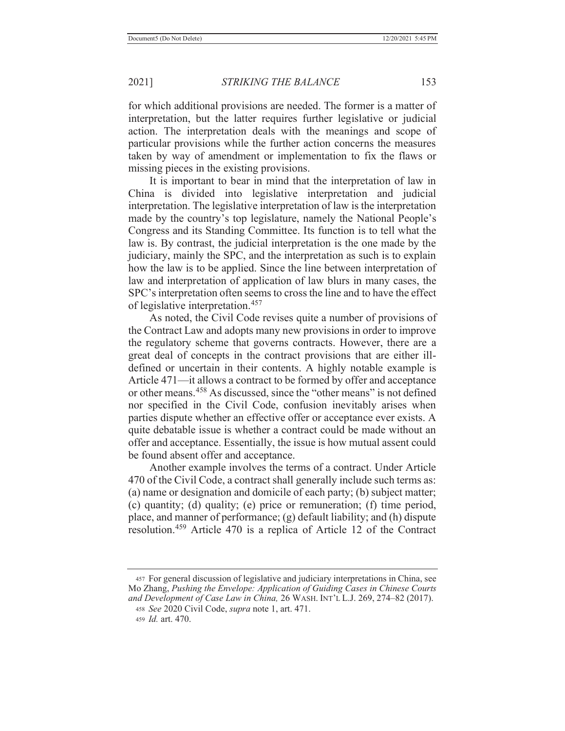for which additional provisions are needed. The former is a matter of interpretation, but the latter requires further legislative or judicial action. The interpretation deals with the meanings and scope of particular provisions while the further action concerns the measures taken by way of amendment or implementation to fix the flaws or missing pieces in the existing provisions.

It is important to bear in mind that the interpretation of law in China is divided into legislative interpretation and judicial interpretation. The legislative interpretation of law is the interpretation made by the country's top legislature, namely the National People's Congress and its Standing Committee. Its function is to tell what the law is. By contrast, the judicial interpretation is the one made by the judiciary, mainly the SPC, and the interpretation as such is to explain how the law is to be applied. Since the line between interpretation of law and interpretation of application of law blurs in many cases, the SPC's interpretation often seems to cross the line and to have the effect of legislative interpretation.[457]

As noted, the Civil Code revises quite a number of provisions of the Contract Law and adopts many new provisions in order to improve the regulatory scheme that governs contracts. However, there are a great deal of concepts in the contract provisions that are either ill-defined or uncertain in their contents. A highly notable example is Article 471—it allows a contract to be formed by offer and acceptance or other means.[458] As discussed, since the "other means" is not defined nor specified in the Civil Code, confusion inevitably arises when parties dispute whether an effective offer or acceptance ever exists. A quite debatable issue is whether a contract could be made without an offer and acceptance. Essentially, the issue is how mutual assent could be found absent offer and acceptance.

Another example involves the terms of a contract. Under Article 470 of the Civil Code, a contract shall generally include such terms as: (a) name or designation and domicile of each party; (b) subject matter; (c) quantity; (d) quality; (e) price or remuneration; (f) time period, place, and manner of performance; (g) default liability; and (h) dispute resolution.[459] Article 470 is a replica of Article 12 of the Contract

---

457 For general discussion of legislative and judiciary interpretations in China, see Mo Zhang, *Pushing the Envelope: Application of Guiding Cases in Chinese Courts and Development of Case Law in China,* 26 WASH. INT'L L.J. 269, 274–82 (2017).

458 *See* 2020 Civil Code, *supra* note 1, art. 471.

459 *Id.* art. 470.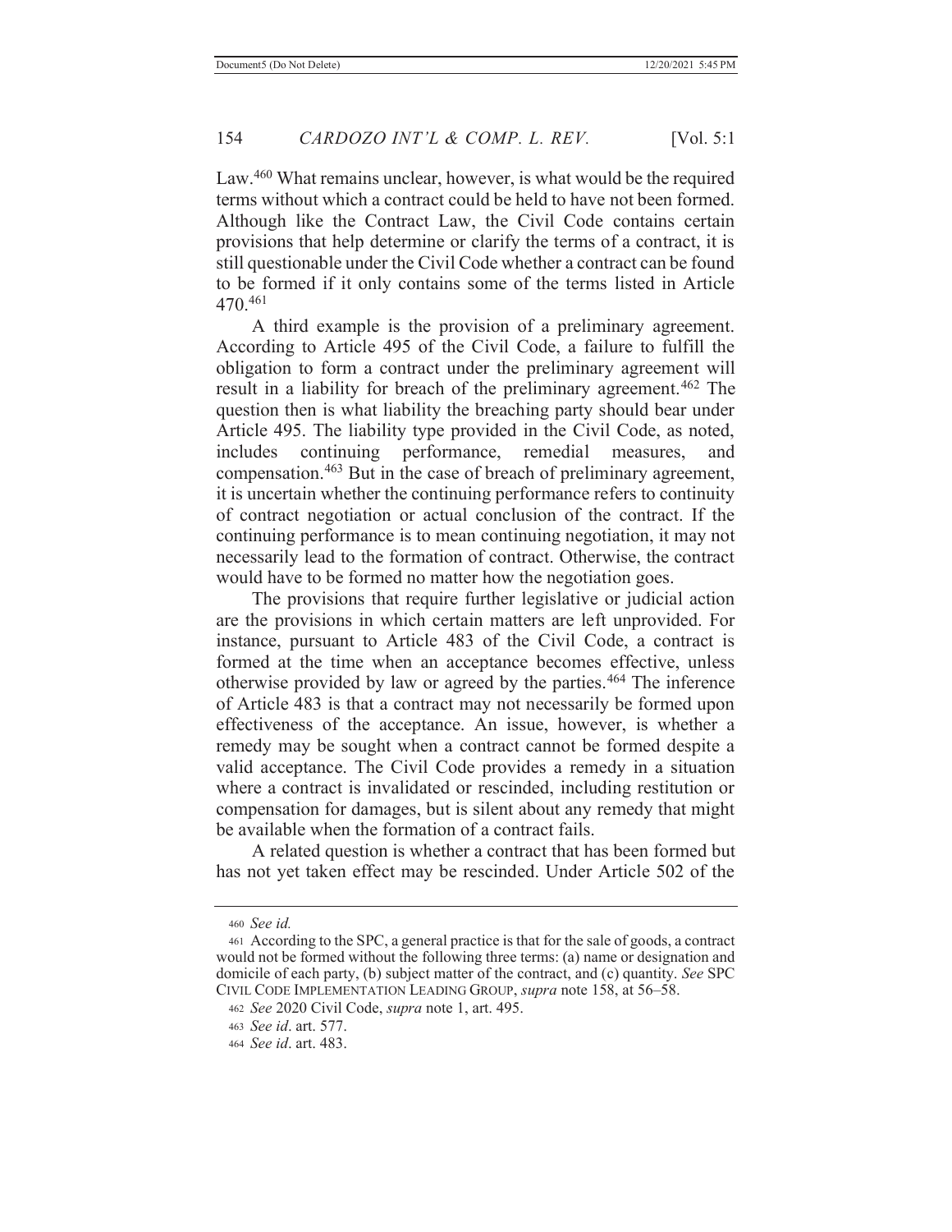Law.[460] What remains unclear, however, is what would be the required terms without which a contract could be held to have not been formed. Although like the Contract Law, the Civil Code contains certain provisions that help determine or clarify the terms of a contract, it is still questionable under the Civil Code whether a contract can be found to be formed if it only contains some of the terms listed in Article 470.[461]

A third example is the provision of a preliminary agreement. According to Article 495 of the Civil Code, a failure to fulfill the obligation to form a contract under the preliminary agreement will result in a liability for breach of the preliminary agreement.[462] The question then is what liability the breaching party should bear under Article 495. The liability type provided in the Civil Code, as noted, includes continuing performance, remedial measures, and compensation.[463] But in the case of breach of preliminary agreement, it is uncertain whether the continuing performance refers to continuity of contract negotiation or actual conclusion of the contract. If the continuing performance is to mean continuing negotiation, it may not necessarily lead to the formation of contract. Otherwise, the contract would have to be formed no matter how the negotiation goes.

The provisions that require further legislative or judicial action are the provisions in which certain matters are left unprovided. For instance, pursuant to Article 483 of the Civil Code, a contract is formed at the time when an acceptance becomes effective, unless otherwise provided by law or agreed by the parties.[464] The inference of Article 483 is that a contract may not necessarily be formed upon effectiveness of the acceptance. An issue, however, is whether a remedy may be sought when a contract cannot be formed despite a valid acceptance. The Civil Code provides a remedy in a situation where a contract is invalidated or rescinded, including restitution or compensation for damages, but is silent about any remedy that might be available when the formation of a contract fails.

A related question is whether a contract that has been formed but has not yet taken effect may be rescinded. Under Article 502 of the

---

[460] *See id.*

[461] According to the SPC, a general practice is that for the sale of goods, a contract would not be formed without the following three terms: (a) name or designation and domicile of each party, (b) subject matter of the contract, and (c) quantity. *See* SPC CIVIL CODE IMPLEMENTATION LEADING GROUP, *supra* note 158, at 56–58.

[462] *See* 2020 Civil Code, *supra* note 1, art. 495.

[463] *See id*. art. 577.

[464] *See id*. art. 483.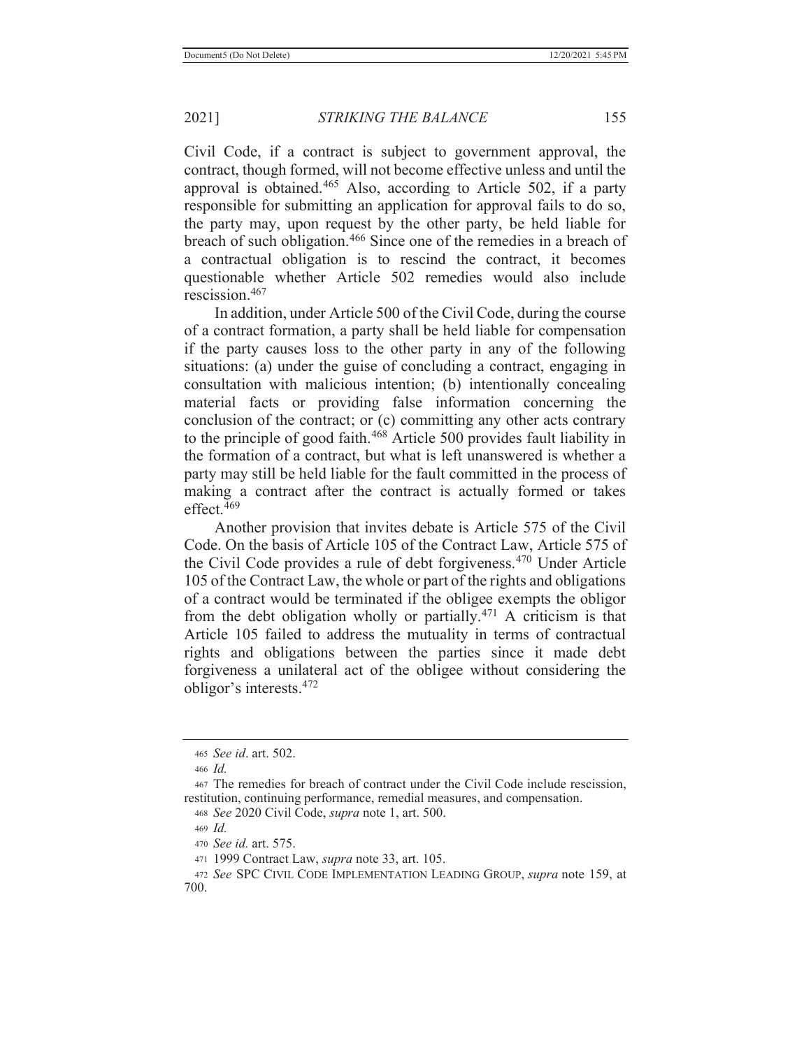Civil Code, if a contract is subject to government approval, the contract, though formed, will not become effective unless and until the approval is obtained.[465] Also, according to Article 502, if a party responsible for submitting an application for approval fails to do so, the party may, upon request by the other party, be held liable for breach of such obligation.[466] Since one of the remedies in a breach of a contractual obligation is to rescind the contract, it becomes questionable whether Article 502 remedies would also include rescission.[467]

In addition, under Article 500 of the Civil Code, during the course of a contract formation, a party shall be held liable for compensation if the party causes loss to the other party in any of the following situations: (a) under the guise of concluding a contract, engaging in consultation with malicious intention; (b) intentionally concealing material facts or providing false information concerning the conclusion of the contract; or (c) committing any other acts contrary to the principle of good faith.[468] Article 500 provides fault liability in the formation of a contract, but what is left unanswered is whether a party may still be held liable for the fault committed in the process of making a contract after the contract is actually formed or takes effect.[469]

Another provision that invites debate is Article 575 of the Civil Code. On the basis of Article 105 of the Contract Law, Article 575 of the Civil Code provides a rule of debt forgiveness.[470] Under Article 105 of the Contract Law, the whole or part of the rights and obligations of a contract would be terminated if the obligee exempts the obligor from the debt obligation wholly or partially.[471] A criticism is that Article 105 failed to address the mutuality in terms of contractual rights and obligations between the parties since it made debt forgiveness a unilateral act of the obligee without considering the obligor's interests.[472]

---

465 *See id*. art. 502.

466 *Id.*

467 The remedies for breach of contract under the Civil Code include rescission, restitution, continuing performance, remedial measures, and compensation.

468 *See* 2020 Civil Code, *supra* note 1, art. 500.

469 *Id.*

470 *See id.* art. 575.

471 1999 Contract Law, *supra* note 33, art. 105.

472 *See* SPC CIVIL CODE IMPLEMENTATION LEADING GROUP, *supra* note 159, at 700.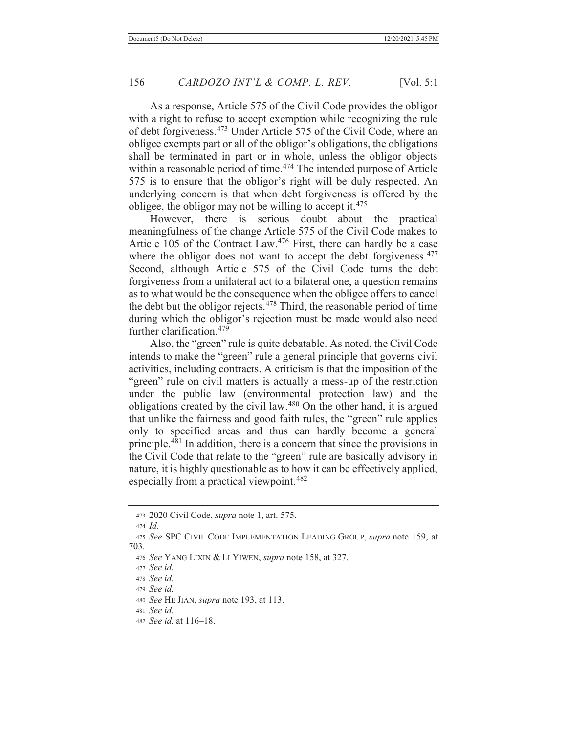As a response, Article 575 of the Civil Code provides the obligor with a right to refuse to accept exemption while recognizing the rule of debt forgiveness.[473] Under Article 575 of the Civil Code, where an obligee exempts part or all of the obligor's obligations, the obligations shall be terminated in part or in whole, unless the obligor objects within a reasonable period of time.[474] The intended purpose of Article 575 is to ensure that the obligor's right will be duly respected. An underlying concern is that when debt forgiveness is offered by the obligee, the obligor may not be willing to accept it.[475]

However, there is serious doubt about the practical meaningfulness of the change Article 575 of the Civil Code makes to Article 105 of the Contract Law.[476] First, there can hardly be a case where the obligor does not want to accept the debt forgiveness.[477] Second, although Article 575 of the Civil Code turns the debt forgiveness from a unilateral act to a bilateral one, a question remains as to what would be the consequence when the obligee offers to cancel the debt but the obligor rejects.[478] Third, the reasonable period of time during which the obligor's rejection must be made would also need further clarification.[479]

Also, the "green" rule is quite debatable. As noted, the Civil Code intends to make the "green" rule a general principle that governs civil activities, including contracts. A criticism is that the imposition of the "green" rule on civil matters is actually a mess-up of the restriction under the public law (environmental protection law) and the obligations created by the civil law.[480] On the other hand, it is argued that unlike the fairness and good faith rules, the "green" rule applies only to specified areas and thus can hardly become a general principle.[481] In addition, there is a concern that since the provisions in the Civil Code that relate to the "green" rule are basically advisory in nature, it is highly questionable as to how it can be effectively applied, especially from a practical viewpoint.[482]

---

473 2020 Civil Code, *supra* note 1, art. 575.

474 *Id.*

475 *See* SPC CIVIL CODE IMPLEMENTATION LEADING GROUP, *supra* note 159, at 703.

476 *See* YANG LIXIN & LI YIWEN, *supra* note 158, at 327.

477 *See id.*

478 *See id.*

479 *See id.*

480 *See* HE JIAN, *supra* note 193, at 113.

481 *See id.*

482 *See id.* at 116–18.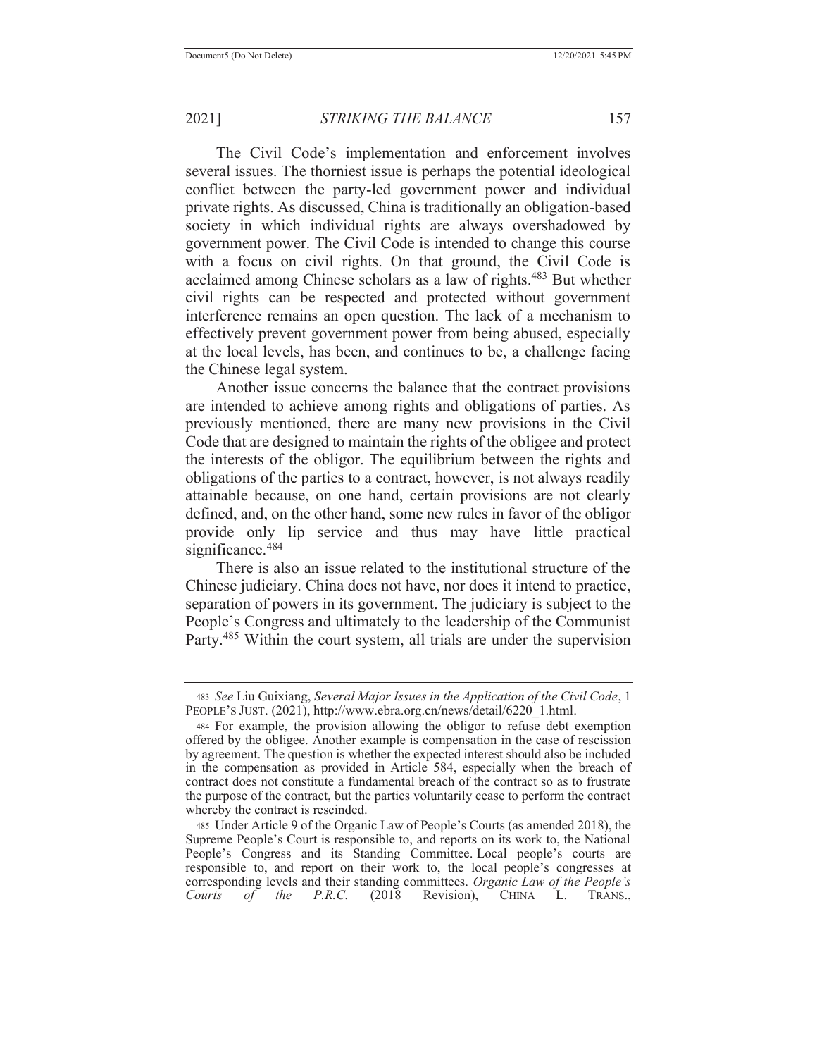The Civil Code's implementation and enforcement involves several issues. The thorniest issue is perhaps the potential ideological conflict between the party-led government power and individual private rights. As discussed, China is traditionally an obligation-based society in which individual rights are always overshadowed by government power. The Civil Code is intended to change this course with a focus on civil rights. On that ground, the Civil Code is acclaimed among Chinese scholars as a law of rights.[483] But whether civil rights can be respected and protected without government interference remains an open question. The lack of a mechanism to effectively prevent government power from being abused, especially at the local levels, has been, and continues to be, a challenge facing the Chinese legal system.

Another issue concerns the balance that the contract provisions are intended to achieve among rights and obligations of parties. As previously mentioned, there are many new provisions in the Civil Code that are designed to maintain the rights of the obligee and protect the interests of the obligor. The equilibrium between the rights and obligations of the parties to a contract, however, is not always readily attainable because, on one hand, certain provisions are not clearly defined, and, on the other hand, some new rules in favor of the obligor provide only lip service and thus may have little practical significance.[484]

There is also an issue related to the institutional structure of the Chinese judiciary. China does not have, nor does it intend to practice, separation of powers in its government. The judiciary is subject to the People's Congress and ultimately to the leadership of the Communist Party.[485] Within the court system, all trials are under the supervision

---

[483] *See* Liu Guixiang, *Several Major Issues in the Application of the Civil Code*, 1 PEOPLE'S JUST. (2021), http://www.ebra.org.cn/news/detail/6220_1.html.

[484] For example, the provision allowing the obligor to refuse debt exemption offered by the obligee. Another example is compensation in the case of rescission by agreement. The question is whether the expected interest should also be included in the compensation as provided in Article 584, especially when the breach of contract does not constitute a fundamental breach of the contract so as to frustrate the purpose of the contract, but the parties voluntarily cease to perform the contract whereby the contract is rescinded.

[485] Under Article 9 of the Organic Law of People's Courts (as amended 2018), the Supreme People's Court is responsible to, and reports on its work to, the National People's Congress and its Standing Committee. Local people's courts are responsible to, and report on their work to, the local people's congresses at corresponding levels and their standing committees. *Organic Law of the People's Courts of the P.R.C.* (2018 Revision), CHINA L. TRANS.,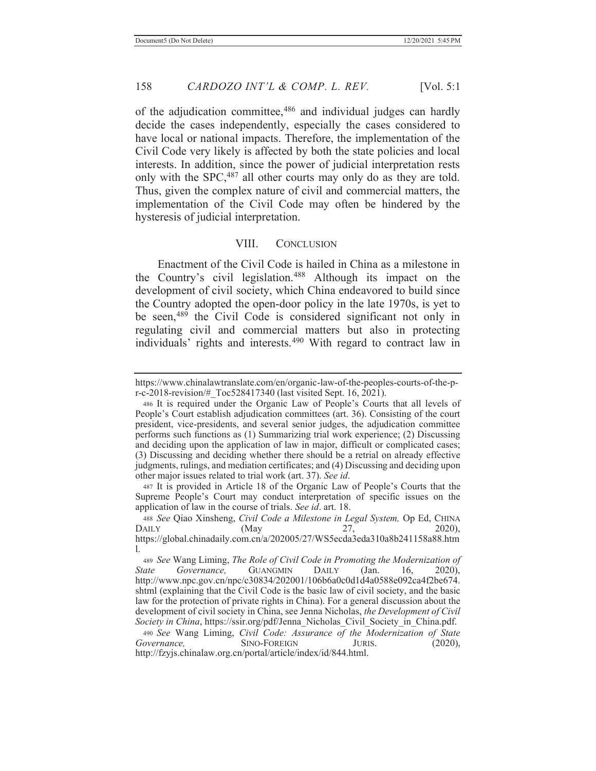of the adjudication committee,[486] and individual judges can hardly decide the cases independently, especially the cases considered to have local or national impacts. Therefore, the implementation of the Civil Code very likely is affected by both the state policies and local interests. In addition, since the power of judicial interpretation rests only with the SPC,[487] all other courts may only do as they are told. Thus, given the complex nature of civil and commercial matters, the implementation of the Civil Code may often be hindered by the hysteresis of judicial interpretation.

## VIII. Conclusion

Enactment of the Civil Code is hailed in China as a milestone in the Country's civil legislation.[488] Although its impact on the development of civil society, which China endeavored to build since the Country adopted the open-door policy in the late 1970s, is yet to be seen,[489] the Civil Code is considered significant not only in regulating civil and commercial matters but also in protecting individuals' rights and interests.[490] With regard to contract law in

---

https://www.chinalawtranslate.com/en/organic-law-of-the-peoples-courts-of-the-p-r-c-2018-revision/#_Toc528417340 (last visited Sept. 16, 2021).

486 It is required under the Organic Law of People's Courts that all levels of People's Court establish adjudication committees (art. 36). Consisting of the court president, vice-presidents, and several senior judges, the adjudication committee performs such functions as (1) Summarizing trial work experience; (2) Discussing and deciding upon the application of law in major, difficult or complicated cases; (3) Discussing and deciding whether there should be a retrial on already effective judgments, rulings, and mediation certificates; and (4) Discussing and deciding upon other major issues related to trial work (art. 37). *See id*.

487 It is provided in Article 18 of the Organic Law of People's Courts that the Supreme People's Court may conduct interpretation of specific issues on the application of law in the course of trials. *See id*. art. 18.

488 *See* Qiao Xinsheng, *Civil Code a Milestone in Legal System,* Op Ed, CHINA DAILY (May 27, 2020), https://global.chinadaily.com.cn/a/202005/27/WS5ecda3eda310a8b241158a88.html.

489 *See* Wang Liming, *The Role of Civil Code in Promoting the Modernization of State Governance,* GUANGMIN DAILY (Jan. 16, 2020), http://www.npc.gov.cn/npc/c30834/202001/106b6a0c0d1d4a0588e092ca4f2be674.shtml (explaining that the Civil Code is the basic law of civil society, and the basic law for the protection of private rights in China). For a general discussion about the development of civil society in China, see Jenna Nicholas, *the Development of Civil Society in China*, https://ssir.org/pdf/Jenna_Nicholas_Civil_Society_in_China.pdf.

490 *See* Wang Liming, *Civil Code: Assurance of the Modernization of State Governance,* SINO-FOREIGN JURIS. (2020), http://fzyjs.chinalaw.org.cn/portal/article/index/id/844.html.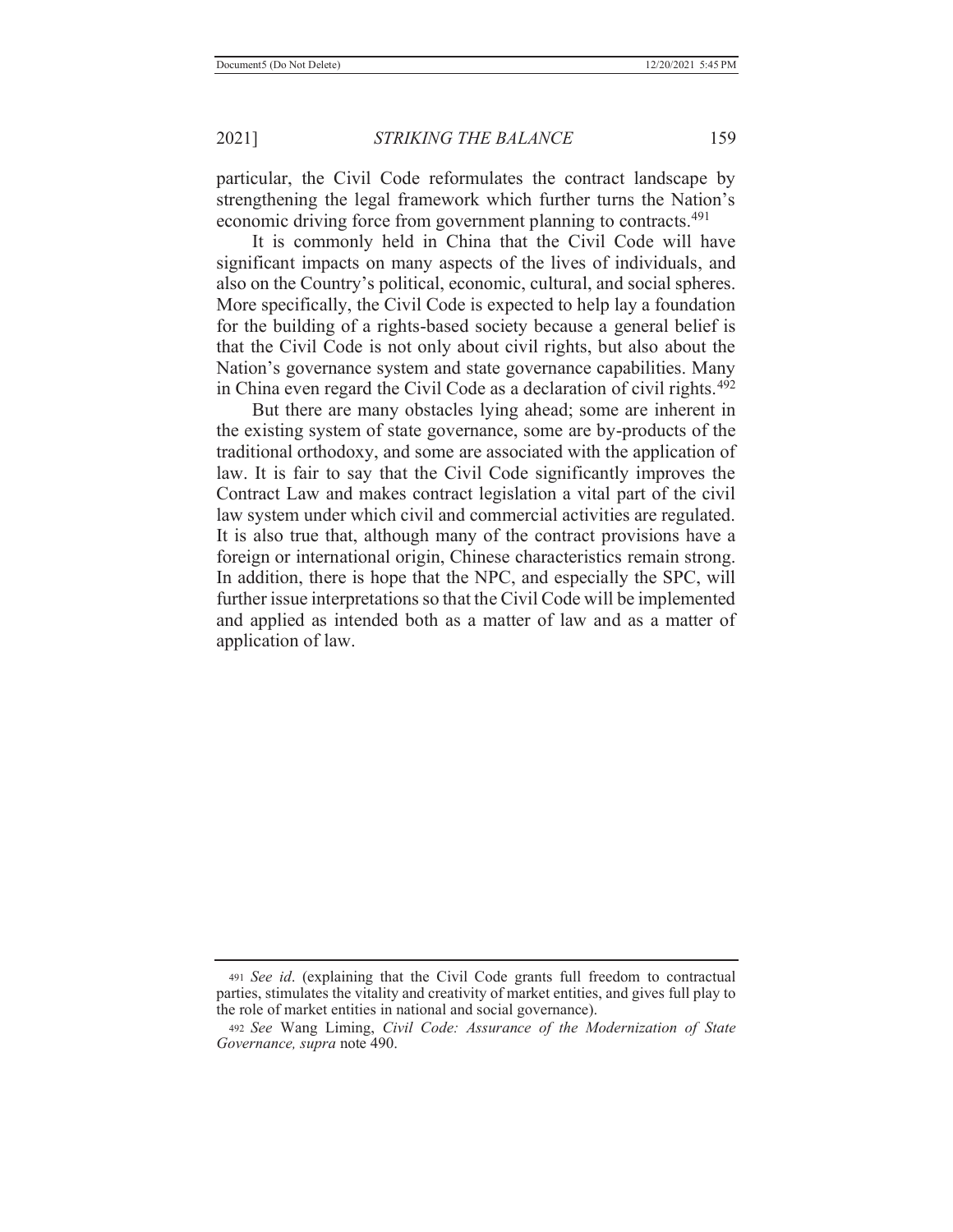particular, the Civil Code reformulates the contract landscape by strengthening the legal framework which further turns the Nation's economic driving force from government planning to contracts.[491]

It is commonly held in China that the Civil Code will have significant impacts on many aspects of the lives of individuals, and also on the Country's political, economic, cultural, and social spheres. More specifically, the Civil Code is expected to help lay a foundation for the building of a rights-based society because a general belief is that the Civil Code is not only about civil rights, but also about the Nation's governance system and state governance capabilities. Many in China even regard the Civil Code as a declaration of civil rights.[492]

But there are many obstacles lying ahead; some are inherent in the existing system of state governance, some are by-products of the traditional orthodoxy, and some are associated with the application of law. It is fair to say that the Civil Code significantly improves the Contract Law and makes contract legislation a vital part of the civil law system under which civil and commercial activities are regulated. It is also true that, although many of the contract provisions have a foreign or international origin, Chinese characteristics remain strong. In addition, there is hope that the NPC, and especially the SPC, will further issue interpretations so that the Civil Code will be implemented and applied as intended both as a matter of law and as a matter of application of law.

---

491 *See id*. (explaining that the Civil Code grants full freedom to contractual parties, stimulates the vitality and creativity of market entities, and gives full play to the role of market entities in national and social governance).

492 *See* Wang Liming, *Civil Code: Assurance of the Modernization of State Governance, supra* note 490.